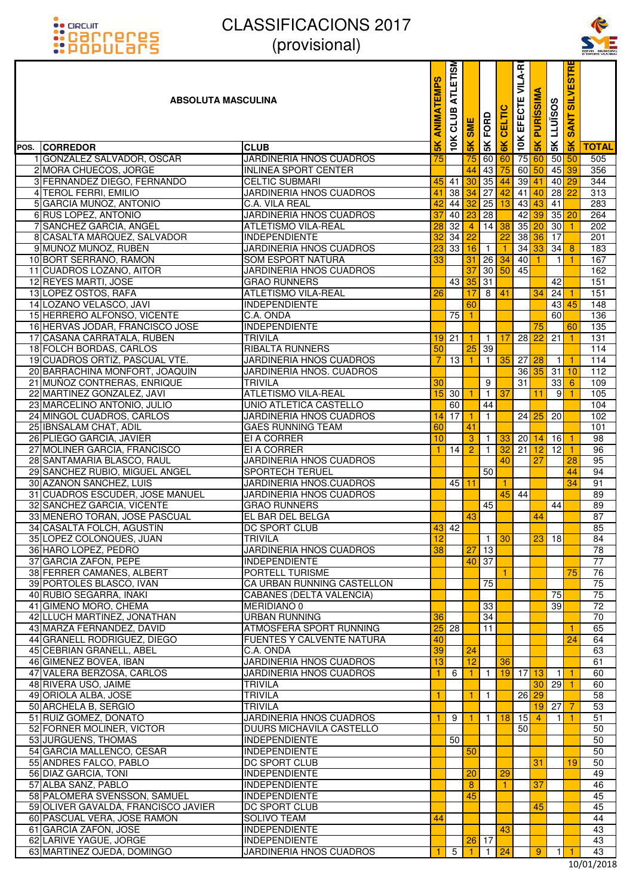# CLASSIFICACIONS 2017
## (provisional)

| POS. | CORREDOR | CLUB | 5K ANIMATEMPS | 10K CLUB ATLETISM | 5K SME | 5K FORD | 6K CELTIC | 10K EFECTE VILA-R | 5K PURÍSSIMA | 5K LLUÏSOS | 5K SANT SILVESTRE | TOTAL |
|---|---|---|---|---|---|---|---|---|---|---|---|---|
| 1 | GONZALEZ SALVADOR, OSCAR | JARDINERIA HNOS CUADROS | 75 | | 75 | 60 | 60 | 75 | 60 | 50 | 50 | 505 |
| 2 | MORA CHUECOS, JORGE | INLINEA SPORT CENTER | | | 44 | 43 | 75 | 60 | 50 | 45 | 39 | 356 |
| 3 | FERNANDEZ DIEGO, FERNANDO | CELTIC SUBMARI | 45 | 41 | 30 | 35 | 44 | 39 | 41 | 40 | 29 | 344 |
| 4 | TEROL FERRI, EMILIO | JARDINERIA HNOS CUADROS | 41 | 38 | 34 | 27 | 42 | 41 | 40 | 28 | 22 | 313 |
| 5 | GARCIA MUÑOZ, ANTONIO | C.A. VILA REAL | 42 | 44 | 32 | 25 | 13 | 43 | 43 | 41 | | 283 |
| 6 | RUS LOPEZ, ANTONIO | JARDINERIA HNOS CUADROS | 37 | 40 | 23 | 28 | | 42 | 39 | 35 | 20 | 264 |
| 7 | SANCHEZ GARCIA, ANGEL | ATLETISMO VILA-REAL | 28 | 32 | 4 | 14 | 38 | 35 | 20 | 30 | 1 | 202 |
| 8 | CASALTA MÁRQUEZ, SALVADOR | INDEPENDIENTE | 32 | 34 | 22 | | 22 | 38 | 36 | 17 | | 201 |
| 9 | MUÑOZ MUÑOZ, RUBÉN | JARDINERIA HNOS CUADROS | 23 | 33 | 16 | 1 | 1 | 34 | 33 | 34 | 8 | 183 |
| 10 | BORT SERRANO, RAMON | SOM ESPORT NATURA | 33 | | 31 | 26 | 34 | 40 | 1 | 1 | 1 | 167 |
| 11 | CUADROS LOZANO, AITOR | JARDINERIA HNOS CUADROS | | | 37 | 30 | 50 | 45 | | | | 162 |
| 12 | REYES MARTI, JOSE | GRAO RUNNERS | | 43 | 35 | 31 | | | | 42 | | 151 |
| 13 | LOPEZ OSTOS, RAFA | ATLETISMO VILA-REAL | 26 | | 17 | 8 | 41 | | 34 | 24 | 1 | 151 |
| 14 | LOZANO VELASCO, JAVI | INDEPENDIENTE | | | 60 | | | | | 43 | 45 | 148 |
| 15 | HERRERO ALFONSO, VICENTE | C.A. ONDA | | 75 | 1 | | | | | 60 | | 136 |
| 16 | HERVAS JODAR, FRANCISCO JOSE | INDEPENDIENTE | | | | | | | 75 | | 60 | 135 |
| 17 | CASAÑA CARRATALA, RUBEN | TRIVILA | 19 | 21 | 1 | 1 | 17 | 28 | 22 | 21 | 1 | 131 |
| 18 | FOLCH BORDAS, CARLOS | RIBALTA RUNNERS | 50 | | 25 | 39 | | | | | | 114 |
| 19 | CUADROS ORTIZ, PASCUAL VTE. | JARDINERIA HNOS CUADROS | 7 | 13 | 1 | 1 | 35 | 27 | 28 | 1 | 1 | 114 |
| 20 | BARRACHINA MONFORT, JOAQUÍN | JARDINERIA HNOS. CUADROS | | | | | | 36 | 35 | 31 | 10 | 112 |
| 21 | MUÑOZ CONTRERAS, ENRIQUE | TRIVILA | 30 | | | 9 | | 31 | | 33 | 6 | 109 |
| 22 | MARTINEZ GONZALEZ, JAVI | ATLETISMO VILA-REAL | 15 | 30 | 1 | 1 | 37 | | 11 | 9 | 1 | 105 |
| 23 | MARCELINO ANTONIO, JULIO | UNIO ATLETICA CASTELLO | | 60 | | 44 | | | | | | 104 |
| 24 | MINGOL CUADROS, CARLOS | JARDINERIA HNOS CUADROS | 14 | 17 | 1 | 1 | | 24 | 25 | 20 | | 102 |
| 25 | IBNSALAM CHAT, ADIL | GAES RUNNING TEAM | 60 | | 41 | | | | | | | 101 |
| 26 | PLIEGO GARCIA, JAVIER | EI A CORRER | 10 | | 3 | 1 | 33 | 20 | 14 | 16 | 1 | 98 |
| 27 | MOLINER GARCIA, FRANCISCO | EI A CORRER | 1 | 14 | 2 | 1 | 32 | 21 | 12 | 12 | 1 | 96 |
| 28 | SANTAMARIA BLASCO, RAUL | JARDINERIA HNOS CUADROS | | | | | 40 | | 27 | | 28 | 95 |
| 29 | SANCHEZ RUBIO, MIGUEL ANGEL | SPORTECH TERUEL | | | | 50 | | | | | 44 | 94 |
| 30 | AZAÑON SANCHEZ, LUIS | JARDINERIA HNOS.CUADROS | | 45 | 11 | | 1 | | | | 34 | 91 |
| 31 | CUADROS ESCUDER, JOSE MANUEL | JARDINERIA HNOS CUADROS | | | | | 45 | 44 | | | | 89 |
| 32 | SANCHEZ GARCIA, VICENTE | GRAO RUNNERS | | | | 45 | | | | 44 | | 89 |
| 33 | MENERO TORAN, JOSE PASCUAL | EL BAR DEL BELGA | | | 43 | | | | 44 | | | 87 |
| 34 | CASALTA FOLCH, AGUSTÍN | DC SPORT CLUB | 43 | 42 | | | | | | | | 85 |
| 35 | LOPEZ COLONQUES, JUAN | TRIVILA | 12 | | | 1 | 30 | | 23 | 18 | | 84 |
| 36 | HARO LOPEZ, PEDRO | JARDINERIA HNOS CUADROS | 38 | | 27 | 13 | | | | | | 78 |
| 37 | GARCIA ZAFON, PEPE | INDEPENDIENTE | | | 40 | 37 | | | | | | 77 |
| 38 | FERRER CAMAÑES, ALBERT | PORTELL TURISME | | | | | 1 | | | | 75 | 76 |
| 39 | PORTOLES BLASCO, IVAN | CA URBAN RUNNING CASTELLON | | | | 75 | | | | | | 75 |
| 40 | RUBIO SEGARRA, IÑAKI | CABANES (DELTA VALENCIA) | | | | | | | | 75 | | 75 |
| 41 | GIMENO MORO, CHEMA | MERIDIANO 0 | | | | 33 | | | | 39 | | 72 |
| 42 | LLUCH MARTINEZ, JONATHAN | URBAN RUNNING | 36 | | | 34 | | | | | | 70 |
| 43 | MARZA FERNANDEZ, DAVID | ATMÓSFERA SPORT RUNNING | 25 | 28 | | 11 | | | | | 1 | 65 |
| 44 | GRANELL RODRIGUEZ, DIEGO | FUENTES Y CALVENTE NATURA | 40 | | | | | | | | 24 | 64 |
| 45 | CEBRIAN GRANELL, ABEL | C.A. ONDA | 39 | | 24 | | | | | | | 63 |
| 46 | GIMENEZ BOVEA, IBAN | JARDINERIA HNOS CUADROS | 13 | | 12 | | 36 | | | | | 61 |
| 47 | VALERA BERZOSA, CARLOS | JARDINERIA HNOS CUADROS | 1 | 6 | 1 | 1 | 19 | 17 | 13 | 1 | 1 | 60 |
| 48 | RIVERA USÓ, JAIME | TRIVILA | | | | | | | 30 | 29 | 1 | 60 |
| 49 | ORIOLA ALBA, JOSE | TRIVILA | 1 | | 1 | 1 | | 26 | 29 | | | 58 |
| 50 | ARCHELA B, SERGIO | TRIVILA | | | | | | | 19 | 27 | 7 | 53 |
| 51 | RUIZ GOMEZ, DONATO | JARDINERIA HNOS CUADROS | 1 | 9 | 1 | 1 | 18 | 15 | 4 | 1 | 1 | 51 |
| 52 | FORNER MOLINER, VICTOR | DUURS MICHAVILA CASTELLÓ | | | | | | 50 | | | | 50 |
| 53 | JURGUENS, THOMAS | INDEPENDIENTE | | 50 | | | | | | | | 50 |
| 54 | GARCIA MALLENCO, CESAR | INDEPENDIENTE | | | 50 | | | | | | | 50 |
| 55 | ANDRES FALCO, PABLO | DC SPORT CLUB | | | | | | | 31 | | 19 | 50 |
| 56 | DIAZ GARCIA, TONI | INDEPENDIENTE | | | 20 | | 29 | | | | | 49 |
| 57 | ALBA SANZ, PABLO | INDEPENDIENTE | | | 8 | | 1 | | 37 | | | 46 |
| 58 | PALOMERA SVENSSON, SAMUEL | INDEPENDIENTE | | | 45 | | | | | | | 45 |
| 59 | OLIVER GAVALDA, FRANCISCO JAVIER | DC SPORT CLUB | | | | | | | 45 | | | 45 |
| 60 | PASCUAL VERA, JOSE RAMON | SOLIVO TEAM | 44 | | | | | | | | | 44 |
| 61 | GARCÍA ZAFÓN, JOSE | INDEPENDIENTE | | | | | 43 | | | | | 43 |
| 62 | LARIVE YAGÜE, JORGE | INDEPENDIENTE | | | 26 | 17 | | | | | | 43 |
| 63 | MARTINEZ OJEDA, DOMINGO | JARDINERIA HNOS CUADROS | 1 | 5 | 1 | 1 | 24 | | 9 | 1 | 1 | 43 |

10/01/2018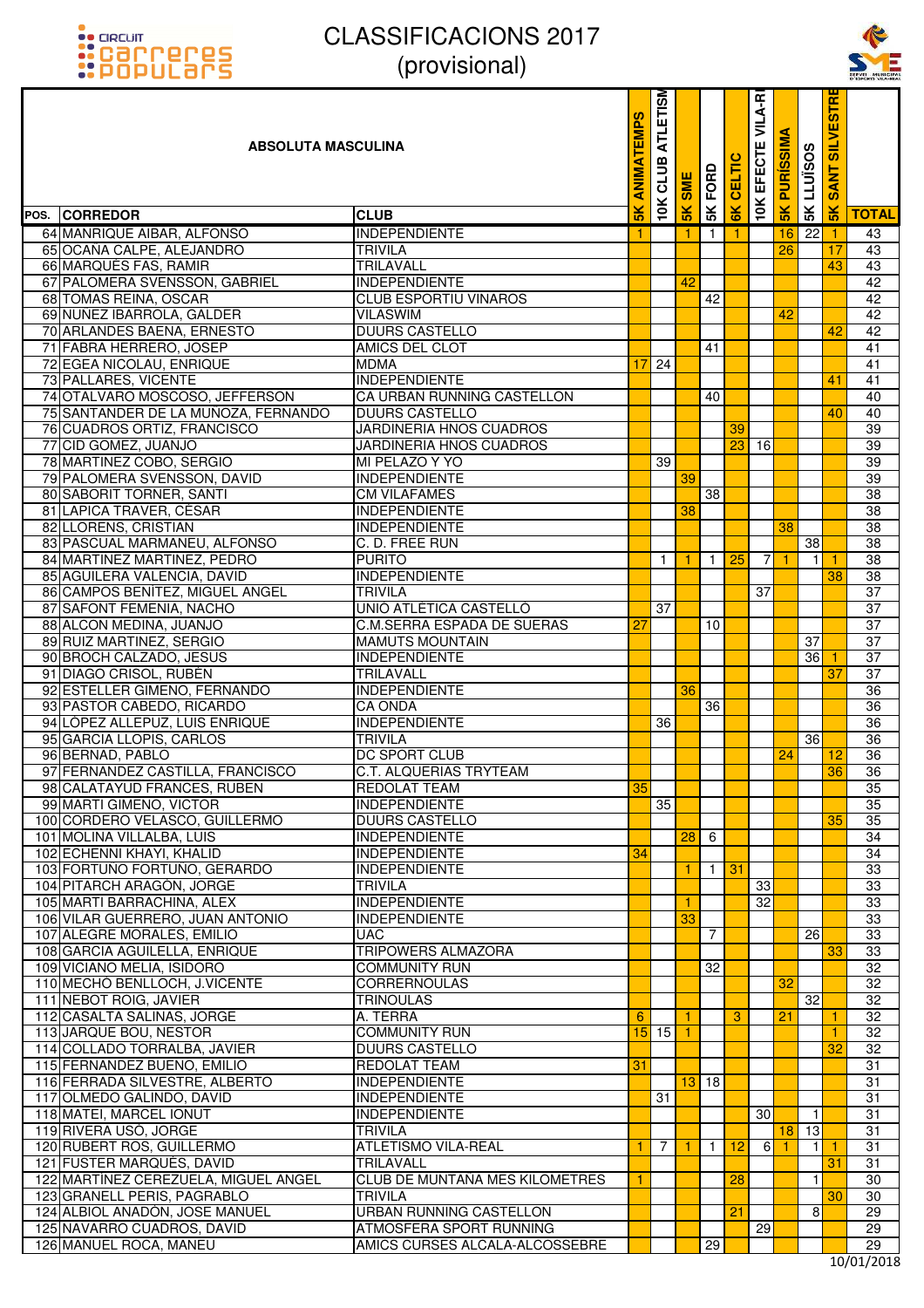# CLASSIFICACIONS 2017
## (provisional)

| POS. | CORREDOR | CLUB | 5K ANIMATEMPS | 10K CLUB ATLETISM | 5K SME | 5K FORD | 6K CELTIC | 10K EFECTE VILA-R | 5K PURÍSSIMA | 5K LLUÏSOS | 5K SANT SILVESTRE | TOTAL |
|---|---|---|---|---|---|---|---|---|---|---|---|---|
| **ABSOLUTA MASCULINA** | | | | | | | | | | | | |
| 64 | MANRIQUE AIBAR, ALFONSO | INDEPENDIENTE | 1 | | 1 | 1 | 1 | | 16 | 22 | 1 | 43 |
| 65 | OCAÑA CALPE, ALEJANDRO | TRIVILA | | | | | | | 26 | | 17 | 43 |
| 66 | MARQUÉS FAS, RAMIR | TRILAVALL | | | | | | | | | 43 | 43 |
| 67 | PALOMERA SVENSSON, GABRIEL | INDEPENDIENTE | | | 42 | | | | | | | 42 |
| 68 | TOMAS REINA, OSCAR | CLUB ESPORTIU VINAROS | | | | 42 | | | | | | 42 |
| 69 | NUÑEZ IBARROLA, GALDER | VILASWIM | | | | | | | 42 | | | 42 |
| 70 | ARLANDES BAENA, ERNESTO | DUURS CASTELLO | | | | | | | | | 42 | 42 |
| 71 | FABRA HERRERO, JOSEP | AMICS DEL CLOT | | | | 41 | | | | | | 41 |
| 72 | EGEA NICOLAU, ENRIQUE | MDMA | 17 | 24 | | | | | | | | 41 |
| 73 | PALLARES, VICENTE | INDEPENDIENTE | | | | | | | | | 41 | 41 |
| 74 | OTALVARO MOSCOSO, JEFFERSON | CA URBAN RUNNING CASTELLON | | | | 40 | | | | | | 40 |
| 75 | SANTANDER DE LA MUÑOZA, FERNANDO | DUURS CASTELLO | | | | | | | | | 40 | 40 |
| 76 | CUADROS ORTIZ, FRANCISCO | JARDINERIA HNOS CUADROS | | | | | 39 | | | | | 39 |
| 77 | CID GOMEZ, JUANJO | JARDINERIA HNOS CUADROS | | | | | 23 | 16 | | | | 39 |
| 78 | MARTINEZ COBO, SERGIO | MI PELAZO Y YO | | 39 | | | | | | | | 39 |
| 79 | PALOMERA SVENSSON, DAVID | INDEPENDIENTE | | | 39 | | | | | | | 39 |
| 80 | SABORIT TORNER, SANTI | CM VILAFAMES | | | | 38 | | | | | | 38 |
| 81 | LAPICA TRAVER, CÉSAR | INDEPENDIENTE | | | 38 | | | | | | | 38 |
| 82 | LLORENS, CRISTIAN | INDEPENDIENTE | | | | | | | 38 | | | 38 |
| 83 | PASCUAL MARMANEU, ALFONSO | C. D. FREE RUN | | | | | | | | 38 | | 38 |
| 84 | MARTINEZ MARTINEZ, PEDRO | PURITO | | 1 | 1 | 1 | 25 | 7 | 1 | 1 | 1 | 38 |
| 85 | AGUILERA VALENCIA, DAVID | INDEPENDIENTE | | | | | | | | | 38 | 38 |
| 86 | CAMPOS BENÍTEZ, MIGUEL ANGEL | TRIVILA | | | | | | 37 | | | | 37 |
| 87 | SAFONT FEMENIA, NACHO | UNIÓ ATLÈTICA CASTELLÓ | | 37 | | | | | | | | 37 |
| 88 | ALCON MEDINA, JUANJO | C.M.SERRA ESPADA DE SUERAS | 27 | | | 10 | | | | | | 37 |
| 89 | RUIZ MARTINEZ, SERGIO | MAMUTS MOUNTAIN | | | | | | | | 37 | | 37 |
| 90 | BROCH CALZADO, JESUS | INDEPENDIENTE | | | | | | | | 36 | 1 | 37 |
| 91 | DIAGO CRISOL, RUBÉN | TRILAVALL | | | | | | | | | 37 | 37 |
| 92 | ESTELLER GIMENO, FERNANDO | INDEPENDIENTE | | | 36 | | | | | | | 36 |
| 93 | PASTOR CABEDO, RICARDO | CA ONDA | | | | 36 | | | | | | 36 |
| 94 | LOPEZ ALLEPUZ, LUIS ENRIQUE | INDEPENDIENTE | | 36 | | | | | | | | 36 |
| 95 | GARCIA LLOPIS, CARLOS | TRIVILA | | | | | | | | 36 | | 36 |
| 96 | BERNAD, PABLO | DC SPORT CLUB | | | | | | | 24 | | 12 | 36 |
| 97 | FERNANDEZ CASTILLA, FRANCISCO | C.T. ALQUERIAS TRYTEAM | | | | | | | | | 36 | 36 |
| 98 | CALATAYUD FRANCES, RUBEN | REDOLAT TEAM | 35 | | | | | | | | | 35 |
| 99 | MARTI GIMENO, VICTOR | INDEPENDIENTE | | 35 | | | | | | | | 35 |
| 100 | CORDERO VELASCO, GUILLERMO | DUURS CASTELLO | | | | | | | | | 35 | 35 |
| 101 | MOLINA VILLALBA, LUIS | INDEPENDIENTE | | | 28 | 6 | | | | | | 34 |
| 102 | ECHENNI KHAYI, KHALID | INDEPENDIENTE | 34 | | | | | | | | | 34 |
| 103 | FORTUÑO FORTUÑO, GERARDO | INDEPENDIENTE | | | 1 | 1 | 31 | | | | | 33 |
| 104 | PITARCH ARAGÓN, JORGE | TRIVILA | | | | | | 33 | | | | 33 |
| 105 | MARTI BARRACHINA, ALEX | INDEPENDIENTE | | | 1 | | | 32 | | | | 33 |
| 106 | VILAR GUERRERO, JUAN ANTONIO | INDEPENDIENTE | | | 33 | | | | | | | 33 |
| 107 | ALEGRE MORALES, EMILIO | UAC | | | | 7 | | | | 26 | | 33 |
| 108 | GARCIA AGUILELLA, ENRIQUE | TRIPOWERS ALMAZORA | | | | | | | | | 33 | 33 |
| 109 | VICIANO MELIA, ISIDORO | COMMUNITY RUN | | | | 32 | | | | | | 32 |
| 110 | MECHÓ BENLLOCH, J.VICENTE | CORRERNOULAS | | | | | | | 32 | | | 32 |
| 111 | NEBOT ROIG, JAVIER | TRINOULAS | | | | | | | | 32 | | 32 |
| 112 | CASALTA SALINAS, JORGE | A. TERRA | 6 | | 1 | | 3 | | 21 | | 1 | 32 |
| 113 | JARQUE BOU, NESTOR | COMMUNITY RUN | 15 | 15 | 1 | | | | | | 1 | 32 |
| 114 | COLLADO TORRALBA, JAVIER | DUURS CASTELLO | | | | | | | | | 32 | 32 |
| 115 | FERNANDEZ BUENO, EMILIO | REDOLAT TEAM | 31 | | | | | | | | | 31 |
| 116 | FERRADA SILVESTRE, ALBERTO | INDEPENDIENTE | | | 13 | 18 | | | | | | 31 |
| 117 | OLMEDO GALINDO, DAVID | INDEPENDIENTE | | 31 | | | | | | | | 31 |
| 118 | MATEI, MARCEL IONUT | INDEPENDIENTE | | | | | | 30 | | 1 | | 31 |
| 119 | RIVERA USÓ, JORGE | TRIVILA | | | | | | | 18 | 13 | | 31 |
| 120 | RUBERT ROS, GUILLERMO | ATLETISMO VILA-REAL | 1 | 7 | 1 | 1 | 12 | 6 | 1 | 1 | 1 | 31 |
| 121 | FUSTER MARQUÉS, DAVID | TRILAVALL | | | | | | | | | 31 | 31 |
| 122 | MARTÍNEZ CEREZUELA, MIGUEL ANGEL | CLUB DE MUNTANA MES KILOMETRES | 1 | | | | 28 | | | 1 | | 30 |
| 123 | GRANELL PERIS, PAGRABLO | TRIVILA | | | | | | | | | 30 | 30 |
| 124 | ALBIOL ANADÓN, JOSE MANUEL | URBAN RUNNING CASTELLON | | | | | 21 | | | 8 | | 29 |
| 125 | NAVARRO CUADROS, DAVID | ATMOSFERA SPORT RUNNING | | | | | | 29 | | | | 29 |
| 126 | MANUEL ROCA, MANEU | AMICS CURSES ALCALA-ALCOSSEBRE | | | | 29 | | | | | | 29 |

10/01/2018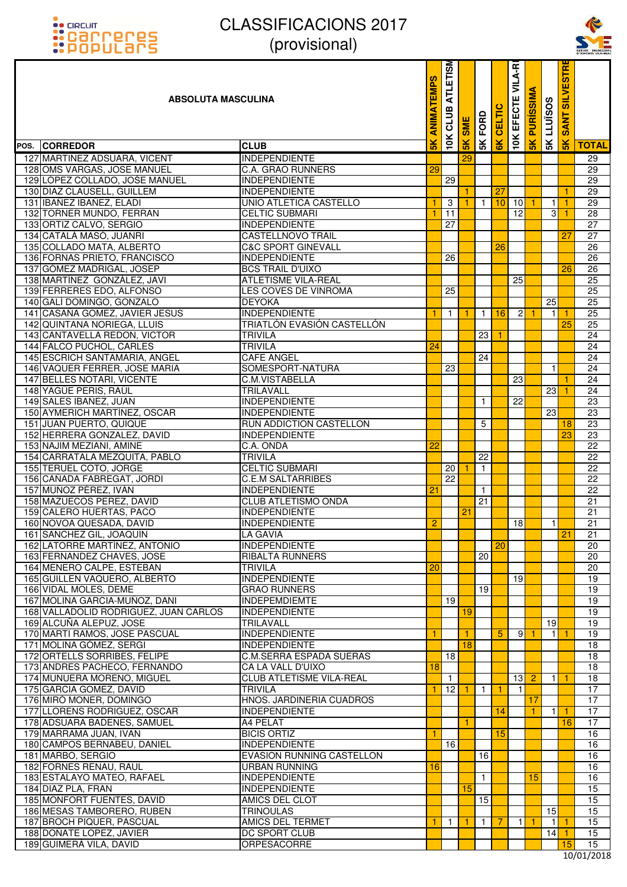# CLASSIFICACIONS 2017
## (provisional)

| POS. | ABSOLUTA MASCULINA CORREDOR | CLUB | 5K ANIMATEMPS | 10K CLUB ATLETISM | 5K SME | 5K FORD | 6K CELTIC | 10K EFECTE VILA-R | 5K PURÍSSIMA | 5K LLUÏSOS | 5K SANT SILVESTRE | TOTAL |
|---|---|---|---|---|---|---|---|---|---|---|---|---|
| 127 | MARTINEZ ADSUARA, VICENT | INDEPENDIENTE | | | 29 | | | | | | | 29 |
| 128 | OMS VARGAS, JOSE MANUEL | C.A. GRAO RUNNERS | 29 | | | | | | | | | 29 |
| 129 | LÓPEZ COLLADO, JOSÉ MANUEL | INDEPENDIENTE | | 29 | | | | | | | | 29 |
| 130 | DIAZ CLAUSELL, GUILLEM | INDEPENDIENTE | | | 1 | | 27 | | | | 1 | 29 |
| 131 | IBAÑEZ IBAÑEZ, ELADI | UNIO ATLETICA CASTELLO | 1 | 3 | 1 | 1 | 10 | 10 | 1 | 1 | 1 | 29 |
| 132 | TORNER MUNDO, FERRAN | CELTIC SUBMARI | 1 | 11 | | | | 12 | | 3 | 1 | 28 |
| 133 | ORTIZ CALVO, SERGIO | INDEPENDIENTE | | 27 | | | | | | | | 27 |
| 134 | CATALÀ MASÓ, JUANRI | CASTELLNOVO TRAIL | | | | | | | | | 27 | 27 |
| 135 | COLLADO MATA, ALBERTO | C&C SPORT GINEVALL | | | | | 26 | | | | | 26 |
| 136 | FORNAS PRIETO, FRANCISCO | INDEPENDIENTE | | 26 | | | | | | | | 26 |
| 137 | GÓMEZ MADRIGAL, JOSEP | BCS TRAIL D'UIXO | | | | | | | | | 26 | 26 |
| 138 | MARTÍNEZ GONZÁLEZ, JAVI | ATLETISME VILA-REAL | | | | | | 25 | | | | 25 |
| 139 | FERRERES EDO, ALFONSO | LES COVES DE VINROMA | | 25 | | | | | | | | 25 |
| 140 | GALÍ DOMINGO, GONZALO | DEYOKA | | | | | | | | 25 | | 25 |
| 141 | CASAÑA GOMEZ, JAVIER JESUS | INDEPENDIENTE | 1 | 1 | 1 | 1 | 16 | 2 | 1 | 1 | 1 | 25 |
| 142 | QUINTANA NORIEGA, LLUIS | TRIATLÓN EVASIÓN CASTELLÓN | | | | | | | | | 25 | 25 |
| 143 | CANTAVELLA REDON, VICTOR | TRIVILA | | | | 23 | 1 | | | | | 24 |
| 144 | FALCO PUCHOL, CARLES | TRIVILA | 24 | | | | | | | | | 24 |
| 145 | ESCRICH SANTAMARIA, ANGEL | CAFE ANGEL | | | | 24 | | | | | | 24 |
| 146 | VAQUER FERRER, JOSE MARIA | SOMESPORT-NATURA | | 23 | | | | | | 1 | | 24 |
| 147 | BELLES NOTARI, VICENTE | C.M.VISTABELLA | | | | | | 23 | | | 1 | 24 |
| 148 | YAGÜE PERIS, RAUL | TRILAVALL | | | | | | | | 23 | 1 | 24 |
| 149 | SALES IBANEZ, JUAN | INDEPENDIENTE | | | | 1 | | 22 | | | | 23 |
| 150 | AYMERICH MARTÍNEZ, OSCAR | INDEPENDIENTE | | | | | | | | 23 | | 23 |
| 151 | JUAN PUERTO, QUIQUE | RUN ADDICTION CASTELLON | | | | 5 | | | | | 18 | 23 |
| 152 | HERRERA GONZALEZ, DAVID | INDEPENDIENTE | | | | | | | | | 23 | 23 |
| 153 | NAJIM MEZIANI, AMINE | C.A. ONDA | 22 | | | | | | | | | 22 |
| 154 | CARRATALA MEZQUITA, PABLO | TRIVILA | | | | 22 | | | | | | 22 |
| 155 | TERUEL COTO, JORGE | CELTIC SUBMARI | | 20 | 1 | 1 | | | | | | 22 |
| 156 | CAÑADA FABREGAT, JORDI | C.E.M SALTARRIBES | | 22 | | | | | | | | 22 |
| 157 | MUÑOZ PÉREZ, IVÁN | INDEPENDIENTE | 21 | | | 1 | | | | | | 22 |
| 158 | MAZUECOS PEREZ, DAVID | CLUB ATLETISMO ONDA | | | | 21 | | | | | | 21 |
| 159 | CALERO HUERTAS, PACO | INDEPENDIENTE | | | 21 | | | | | | | 21 |
| 160 | NOVOA QUESADA, DAVID | INDEPENDIENTE | 2 | | | | | 18 | | 1 | | 21 |
| 161 | SANCHEZ GIL, JOAQUIN | LA GAVIA | | | | | | | | | 21 | 21 |
| 162 | LATORRE MARTINEZ, ANTONIO | INDEPENDIENTE | | | | | 20 | | | | | 20 |
| 163 | FERNANDEZ CHAVES, JOSE | RIBALTA RUNNERS | | | | 20 | | | | | | 20 |
| 164 | MENERO CALPE, ESTEBAN | TRIVILA | 20 | | | | | | | | | 20 |
| 165 | GUILLEN VAQUERO, ALBERTO | INDEPENDIENTE | | | | | | 19 | | | | 19 |
| 166 | VIDAL MOLES, DEME | GRAO RUNNERS | | | | 19 | | | | | | 19 |
| 167 | MOLINA GARCIA-MUÑOZ, DANI | INDEPEMDIEMTE | | 19 | | | | | | | | 19 |
| 168 | VALLADOLID RODRIGUEZ, JUAN CARLOS | INDEPENDIENTE | | | 19 | | | | | | | 19 |
| 169 | ALCUÑA ALEPUZ, JOSE | TRILAVALL | | | | | | | | 19 | | 19 |
| 170 | MARTI RAMOS, JOSE PASCUAL | INDEPENDIENTE | 1 | | 1 | | 5 | 9 | 1 | 1 | 1 | 19 |
| 171 | MOLINA GÓMEZ, SERGI | INDEPENDIENTE | | | 18 | | | | | | | 18 |
| 172 | ORTELLS SORRIBES, FELIPE | C.M.SERRA ESPADA SUERAS | | 18 | | | | | | | | 18 |
| 173 | ANDRES PACHECO, FERNANDO | CA LA VALL D'UIXO | 18 | | | | | | | | | 18 |
| 174 | MUNUERA MORENO, MIGUEL | CLUB ATLETISME VILA-REAL | | 1 | | | | 13 | 2 | 1 | 1 | 18 |
| 175 | GARCIA GOMEZ, DAVID | TRIVILA | 1 | 12 | 1 | 1 | 1 | 1 | | | | 17 |
| 176 | MIRÓ MONER, DOMINGO | HNOS. JARDINERIA CUADROS | | | | | | | 17 | | | 17 |
| 177 | LLORENS RODRIGUEZ, OSCAR | INDEPENDIENTE | | | | | 14 | | 1 | 1 | 1 | 17 |
| 178 | ADSUARA BADENES, SAMUEL | A4 PELAT | | | 1 | | | | | | 16 | 17 |
| 179 | MARRAMA JUAN, IVAN | BICIS ORTIZ | 1 | | | | 15 | | | | | 16 |
| 180 | CAMPOS BERNABEU, DANIEL | INDEPENDIENTE | | 16 | | | | | | | | 16 |
| 181 | MARBO, SERGIO | EVASION RUNNING CASTELLON | | | | 16 | | | | | | 16 |
| 182 | FORNES RENAU, RAUL | URBAN RUNNING | 16 | | | | | | | | | 16 |
| 183 | ESTALAYO MATEO, RAFAEL | INDEPENDIENTE | | | | 1 | | | 15 | | | 16 |
| 184 | DIAZ PLA, FRAN | INDEPENDIENTE | | | 15 | | | | | | | 15 |
| 185 | MONFORT FUENTES, DAVID | AMICS DEL CLOT | | | | 15 | | | | | | 15 |
| 186 | MESAS TAMBORERO, RUBEN | TRINOULAS | | | | | | | | 15 | | 15 |
| 187 | BROCH PIQUER, PASCUAL | AMICS DEL TERMET | 1 | 1 | 1 | 1 | 7 | 1 | 1 | 1 | 1 | 15 |
| 188 | DOÑATE LOPEZ, JAVIER | DC SPORT CLUB | | | | | | | | 14 | 1 | 15 |
| 189 | GUIMERÀ VILA, DAVID | ORPESACORRE | | | | | | | | | 15 | 15 |

10/01/2018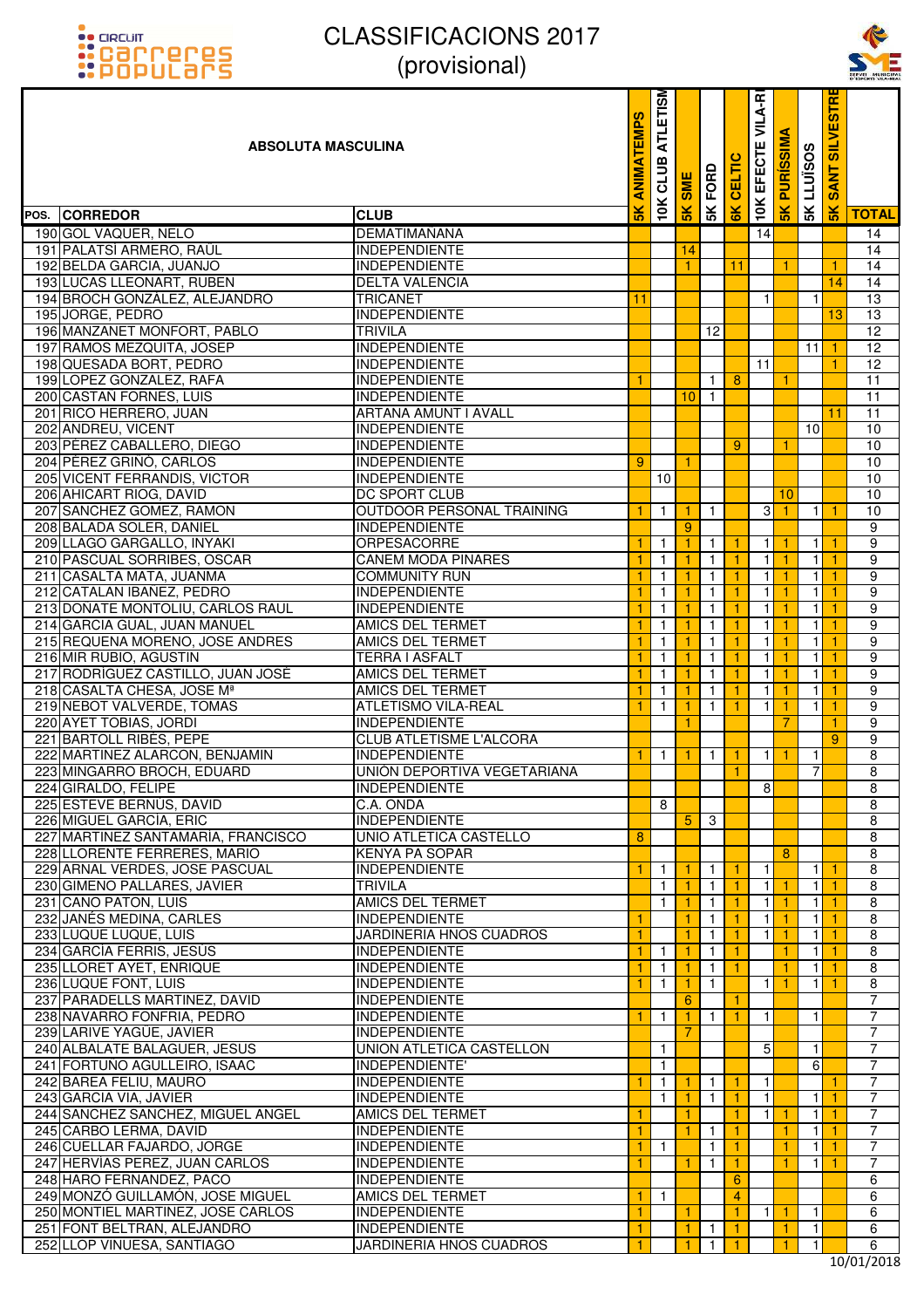# CLASSIFICACIONS 2017
## (provisional)

| POS. | ABSOLUTA MASCULINA CORREDOR | CLUB | 5K ANIMATEMPS | 10K CLUB ATLETISM | 5K SME | 5K FORD | 6K CELTIC | 10K EFECTE VILA-R | 5K PURÍSSIMA | 5K LLUÏSOS | 5K SANT SILVESTRE | TOTAL |
|---|---|---|---|---|---|---|---|---|---|---|---|---|
| 190 | GOL VAQUER, NELO | DEMATIMANANA | | | | | | 14 | | | | 14 |
| 191 | PALATSI ARMERO, RAÚL | INDEPENDIENTE | | | 14 | | | | | | | 14 |
| 192 | BELDA GARCIA, JUANJO | INDEPENDIENTE | | | 1 | | 11 | | 1 | | 1 | 14 |
| 193 | LUCAS LLEONART, RUBEN | DELTA VALENCIA | | | | | | | | | 14 | 14 |
| 194 | BROCH GONZÁLEZ, ALEJANDRO | TRICANET | 11 | | | | | 1 | | 1 | | 13 |
| 195 | JORGE, PEDRO | INDEPENDIENTE | | | | | | | | | 13 | 13 |
| 196 | MANZANET MONFORT, PABLO | TRIVILA | | | | 12 | | | | | | 12 |
| 197 | RAMOS MEZQUITA, JOSEP | INDEPENDIENTE | | | | | | | | 11 | 1 | 12 |
| 198 | QUESADA BORT, PEDRO | INDEPENDIENTE | | | | | | 11 | | | 1 | 12 |
| 199 | LOPEZ GONZALEZ, RAFA | INDEPENDIENTE | 1 | | | 1 | 8 | | 1 | | | 11 |
| 200 | CASTAN FORNES, LUIS | INDEPENDIENTE | | | 10 | 1 | | | | | | 11 |
| 201 | RICO HERRERO, JUAN | ARTANA AMUNT I AVALL | | | | | | | | | 11 | 11 |
| 202 | ANDREU, VICENT | INDEPENDIENTE | | | | | | | | 10 | | 10 |
| 203 | PÉREZ CABALLERO, DIEGO | INDEPENDIENTE | | | | | 9 | | 1 | | | 10 |
| 204 | PÉREZ GRIÑÓ, CARLOS | INDEPENDIENTE | 9 | | 1 | | | | | | | 10 |
| 205 | VICENT FERRANDIS, VICTOR | INDEPENDIENTE | | 10 | | | | | | | | 10 |
| 206 | AHICART RIOG, DAVID | DC SPORT CLUB | | | | | | | 10 | | | 10 |
| 207 | SANCHEZ GOMEZ, RAMON | OUTDOOR PERSONAL TRAINING | 1 | 1 | 1 | 1 | | 3 | 1 | 1 | 1 | 10 |
| 208 | BALADA SOLER, DANIEL | INDEPENDIENTE | | | 9 | | | | | | | 9 |
| 209 | LLAGO GARGALLO, INYAKI | ORPESACORRE | 1 | 1 | 1 | 1 | 1 | 1 | 1 | 1 | 1 | 9 |
| 210 | PASCUAL SORRIBES, OSCAR | CANEM MODA PINARES | 1 | 1 | 1 | 1 | 1 | 1 | 1 | 1 | 1 | 9 |
| 211 | CASALTA MATA, JUANMA | COMMUNITY RUN | 1 | 1 | 1 | 1 | 1 | 1 | 1 | 1 | 1 | 9 |
| 212 | CATALAN IBAÑEZ, PEDRO | INDEPENDIENTE | 1 | 1 | 1 | 1 | 1 | 1 | 1 | 1 | 1 | 9 |
| 213 | DOÑATE MONTOLIU, CARLOS RAUL | INDEPENDIENTE | 1 | 1 | 1 | 1 | 1 | 1 | 1 | 1 | 1 | 9 |
| 214 | GARCIA GUAL, JUAN MANUEL | AMICS DEL TERMET | 1 | 1 | 1 | 1 | 1 | 1 | 1 | 1 | 1 | 9 |
| 215 | REQUENA MORENO, JOSE ANDRES | AMICS DEL TERMET | 1 | 1 | 1 | 1 | 1 | 1 | 1 | 1 | 1 | 9 |
| 216 | MIR RUBIO, AGUSTIN | TERRA I ASFALT | 1 | 1 | 1 | 1 | 1 | 1 | 1 | 1 | 1 | 9 |
| 217 | RODRÍGUEZ CASTILLO, JUAN JOSÉ | AMICS DEL TERMET | 1 | 1 | 1 | 1 | 1 | 1 | 1 | 1 | 1 | 9 |
| 218 | CASALTA CHESA, JOSE Mª | AMICS DEL TERMET | 1 | 1 | 1 | 1 | 1 | 1 | 1 | 1 | 1 | 9 |
| 219 | NEBOT VALVERDE, TOMAS | ATLETISMO VILA-REAL | 1 | 1 | 1 | 1 | 1 | 1 | 1 | 1 | 1 | 9 |
| 220 | AYET TOBIAS, JORDI | INDEPENDIENTE | | | 1 | | | | 7 | | 1 | 9 |
| 221 | BARTOLL RIBÉS, PEPE | CLUB ATLETISME L'ALCORA | | | | | | | | | 9 | 9 |
| 222 | MARTINEZ ALARCON, BENJAMIN | INDEPENDIENTE | 1 | 1 | 1 | 1 | 1 | 1 | 1 | 1 | | 8 |
| 223 | MINGARRO BROCH, EDUARD | UNIÓN DEPORTIVA VEGETARIANA | | | | | 1 | | | 7 | | 8 |
| 224 | GIRALDO, FELIPE | INDEPENDIENTE | | | | | | 8 | | | | 8 |
| 225 | ESTEVE BERNÚS, DAVID | C.A. ONDA | | 8 | | | | | | | | 8 |
| 226 | MIGUEL GARCÍA, ERIC | INDEPENDIENTE | | | 5 | 3 | | | | | | 8 |
| 227 | MARTINEZ SANTAMARIA, FRANCISCO | UNIO ATLETICA CASTELLO | 8 | | | | | | | | | 8 |
| 228 | LLORENTE FERRERES, MARIO | KENYA PA SOPAR | | | | | | | 8 | | | 8 |
| 229 | ARNAL VERDES, JOSE PASCUAL | INDEPENDIENTE | 1 | 1 | 1 | 1 | 1 | 1 | | 1 | 1 | 8 |
| 230 | GIMENO PALLARES, JAVIER | TRIVILA | | 1 | 1 | 1 | 1 | 1 | 1 | 1 | 1 | 8 |
| 231 | CANO PATON, LUIS | AMICS DEL TERMET | | 1 | 1 | 1 | 1 | 1 | 1 | 1 | 1 | 8 |
| 232 | JANÉS MEDINA, CARLES | INDEPENDIENTE | 1 | | 1 | 1 | 1 | 1 | 1 | 1 | 1 | 8 |
| 233 | LUQUE LUQUE, LUIS | JARDINERIA HNOS CUADROS | 1 | | 1 | 1 | 1 | 1 | 1 | 1 | 1 | 8 |
| 234 | GARCIA FERRIS, JESUS | INDEPENDIENTE | 1 | 1 | 1 | 1 | 1 | | 1 | 1 | 1 | 8 |
| 235 | LLORET AYET, ENRIQUE | INDEPENDIENTE | 1 | 1 | 1 | 1 | 1 | | 1 | 1 | 1 | 8 |
| 236 | LUQUE FONT, LUIS | INDEPENDIENTE | 1 | 1 | 1 | 1 | | 1 | 1 | 1 | 1 | 8 |
| 237 | PARADELLS MARTINEZ, DAVID | INDEPENDIENTE | | | 6 | | 1 | | | | | 7 |
| 238 | NAVARRO FONFRIA, PEDRO | INDEPENDIENTE | 1 | 1 | 1 | 1 | 1 | 1 | | 1 | | 7 |
| 239 | LARIVE YAGÜE, JAVIER | INDEPENDIENTE | | | 7 | | | | | | | 7 |
| 240 | ALBALATE BALAGUER, JESUS | UNION ATLETICA CASTELLON | | 1 | | | | 5 | | 1 | | 7 |
| 241 | FORTUÑO AGULLEIRO, ISAAC | INDEPENDIENTE' | | 1 | | | | | | 6 | | 7 |
| 242 | BAREA FELIU, MAURO | INDEPENDIENTE | 1 | 1 | 1 | 1 | 1 | 1 | | | 1 | 7 |
| 243 | GARCIA VIA, JAVIER | INDEPENDIENTE | | 1 | 1 | 1 | 1 | 1 | | 1 | 1 | 7 |
| 244 | SANCHEZ SANCHEZ, MIGUEL ANGEL | AMICS DEL TERMET | 1 | | 1 | | 1 | 1 | 1 | 1 | 1 | 7 |
| 245 | CARBO LERMA, DAVID | INDEPENDIENTE | 1 | | 1 | 1 | 1 | | 1 | 1 | 1 | 7 |
| 246 | CUELLAR FAJARDO, JORGE | INDEPENDIENTE | 1 | 1 | | 1 | 1 | | 1 | 1 | 1 | 7 |
| 247 | HERVÍAS PEREZ, JUAN CARLOS | INDEPENDIENTE | 1 | | 1 | 1 | 1 | | 1 | 1 | 1 | 7 |
| 248 | HARO FERNANDEZ, PACO | INDEPENDIENTE | | | | | 6 | | | | | 6 |
| 249 | MONZÓ GUILLAMÓN, JOSE MIGUEL | AMICS DEL TERMET | 1 | 1 | | | 4 | | | | | 6 |
| 250 | MONTIEL MARTINEZ, JOSE CARLOS | INDEPENDIENTE | 1 | | 1 | | 1 | 1 | 1 | 1 | | 6 |
| 251 | FONT BELTRAN, ALEJANDRO | INDEPENDIENTE | 1 | | 1 | 1 | 1 | | 1 | 1 | | 6 |
| 252 | LLOP VIÑUESA, SANTIAGO | JARDINERIA HNOS CUADROS | 1 | | 1 | 1 | 1 | | 1 | 1 | | 6 |

10/01/2018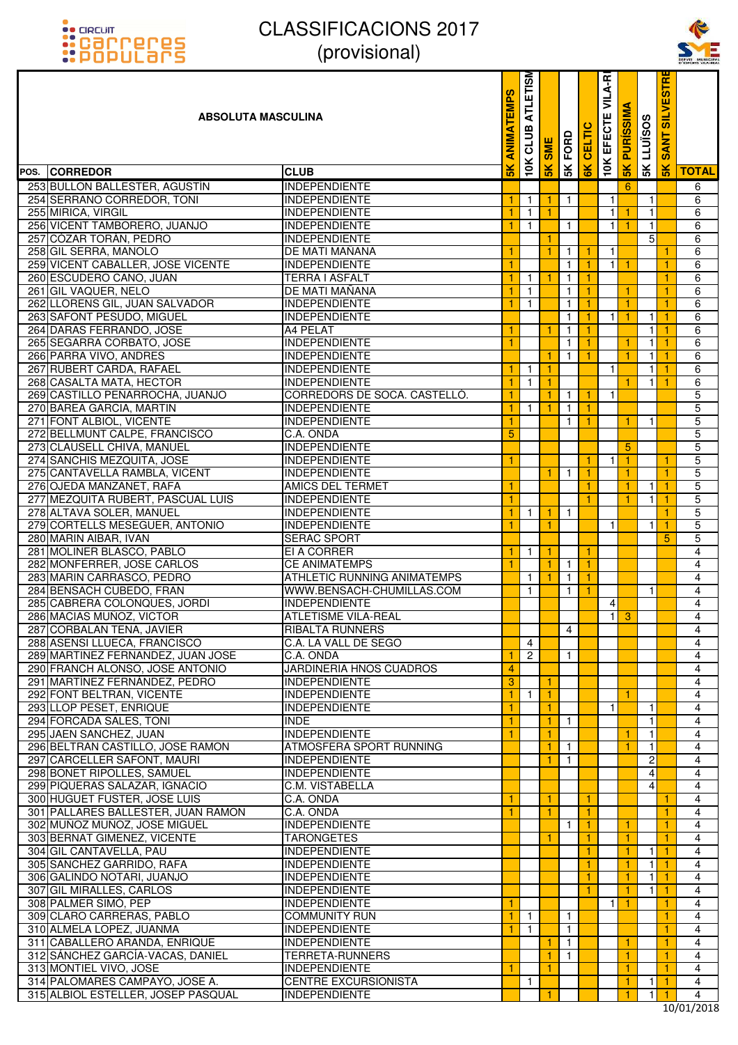# CLASSIFICACIONS 2017
## (provisional)

| POS. | ABSOLUTA MASCULINA<br>CORREDOR | CLUB | 5K ANIMATEMPS | 10K CLUB ATLETISM | 5K SME | 5K FORD | 6K CELTIC | 10K EFECTE VILA-R | 5K PURÍSSIMA | 5K LLUÏSOS | 5K SANT SILVESTRE | TOTAL |
|---|---|---|---|---|---|---|---|---|---|---|---|---|
| 253 | BULLON BALLESTER, AGUSTIN | INDEPENDIENTE | | | | | | | 6 | | | 6 |
| 254 | SERRANO CORREDOR, TONI | INDEPENDIENTE | 1 | 1 | 1 | 1 | | 1 | | 1 | | 6 |
| 255 | MIRICA, VIRGIL | INDEPENDIENTE | 1 | 1 | 1 | | | 1 | 1 | 1 | | 6 |
| 256 | VICENT TAMBORERO, JUANJO | INDEPENDIENTE | 1 | 1 | | 1 | | 1 | 1 | 1 | | 6 |
| 257 | COZAR TORAN, PEDRO | INDEPENDIENTE | | | 1 | | | | | 5 | | 6 |
| 258 | GIL SERRA, MANOLO | DE MATI MANANA | 1 | | 1 | 1 | 1 | 1 | | | 1 | 6 |
| 259 | VICENT CABALLER, JOSE VICENTE | INDEPENDIENTE | 1 | | | 1 | 1 | 1 | 1 | | 1 | 6 |
| 260 | ESCUDERO CANO, JUAN | TERRA I ASFALT | 1 | 1 | 1 | 1 | 1 | | | | 1 | 6 |
| 261 | GIL VAQUER, NELO | DE MATI MAÑANA | 1 | 1 | | 1 | 1 | | 1 | | 1 | 6 |
| 262 | LLORENS GIL, JUAN SALVADOR | INDEPENDIENTE | 1 | 1 | | 1 | 1 | | 1 | | 1 | 6 |
| 263 | SAFONT PESUDO, MIGUEL | INDEPENDIENTE | | | | 1 | 1 | 1 | 1 | 1 | 1 | 6 |
| 264 | DARAS FERRANDO, JOSE | A4 PELAT | 1 | | 1 | 1 | 1 | | | 1 | 1 | 6 |
| 265 | SEGARRA CORBATO, JOSE | INDEPENDIENTE | 1 | | | 1 | 1 | | 1 | 1 | 1 | 6 |
| 266 | PARRA VIVO, ANDRES | INDEPENDIENTE | | | 1 | 1 | 1 | | 1 | 1 | 1 | 6 |
| 267 | RUBERT CARDA, RAFAEL | INDEPENDIENTE | 1 | 1 | 1 | | | 1 | | 1 | 1 | 6 |
| 268 | CASALTA MATA, HECTOR | INDEPENDIENTE | 1 | 1 | 1 | | | | 1 | 1 | 1 | 6 |
| 269 | CASTILLO PEÑARROCHA, JUANJO | CORREDORS DE SOCA. CASTELLÓ. | 1 | | 1 | 1 | 1 | 1 | | | | 5 |
| 270 | BAREA GARCIA, MARTIN | INDEPENDIENTE | 1 | 1 | 1 | 1 | 1 | | | | | 5 |
| 271 | FONT ALBIOL, VICENTE | INDEPENDIENTE | 1 | | | 1 | 1 | | 1 | 1 | | 5 |
| 272 | BELLMUNT CALPE, FRANCISCO | C.A. ONDA | 5 | | | | | | | | | 5 |
| 273 | CLAUSELL CHIVA, MANUEL | INDEPENDIENTE | | | | | | | 5 | | | 5 |
| 274 | SANCHIS MEZQUITA, JOSE | INDEPENDIENTE | 1 | | | | 1 | 1 | 1 | | 1 | 5 |
| 275 | CANTAVELLA RAMBLA, VICENT | INDEPENDIENTE | | | 1 | 1 | 1 | | 1 | | 1 | 5 |
| 276 | OJEDA MANZANET, RAFA | AMICS DEL TERMET | 1 | | | | 1 | | 1 | 1 | 1 | 5 |
| 277 | MEZQUITA RUBERT, PASCUAL LUIS | INDEPENDIENTE | 1 | | | | 1 | | 1 | 1 | 1 | 5 |
| 278 | ALTAVA SOLER, MANUEL | INDEPENDIENTE | 1 | 1 | 1 | 1 | | | | | 1 | 5 |
| 279 | CORTELLS MESEGUER, ANTONIO | INDEPENDIENTE | 1 | | 1 | | | 1 | | 1 | 1 | 5 |
| 280 | MARIN AIBAR, IVAN | SERAC SPORT | | | | | | | | | 5 | 5 |
| 281 | MOLINER BLASCO, PABLO | EI A CORRER | 1 | 1 | 1 | | 1 | | | | | 4 |
| 282 | MONFERRER, JOSE CARLOS | CE ANIMATEMPS | 1 | | 1 | 1 | 1 | | | | | 4 |
| 283 | MARIN CARRASCO, PEDRO | ATHLETIC RUNNING ANIMATEMPS | | 1 | 1 | 1 | 1 | | | | | 4 |
| 284 | BENSACH CUBEDO, FRAN | WWW.BENSACH-CHUMILLAS.COM | | 1 | | 1 | 1 | | | 1 | | 4 |
| 285 | CABRERA COLONQUES, JORDI | INDEPENDIENTE | | | | | | 4 | | | | 4 |
| 286 | MACIAS MUÑOZ, VICTOR | ATLETISME VILA-REAL | | | | | | 1 | 3 | | | 4 |
| 287 | CORBALAN TENA, JAVIER | RIBALTA RUNNERS | | | | 4 | | | | | | 4 |
| 288 | ASENSI LLUECA, FRANCISCO | C.A. LA VALL DE SEGO | | 4 | | | | | | | | 4 |
| 289 | MARTINEZ FERNANDEZ, JUAN JOSE | C.A. ONDA | 1 | 2 | | 1 | | | | | | 4 |
| 290 | FRANCH ALONSO, JOSE ANTONIO | JARDINERIA HNOS CUADROS | 4 | | | | | | | | | 4 |
| 291 | MARTINEZ FERNANDEZ, PEDRO | INDEPENDIENTE | 3 | | 1 | | | | | | | 4 |
| 292 | FONT BELTRAN, VICENTE | INDEPENDIENTE | 1 | 1 | 1 | | | | 1 | | | 4 |
| 293 | LLOP PESET, ENRIQUE | INDEPENDIENTE | 1 | | 1 | | | 1 | | 1 | | 4 |
| 294 | FORCADA SALES, TONI | INDE | 1 | | 1 | 1 | | | | 1 | | 4 |
| 295 | JAEN SANCHEZ, JUAN | INDEPENDIENTE | 1 | | 1 | | | | 1 | 1 | | 4 |
| 296 | BELTRAN CASTILLO, JOSE RAMON | ATMOSFERA SPORT RUNNING | | | 1 | 1 | | | 1 | 1 | | 4 |
| 297 | CARCELLER SAFONT, MAURI | INDEPENDIENTE | | | 1 | 1 | | | | 2 | | 4 |
| 298 | BONET RIPOLLES, SAMUEL | INDEPENDIENTE | | | | | | | | 4 | | 4 |
| 299 | PIQUERAS SALAZAR, IGNACIO | C.M. VISTABELLA | | | | | | | | 4 | | 4 |
| 300 | HUGUET FUSTER, JOSE LUIS | C.A. ONDA | 1 | | 1 | | 1 | | | | 1 | 4 |
| 301 | PALLARES BALLESTER, JUAN RAMON | C.A. ONDA | 1 | | 1 | | 1 | | | | 1 | 4 |
| 302 | MUÑOZ MUÑOZ, JOSE MIGUEL | INDEPENDIENTE | | | | 1 | 1 | | 1 | | 1 | 4 |
| 303 | BERNAT GIMENEZ, VICENTE | TARONGETES | | | 1 | | 1 | | 1 | | 1 | 4 |
| 304 | GIL CANTAVELLA, PAU | INDEPENDIENTE | | | | | 1 | | 1 | 1 | 1 | 4 |
| 305 | SANCHEZ GARRIDO, RAFA | INDEPENDIENTE | | | | | 1 | | 1 | 1 | 1 | 4 |
| 306 | GALINDO NOTARI, JUANJO | INDEPENDIENTE | | | | | 1 | | 1 | 1 | 1 | 4 |
| 307 | GIL MIRALLES, CARLOS | INDEPENDIENTE | | | | | 1 | | 1 | 1 | 1 | 4 |
| 308 | PALMER SIMO, PEP | INDEPENDIENTE | 1 | | | | | 1 | 1 | | 1 | 4 |
| 309 | CLARO CARRERAS, PABLO | COMMUNITY RUN | 1 | 1 | | 1 | | | | | 1 | 4 |
| 310 | ALMELA LOPEZ, JUANMA | INDEPENDIENTE | 1 | 1 | | 1 | | | | | 1 | 4 |
| 311 | CABALLERO ARANDA, ENRIQUE | INDEPENDIENTE | | | 1 | 1 | | | 1 | | 1 | 4 |
| 312 | SÁNCHEZ GARCÍA-VACAS, DANIEL | TERRETA-RUNNERS | | | 1 | 1 | | | 1 | | 1 | 4 |
| 313 | MONTIEL VIVO, JOSE | INDEPENDIENTE | 1 | | 1 | | | | 1 | | 1 | 4 |
| 314 | PALOMARES CAMPAYO, JOSE A. | CENTRE EXCURSIONISTA | | 1 | | | | | 1 | 1 | 1 | 4 |
| 315 | ALBIOL ESTELLER, JOSEP PASQUAL | INDEPENDIENTE | | | 1 | | | | 1 | 1 | 1 | 4 |

10/01/2018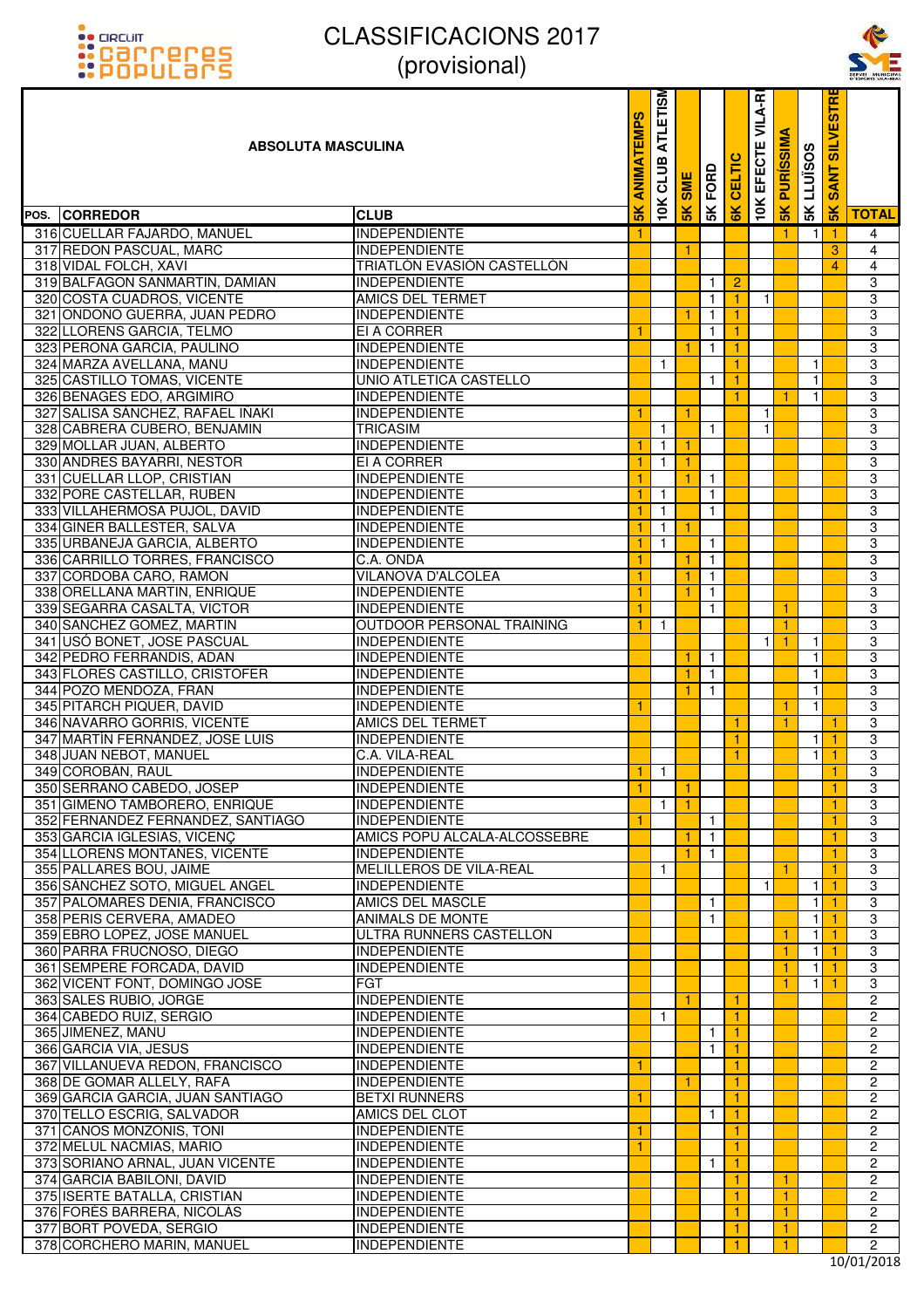# CLASSIFICACIONS 2017
## (provisional)

| POS. | CORREDOR | CLUB | 5K ANIMATEMPS | 10K CLUB ATLETISM | 5K SME | 5K FORD | 6K CELTIC | 10K EFECTE VILA-R | 5K PURÍSSIMA | 5K LLUÏSOS | 5K SANT SILVESTRE | TOTAL |
|---|---|---|---|---|---|---|---|---|---|---|---|---|
| | **ABSOLUTA MASCULINA** | | | | | | | | | | | |
| 316 | CUELLAR FAJARDO, MANUEL | INDEPENDIENTE | 1 | | | | | | 1 | 1 | 1 | 4 |
| 317 | REDON PASCUAL, MARC | INDEPENDIENTE | | | 1 | | | | | | 3 | 4 |
| 318 | VIDAL FOLCH, XAVI | TRIATLÓN EVASIÓN CASTELLÓN | | | | | | | | | 4 | 4 |
| 319 | BALFAGON SANMARTIN, DAMIAN | INDEPENDIENTE | | | | 1 | 2 | | | | | 3 |
| 320 | COSTA CUADROS, VICENTE | AMICS DEL TERMET | | | | 1 | 1 | 1 | | | | 3 |
| 321 | ONDONO GUERRA, JUAN PEDRO | INDEPENDIENTE | | | 1 | 1 | 1 | | | | | 3 |
| 322 | LLORENS GARCIA, TELMO | EI A CORRER | 1 | | | 1 | 1 | | | | | 3 |
| 323 | PERONA GARCIA, PAULINO | INDEPENDIENTE | | | 1 | 1 | 1 | | | | | 3 |
| 324 | MARZA AVELLANA, MANU | INDEPENDIENTE | | 1 | | | 1 | | | 1 | | 3 |
| 325 | CASTILLO TOMAS, VICENTE | UNIO ATLETICA CASTELLO | | | | 1 | 1 | | | 1 | | 3 |
| 326 | BENAGES EDO, ARGIMIRO | INDEPENDIENTE | | | | | 1 | | 1 | 1 | | 3 |
| 327 | SALISA SÁNCHEZ, RAFAEL IÑAKI | INDEPENDIENTE | 1 | | 1 | | | 1 | | | | 3 |
| 328 | CABRERA CUBERO, BENJAMIN | TRICASIM | | 1 | | 1 | | 1 | | | | 3 |
| 329 | MOLLAR JUAN, ALBERTO | INDEPENDIENTE | 1 | 1 | 1 | | | | | | | 3 |
| 330 | ANDRES BAYARRI, NESTOR | EI A CORRER | 1 | 1 | 1 | | | | | | | 3 |
| 331 | CUELLAR LLOP, CRISTIAN | INDEPENDIENTE | 1 | | 1 | 1 | | | | | | 3 |
| 332 | PORE CASTELLAR, RUBEN | INDEPENDIENTE | 1 | 1 | | 1 | | | | | | 3 |
| 333 | VILLAHERMOSA PUJOL, DAVID | INDEPENDIENTE | 1 | 1 | | 1 | | | | | | 3 |
| 334 | GINER BALLESTER, SALVA | INDEPENDIENTE | 1 | 1 | 1 | | | | | | | 3 |
| 335 | URBANEJA GARCIA, ALBERTO | INDEPENDIENTE | 1 | 1 | | 1 | | | | | | 3 |
| 336 | CARRILLO TORRES, FRANCISCO | C.A. ONDA | 1 | | 1 | 1 | | | | | | 3 |
| 337 | CORDOBA CARO, RAMON | VILANOVA D'ALCOLEA | 1 | | 1 | 1 | | | | | | 3 |
| 338 | ORELLANA MARTIN, ENRIQUE | INDEPENDIENTE | 1 | | 1 | 1 | | | | | | 3 |
| 339 | SEGARRA CASALTA, VICTOR | INDEPENDIENTE | 1 | | | 1 | | | 1 | | | 3 |
| 340 | SANCHEZ GOMEZ, MARTIN | OUTDOOR PERSONAL TRAINING | 1 | 1 | | | | | 1 | | | 3 |
| 341 | USÓ BONET, JOSE PASCUAL | INDEPENDIENTE | | | | | | 1 | 1 | 1 | | 3 |
| 342 | PEDRO FERRANDIS, ADAN | INDEPENDIENTE | | | 1 | 1 | | | | 1 | | 3 |
| 343 | FLORES CASTILLO, CRISTOFER | INDEPENDIENTE | | | 1 | 1 | | | | 1 | | 3 |
| 344 | POZO MENDOZA, FRAN | INDEPENDIENTE | | | 1 | 1 | | | | 1 | | 3 |
| 345 | PITARCH PIQUER, DAVID | INDEPENDIENTE | 1 | | | | | | 1 | 1 | | 3 |
| 346 | NAVARRO GORRIS, VICENTE | AMICS DEL TERMET | | | | | 1 | | 1 | | 1 | 3 |
| 347 | MARTIN FERNANDEZ, JOSE LUIS | INDEPENDIENTE | | | | | 1 | | | 1 | 1 | 3 |
| 348 | JUAN NEBOT, MANUEL | C.A. VILA-REAL | | | | | 1 | | | 1 | 1 | 3 |
| 349 | COROBÁN, RAUL | INDEPENDIENTE | 1 | 1 | | | | | | | 1 | 3 |
| 350 | SERRANO CABEDO, JOSEP | INDEPENDIENTE | 1 | | 1 | | | | | | 1 | 3 |
| 351 | GIMENO TAMBORERO, ENRIQUE | INDEPENDIENTE | | 1 | 1 | | | | | | 1 | 3 |
| 352 | FERNANDEZ FERNANDEZ, SANTIAGO | INDEPENDIENTE | 1 | | | 1 | | | | | 1 | 3 |
| 353 | GARCIA IGLESIAS, VICENÇ | AMICS POPU ALCALA-ALCOSSEBRE | | | 1 | 1 | | | | | 1 | 3 |
| 354 | LLORENS MONTANES, VICENTE | INDEPENDIENTE | | | 1 | 1 | | | | | 1 | 3 |
| 355 | PALLARES BOU, JAIME | MELILLEROS DE VILA-REAL | | 1 | | | | | 1 | | 1 | 3 |
| 356 | SÁNCHEZ SOTO, MIGUEL ANGEL | INDEPENDIENTE | | | | | | 1 | | 1 | 1 | 3 |
| 357 | PALOMARES DENIA, FRANCISCO | AMICS DEL MASCLE | | | | 1 | | | | 1 | 1 | 3 |
| 358 | PERIS CERVERA, AMADEO | ANIMALS DE MONTE | | | | 1 | | | | 1 | 1 | 3 |
| 359 | EBRO LOPEZ, JOSE MANUEL | ULTRA RUNNERS CASTELLON | | | | | | | 1 | 1 | 1 | 3 |
| 360 | PARRA FRUCNOSO, DIEGO | INDEPENDIENTE | | | | | | | 1 | 1 | 1 | 3 |
| 361 | SEMPERE FORCADA, DAVID | INDEPENDIENTE | | | | | | | 1 | 1 | 1 | 3 |
| 362 | VICENT FONT, DOMINGO JOSE | FGT | | | | | | | 1 | 1 | 1 | 3 |
| 363 | SALES RUBIO, JORGE | INDEPENDIENTE | | | 1 | | 1 | | | | | 2 |
| 364 | CABEDO RUIZ, SERGIO | INDEPENDIENTE | | 1 | | | 1 | | | | | 2 |
| 365 | JIMENEZ, MANU | INDEPENDIENTE | | | | 1 | 1 | | | | | 2 |
| 366 | GARCIA VIA, JESUS | INDEPENDIENTE | | | | 1 | 1 | | | | | 2 |
| 367 | VILLANUEVA REDON, FRANCISCO | INDEPENDIENTE | 1 | | | | 1 | | | | | 2 |
| 368 | DE GOMAR ALLELY, RAFA | INDEPENDIENTE | | | 1 | | 1 | | | | | 2 |
| 369 | GARCIA GARCIA, JUAN SANTIAGO | BETXI RUNNERS | 1 | | | | 1 | | | | | 2 |
| 370 | TELLO ESCRIG, SALVADOR | AMICS DEL CLOT | | | | 1 | 1 | | | | | 2 |
| 371 | CAÑOS MONZONIS, TONI | INDEPENDIENTE | 1 | | | | 1 | | | | | 2 |
| 372 | MELUL NACMIAS, MARIO | INDEPENDIENTE | 1 | | | | 1 | | | | | 2 |
| 373 | SORIANO ARNAL, JUAN VICENTE | INDEPENDIENTE | | | | 1 | 1 | | | | | 2 |
| 374 | GARCIA BABILONI, DAVID | INDEPENDIENTE | | | | | 1 | | 1 | | | 2 |
| 375 | ISERTE BATALLA, CRISTIAN | INDEPENDIENTE | | | | | 1 | | 1 | | | 2 |
| 376 | FORÉS BARRERA, NICOLÁS | INDEPENDIENTE | | | | | 1 | | 1 | | | 2 |
| 377 | BORT POVEDA, SERGIO | INDEPENDIENTE | | | | | 1 | | 1 | | | 2 |
| 378 | CORCHERO MARIN, MANUEL | INDEPENDIENTE | | | | | 1 | | 1 | | | 2 |

10/01/2018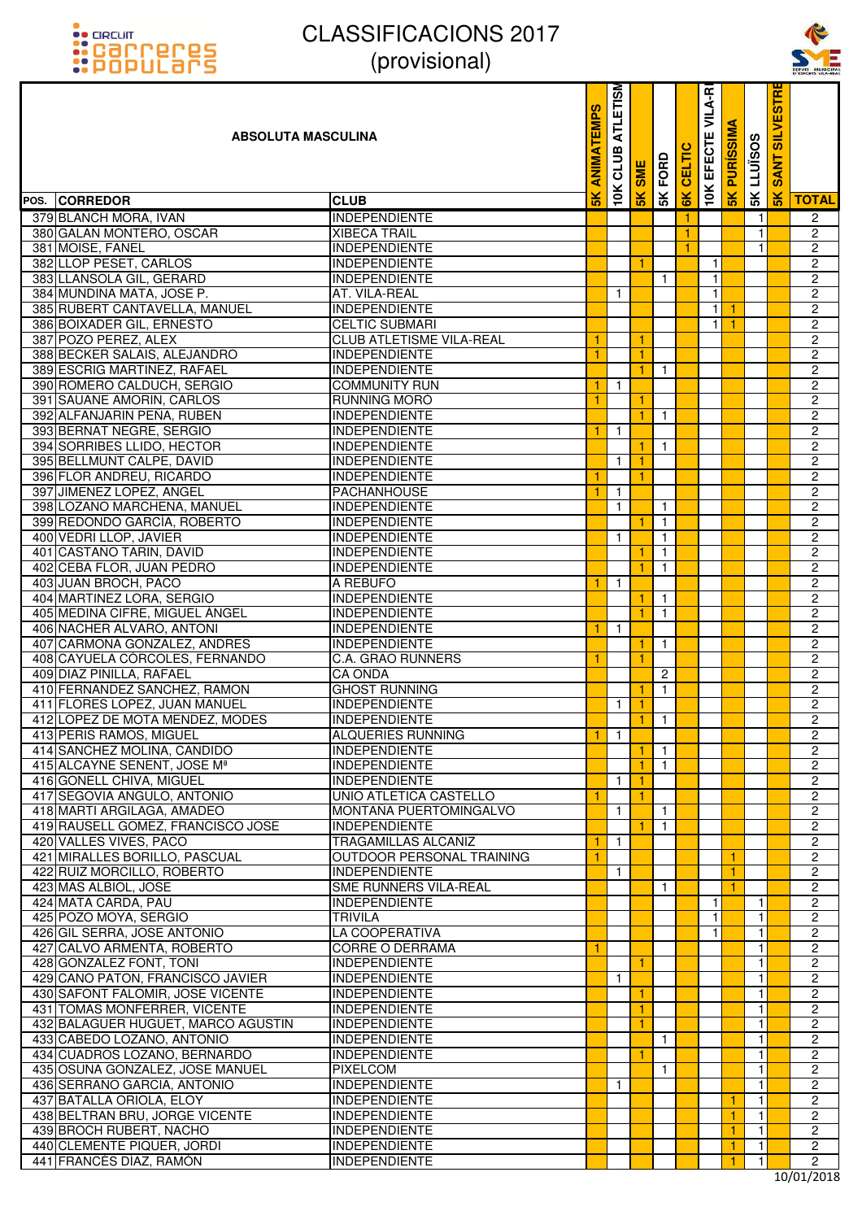# CLASSIFICACIONS 2017
## (provisional)

| POS. | CORREDOR | CLUB | 5K ANIMATEMPS | 10K CLUB ATLETISM | 5K SME | 5K FORD | 6K CELTIC | 10K EFECTE VILA-RE | 5K PURÍSSIMA | 5K LLUÏSOS | 5K SANT SILVESTRE | TOTAL |
|---|---|---|---|---|---|---|---|---|---|---|---|---|
| 379 | BLANCH MORA, IVAN | INDEPENDIENTE | | | | | 1 | | | 1 | | 2 |
| 380 | GALAN MONTERO, OSCAR | XIBECA TRAIL | | | | | 1 | | | 1 | | 2 |
| 381 | MOISE, FANEL | INDEPENDIENTE | | | | | 1 | | | 1 | | 2 |
| 382 | LLOP PESET, CARLOS | INDEPENDIENTE | | | 1 | | | 1 | | | | 2 |
| 383 | LLANSOLA GIL, GERARD | INDEPENDIENTE | | | | 1 | | 1 | | | | 2 |
| 384 | MUNDINA MATA, JOSE P. | AT. VILA-REAL | | 1 | | | | 1 | | | | 2 |
| 385 | RUBERT CANTAVELLA, MANUEL | INDEPENDIENTE | | | | | | 1 | 1 | | | 2 |
| 386 | BOIXADER GIL, ERNESTO | CELTIC SUBMARI | | | | | | 1 | 1 | | | 2 |
| 387 | POZO PEREZ, ALEX | CLUB ATLETISME VILA-REAL | 1 | | 1 | | | | | | | 2 |
| 388 | BECKER SALAIS, ALEJANDRO | INDEPENDIENTE | 1 | | 1 | | | | | | | 2 |
| 389 | ESCRIG MARTINEZ, RAFAEL | INDEPENDIENTE | | | 1 | 1 | | | | | | 2 |
| 390 | ROMERO CALDUCH, SERGIO | COMMUNITY RUN | 1 | 1 | | | | | | | | 2 |
| 391 | SAUANE AMORIN, CARLOS | RUNNING MORO | 1 | | 1 | | | | | | | 2 |
| 392 | ALFANJARIN PEÑA, RUBEN | INDEPENDIENTE | | | 1 | 1 | | | | | | 2 |
| 393 | BERNAT NEGRE, SERGIO | INDEPENDIENTE | 1 | 1 | | | | | | | | 2 |
| 394 | SORRIBES LLIDO, HECTOR | INDEPENDIENTE | | | 1 | 1 | | | | | | 2 |
| 395 | BELLMUNT CALPE, DAVID | INDEPENDIENTE | | 1 | 1 | | | | | | | 2 |
| 396 | FLOR ANDREU, RICARDO | INDEPENDIENTE | 1 | | 1 | | | | | | | 2 |
| 397 | JIMENEZ LOPEZ, ANGEL | PACHANHOUSE | 1 | 1 | | | | | | | | 2 |
| 398 | LOZANO MARCHENA, MANUEL | INDEPENDIENTE | | 1 | | 1 | | | | | | 2 |
| 399 | REDONDO GARCIA, ROBERTO | INDEPENDIENTE | | | 1 | 1 | | | | | | 2 |
| 400 | VEDRI LLOP, JAVIER | INDEPENDIENTE | | 1 | | 1 | | | | | | 2 |
| 401 | CASTAÑO TARIN, DAVID | INDEPENDIENTE | | | 1 | 1 | | | | | | 2 |
| 402 | CEBA FLOR, JUAN PEDRO | INDEPENDIENTE | | | 1 | 1 | | | | | | 2 |
| 403 | JUAN BROCH, PACO | A REBUFO | 1 | 1 | | | | | | | | 2 |
| 404 | MARTINEZ LORA, SERGIO | INDEPENDIENTE | | | 1 | 1 | | | | | | 2 |
| 405 | MEDINA CIFRE, MIGUEL ÁNGEL | INDEPENDIENTE | | | 1 | 1 | | | | | | 2 |
| 406 | NACHER ALVARO, ANTONI | INDEPENDIENTE | 1 | 1 | | | | | | | | 2 |
| 407 | CARMONA GONZALEZ, ANDRES | INDEPENDIENTE | | | 1 | 1 | | | | | | 2 |
| 408 | CAYUELA CÓRCOLES, FERNANDO | C.A. GRAO RUNNERS | 1 | | 1 | | | | | | | 2 |
| 409 | DIAZ PINILLA, RAFAEL | CA ONDA | | | | 2 | | | | | | 2 |
| 410 | FERNANDEZ SANCHEZ, RAMON | GHOST RUNNING | | | 1 | 1 | | | | | | 2 |
| 411 | FLORES LOPEZ, JUAN MANUEL | INDEPENDIENTE | | 1 | 1 | | | | | | | 2 |
| 412 | LOPEZ DE MOTA MENDEZ, MODES | INDEPENDIENTE | | | 1 | 1 | | | | | | 2 |
| 413 | PERIS RAMOS, MIGUEL | ALQUERIES RUNNING | 1 | 1 | | | | | | | | 2 |
| 414 | SANCHEZ MOLINA, CANDIDO | INDEPENDIENTE | | | 1 | 1 | | | | | | 2 |
| 415 | ALCAYNE SENENT, JOSE Mª | INDEPENDIENTE | | | 1 | 1 | | | | | | 2 |
| 416 | GONELL CHIVA, MIGUEL | INDEPENDIENTE | | 1 | 1 | | | | | | | 2 |
| 417 | SEGOVIA ANGULO, ANTONIO | UNIO ATLETICA CASTELLO | 1 | | 1 | | | | | | | 2 |
| 418 | MARTI ARGILAGA, AMADEO | MONTANA PUERTOMINGALVO | | 1 | | 1 | | | | | | 2 |
| 419 | RAUSELL GOMEZ, FRANCISCO JOSE | INDEPENDIENTE | | | 1 | 1 | | | | | | 2 |
| 420 | VALLES VIVES, PACO | TRAGAMILLAS ALCANIZ | 1 | 1 | | | | | | | | 2 |
| 421 | MIRALLES BORILLO, PASCUAL | OUTDOOR PERSONAL TRAINING | 1 | | | | | | 1 | | | 2 |
| 422 | RUIZ MORCILLO, ROBERTO | INDEPENDIENTE | | 1 | | | | | 1 | | | 2 |
| 423 | MAS ALBIOL, JOSE | SME RUNNERS VILA-REAL | | | | 1 | | | 1 | | | 2 |
| 424 | MATA CARDA, PAU | INDEPENDIENTE | | | | | | 1 | | 1 | | 2 |
| 425 | POZO MOYA, SERGIO | TRIVILA | | | | | | 1 | | 1 | | 2 |
| 426 | GIL SERRA, JOSE ANTONIO | LA COOPERATIVA | | | | | | 1 | | 1 | | 2 |
| 427 | CALVO ARMENTA, ROBERTO | CORRE O DERRAMA | 1 | | | | | | | 1 | | 2 |
| 428 | GONZALEZ FONT, TONI | INDEPENDIENTE | | | 1 | | | | | 1 | | 2 |
| 429 | CANO PATON, FRANCISCO JAVIER | INDEPENDIENTE | | 1 | | | | | | 1 | | 2 |
| 430 | SAFONT FALOMIR, JOSE VICENTE | INDEPENDIENTE | | | 1 | | | | | 1 | | 2 |
| 431 | TOMAS MONFERRER, VICENTE | INDEPENDIENTE | | | 1 | | | | | 1 | | 2 |
| 432 | BALAGUER HUGUET, MARCO AGUSTIN | INDEPENDIENTE | | | 1 | | | | | 1 | | 2 |
| 433 | CABEDO LOZANO, ANTONIO | INDEPENDIENTE | | | | 1 | | | | 1 | | 2 |
| 434 | CUADROS LOZANO, BERNARDO | INDEPENDIENTE | | | 1 | | | | | 1 | | 2 |
| 435 | OSUNA GONZALEZ, JOSE MANUEL | PIXELCOM | | | | 1 | | | | 1 | | 2 |
| 436 | SERRANO GARCIA, ANTONIO | INDEPENDIENTE | | 1 | | | | | | 1 | | 2 |
| 437 | BATALLA ORIOLA, ELOY | INDEPENDIENTE | | | | | | | 1 | 1 | | 2 |
| 438 | BELTRAN BRU, JORGE VICENTE | INDEPENDIENTE | | | | | | | 1 | 1 | | 2 |
| 439 | BROCH RUBERT, NACHO | INDEPENDIENTE | | | | | | | 1 | 1 | | 2 |
| 440 | CLEMENTE PIQUER, JORDI | INDEPENDIENTE | | | | | | | 1 | 1 | | 2 |
| 441 | FRANCÉS DÍAZ, RAMÓN | INDEPENDIENTE | | | | | | | 1 | 1 | | 2 |

10/01/2018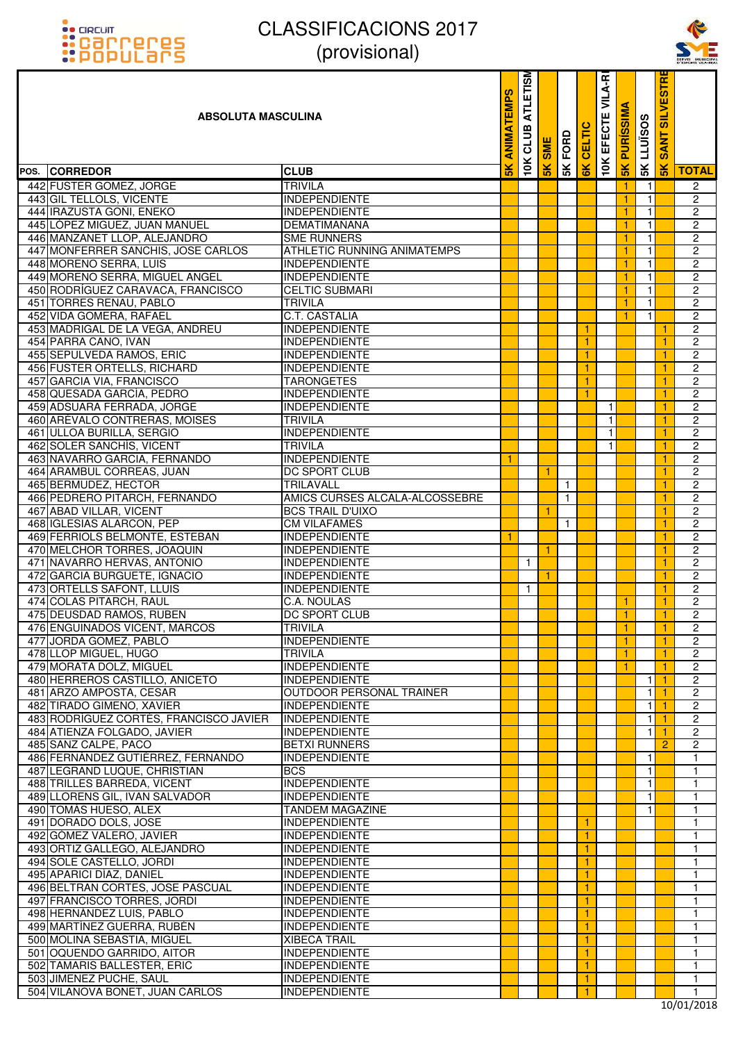# CLASSIFICACIONS 2017
## (provisional)

| POS. | ABSOLUTA MASCULINA<br>CORREDOR | CLUB | 5K ANIMATEMPS | 10K CLUB ATLETISM | 5K SME | 5K FORD | 6K CELTIC | 10K EFECTE VILA-R | 5K PURÍSSIMA | 5K LLUÏSOS | 5K SANT SILVESTRE | TOTAL |
|---|---|---|---|---|---|---|---|---|---|---|---|---|
| 442 | FUSTER GOMEZ, JORGE | TRIVILA | | | | | | | 1 | 1 | | 2 |
| 443 | GIL TELLOLS, VICENTE | INDEPENDIENTE | | | | | | | 1 | 1 | | 2 |
| 444 | IRAZUSTA GOÑI, ENEKO | INDEPENDIENTE | | | | | | | 1 | 1 | | 2 |
| 445 | LÓPEZ MIGUEZ, JUAN MANUEL | DEMATIMANANA | | | | | | | 1 | 1 | | 2 |
| 446 | MANZANET LLOP, ALEJANDRO | SME RUNNERS | | | | | | | 1 | 1 | | 2 |
| 447 | MONFERRER SANCHIS, JOSE CARLOS | ATHLETIC RUNNING ANIMATEMPS | | | | | | | 1 | 1 | | 2 |
| 448 | MORENO SERRA, LUIS | INDEPENDIENTE | | | | | | | 1 | 1 | | 2 |
| 449 | MORENO SERRA, MIGUEL ANGEL | INDEPENDIENTE | | | | | | | 1 | 1 | | 2 |
| 450 | RODRÍGUEZ CARAVACA, FRANCISCO | CELTIC SUBMARI | | | | | | | 1 | 1 | | 2 |
| 451 | TORRES RENAU, PABLO | TRIVILA | | | | | | | 1 | 1 | | 2 |
| 452 | VIDA GOMERA, RAFAEL | C.T. CASTALIA | | | | | | | 1 | 1 | | 2 |
| 453 | MADRIGAL DE LA VEGA, ANDREU | INDEPENDIENTE | | | | | 1 | | | | 1 | 2 |
| 454 | PARRA CANO, IVAN | INDEPENDIENTE | | | | | 1 | | | | 1 | 2 |
| 455 | SEPULVEDA RAMOS, ERIC | INDEPENDIENTE | | | | | 1 | | | | 1 | 2 |
| 456 | FUSTER ORTELLS, RICHARD | INDEPENDIENTE | | | | | 1 | | | | 1 | 2 |
| 457 | GARCIA VIA, FRANCISCO | TARONGETES | | | | | 1 | | | | 1 | 2 |
| 458 | QUESADA GARCIA, PEDRO | INDEPENDIENTE | | | | | 1 | | | | 1 | 2 |
| 459 | ADSUARA FERRADA, JORGE | INDEPENDIENTE | | | | | | 1 | | | 1 | 2 |
| 460 | ARÉVALO CONTRERAS, MOISES | TRIVILA | | | | | | 1 | | | 1 | 2 |
| 461 | ULLOA BURILLA, SERGIO | INDEPENDIENTE | | | | | | 1 | | | 1 | 2 |
| 462 | SOLER SANCHIS, VICENT | TRIVILA | | | | | | 1 | | | 1 | 2 |
| 463 | NAVARRO GARCIA, FERNANDO | INDEPENDIENTE | 1 | | | | | | | | 1 | 2 |
| 464 | ARAMBUL CORREAS, JUAN | DC SPORT CLUB | | | 1 | | | | | | 1 | 2 |
| 465 | BERMUDEZ, HECTOR | TRILAVALL | | | | 1 | | | | | 1 | 2 |
| 466 | PEDRERO PITARCH, FERNANDO | AMICS CURSES ALCALA-ALCOSSEBRE | | | | 1 | | | | | 1 | 2 |
| 467 | ABAD VILLAR, VICENT | BCS TRAIL D'UIXO | | | 1 | | | | | | 1 | 2 |
| 468 | IGLESIAS ALARCON, PEP | CM VILAFAMES | | | | 1 | | | | | 1 | 2 |
| 469 | FERRIOLS BELMONTE, ESTEBAN | INDEPENDIENTE | 1 | | | | | | | | 1 | 2 |
| 470 | MELCHOR TORRES, JOAQUIN | INDEPENDIENTE | | | 1 | | | | | | 1 | 2 |
| 471 | NAVARRO HERVAS, ANTONIO | INDEPENDIENTE | | 1 | | | | | | | 1 | 2 |
| 472 | GARCIA BURGUETE, IGNACIO | INDEPENDIENTE | | | 1 | | | | | | 1 | 2 |
| 473 | ORTELLS SAFONT, LLUIS | INDEPENDIENTE | | 1 | | | | | | | 1 | 2 |
| 474 | COLAS PITARCH, RAUL | C.A. NOULAS | | | | | | | 1 | | 1 | 2 |
| 475 | DEUSDAD RAMOS, RUBEN | DC SPORT CLUB | | | | | | | 1 | | 1 | 2 |
| 476 | ENGUINADOS VICENT, MARCOS | TRIVILA | | | | | | | 1 | | 1 | 2 |
| 477 | JORDA GOMEZ, PABLO | INDEPENDIENTE | | | | | | | 1 | | 1 | 2 |
| 478 | LLOP MIGUEL, HUGO | TRIVILA | | | | | | | 1 | | 1 | 2 |
| 479 | MORATA DOLZ, MIGUEL | INDEPENDIENTE | | | | | | | 1 | | 1 | 2 |
| 480 | HERREROS CASTILLO, ANICETO | INDEPENDIENTE | | | | | | | | 1 | 1 | 2 |
| 481 | ARZO AMPOSTA, CESAR | OUTDOOR PERSONAL TRAINER | | | | | | | | 1 | 1 | 2 |
| 482 | TIRADO GIMENO, XAVIER | INDEPENDIENTE | | | | | | | | 1 | 1 | 2 |
| 483 | RODRÍGUEZ CORTÉS, FRANCISCO JAVIER | INDEPENDIENTE | | | | | | | | 1 | 1 | 2 |
| 484 | ATIENZA FOLGADO, JAVIER | INDEPENDIENTE | | | | | | | | 1 | 1 | 2 |
| 485 | SANZ CALPE, PACO | BETXI RUNNERS | | | | | | | | | 2 | 2 |
| 486 | FERNÁNDEZ GUTIÉRREZ, FERNANDO | INDEPENDIENTE | | | | | | | | 1 | | 1 |
| 487 | LEGRAND LUQUE, CHRISTIAN | BCS | | | | | | | | 1 | | 1 |
| 488 | TRILLES BARREDA, VICENT | INDEPENDIENTE | | | | | | | | 1 | | 1 |
| 489 | LLORENS GIL, IVAN SALVADOR | INDEPENDIENTE | | | | | | | | 1 | | 1 |
| 490 | TOMÁS HUESO, ALEX | TANDEM MAGAZINE | | | | | | | | 1 | | 1 |
| 491 | DORADO DOLS, JOSE | INDEPENDIENTE | | | | | 1 | | | | | 1 |
| 492 | GÓMEZ VALERO, JAVIER | INDEPENDIENTE | | | | | 1 | | | | | 1 |
| 493 | ORTIZ GALLEGO, ALEJANDRO | INDEPENDIENTE | | | | | 1 | | | | | 1 |
| 494 | SOLE CASTELLO, JORDI | INDEPENDIENTE | | | | | 1 | | | | | 1 |
| 495 | APARICI DIAZ, DANIEL | INDEPENDIENTE | | | | | 1 | | | | | 1 |
| 496 | BELTRAN CORTES, JOSE PASCUAL | INDEPENDIENTE | | | | | 1 | | | | | 1 |
| 497 | FRANCISCO TORRES, JORDI | INDEPENDIENTE | | | | | 1 | | | | | 1 |
| 498 | HERNÁNDEZ LUIS, PABLO | INDEPENDIENTE | | | | | 1 | | | | | 1 |
| 499 | MARTÍNEZ GUERRA, RUBÉN | INDEPENDIENTE | | | | | 1 | | | | | 1 |
| 500 | MOLINA SEBASTIA, MIGUEL | XIBECA TRAIL | | | | | 1 | | | | | 1 |
| 501 | OQUENDO GARRIDO, AITOR | INDEPENDIENTE | | | | | 1 | | | | | 1 |
| 502 | TAMARIS BALLESTER, ERIC | INDEPENDIENTE | | | | | 1 | | | | | 1 |
| 503 | JIMENEZ PUCHE, SAUL | INDEPENDIENTE | | | | | 1 | | | | | 1 |
| 504 | VILANOVA BONET, JUAN CARLOS | INDEPENDIENTE | | | | | 1 | | | | | 1 |

10/01/2018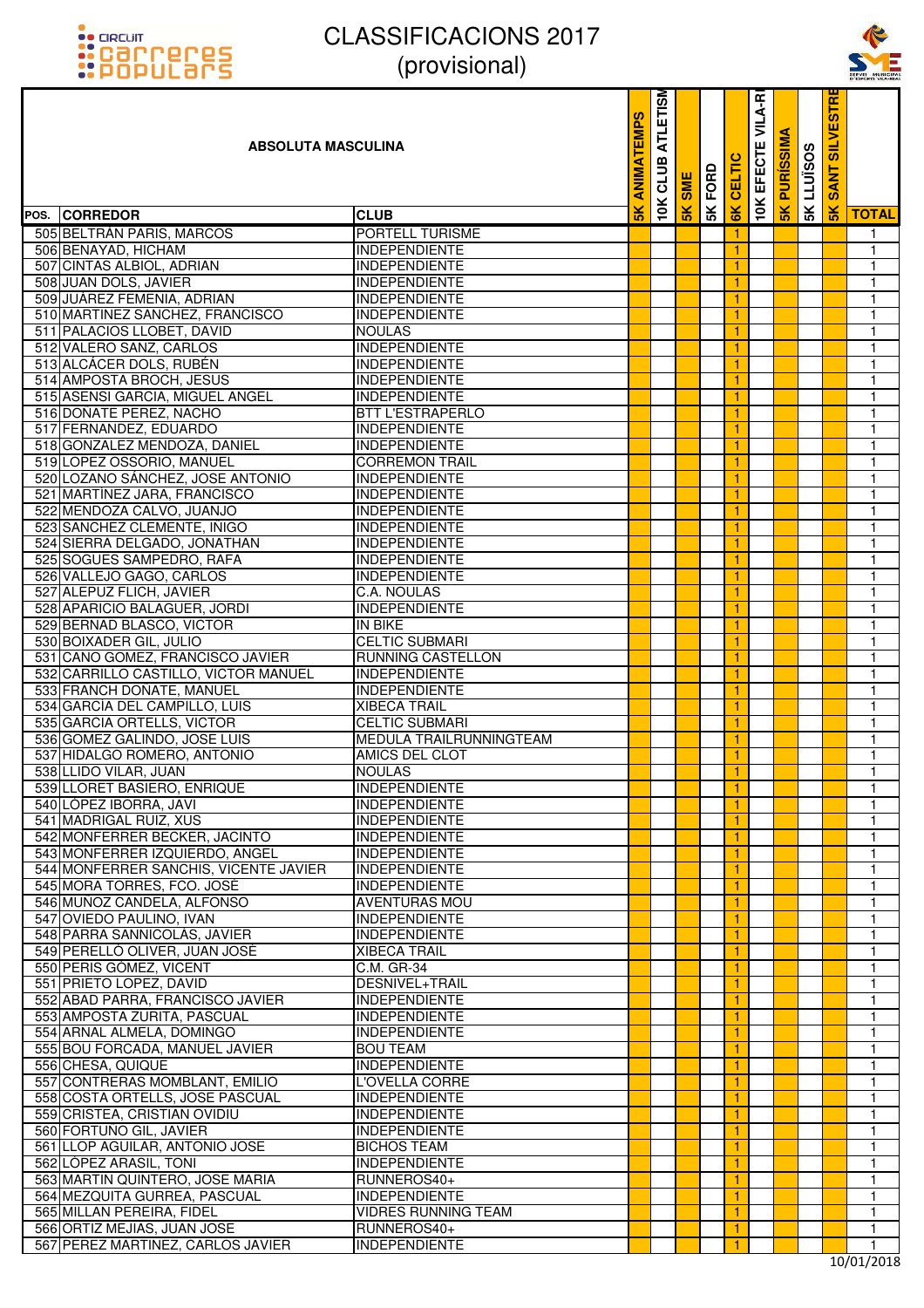# CLASSIFICACIONS 2017
## (provisional)

| POS. | ABSOLUTA MASCULINA CORREDOR | CLUB | 5K ANIMATEMPS | 10K CLUB ATLETISM | 5K SME | 5K FORD | 6K CELTIC | 10K EFECTE VILA-R | 5K PURÍSSIMA | 5K LLUÏSOS | 5K SANT SILVESTRE | TOTAL |
|---|---|---|---|---|---|---|---|---|---|---|---|---|
| 505 | BELTRÁN PARIS, MARCOS | PORTELL TURISME | | | | | 1 | | | | | 1 |
| 506 | BENAYAD, HICHAM | INDEPENDIENTE | | | | | 1 | | | | | 1 |
| 507 | CINTAS ALBIOL, ADRIAN | INDEPENDIENTE | | | | | 1 | | | | | 1 |
| 508 | JUAN DOLS, JAVIER | INDEPENDIENTE | | | | | 1 | | | | | 1 |
| 509 | JUÁREZ FEMENIA, ADRIAN | INDEPENDIENTE | | | | | 1 | | | | | 1 |
| 510 | MARTINEZ SANCHEZ, FRANCISCO | INDEPENDIENTE | | | | | 1 | | | | | 1 |
| 511 | PALACIOS LLOBET, DAVID | NOULAS | | | | | 1 | | | | | 1 |
| 512 | VALERO SANZ, CARLOS | INDEPENDIENTE | | | | | 1 | | | | | 1 |
| 513 | ALCÁCER DOLS, RUBÉN | INDEPENDIENTE | | | | | 1 | | | | | 1 |
| 514 | AMPOSTA BROCH, JESUS | INDEPENDIENTE | | | | | 1 | | | | | 1 |
| 515 | ASENSI GARCIA, MIGUEL ANGEL | INDEPENDIENTE | | | | | 1 | | | | | 1 |
| 516 | DOÑATE PEREZ, NACHO | BTT L'ESTRAPERLO | | | | | 1 | | | | | 1 |
| 517 | FERNANDEZ, EDUARDO | INDEPENDIENTE | | | | | 1 | | | | | 1 |
| 518 | GONZALEZ MENDOZA, DANIEL | INDEPENDIENTE | | | | | 1 | | | | | 1 |
| 519 | LOPEZ OSSORIO, MANUEL | CORREMON TRAIL | | | | | 1 | | | | | 1 |
| 520 | LOZANO SÁNCHEZ, JOSE ANTONIO | INDEPENDIENTE | | | | | 1 | | | | | 1 |
| 521 | MARTÍNEZ JARA, FRANCISCO | INDEPENDIENTE | | | | | 1 | | | | | 1 |
| 522 | MENDOZA CALVO, JUANJO | INDEPENDIENTE | | | | | 1 | | | | | 1 |
| 523 | SANCHEZ CLEMENTE, INIGO | INDEPENDIENTE | | | | | 1 | | | | | 1 |
| 524 | SIERRA DELGADO, JONATHAN | INDEPENDIENTE | | | | | 1 | | | | | 1 |
| 525 | SOGUES SAMPEDRO, RAFA | INDEPENDIENTE | | | | | 1 | | | | | 1 |
| 526 | VALLEJO GAGO, CARLOS | INDEPENDIENTE | | | | | 1 | | | | | 1 |
| 527 | ALEPUZ FLICH, JAVIER | C.A. NOULAS | | | | | 1 | | | | | 1 |
| 528 | APARICIO BALAGUER, JORDI | INDEPENDIENTE | | | | | 1 | | | | | 1 |
| 529 | BERNAD BLASCO, VICTOR | IN BIKE | | | | | 1 | | | | | 1 |
| 530 | BOIXADER GIL, JULIO | CELTIC SUBMARI | | | | | 1 | | | | | 1 |
| 531 | CANO GOMEZ, FRANCISCO JAVIER | RUNNING CASTELLON | | | | | 1 | | | | | 1 |
| 532 | CARRILLO CASTILLO, VICTOR MANUEL | INDEPENDIENTE | | | | | 1 | | | | | 1 |
| 533 | FRANCH DOÑATE, MANUEL | INDEPENDIENTE | | | | | 1 | | | | | 1 |
| 534 | GARCÍA DEL CAMPILLO, LUIS | XIBECA TRAIL | | | | | 1 | | | | | 1 |
| 535 | GARCIA ORTELLS, VICTOR | CELTIC SUBMARI | | | | | 1 | | | | | 1 |
| 536 | GOMEZ GALINDO, JOSE LUIS | MEDULA TRAILRUNNINGTEAM | | | | | 1 | | | | | 1 |
| 537 | HIDALGO ROMERO, ANTONIO | AMICS DEL CLOT | | | | | 1 | | | | | 1 |
| 538 | LLIDO VILAR, JUAN | NOULAS | | | | | 1 | | | | | 1 |
| 539 | LLORET BASIERO, ENRIQUE | INDEPENDIENTE | | | | | 1 | | | | | 1 |
| 540 | LÓPEZ IBORRA, JAVI | INDEPENDIENTE | | | | | 1 | | | | | 1 |
| 541 | MADRIGAL RUIZ, XUS | INDEPENDIENTE | | | | | 1 | | | | | 1 |
| 542 | MONFERRER BECKER, JACINTO | INDEPENDIENTE | | | | | 1 | | | | | 1 |
| 543 | MONFERRER IZQUIERDO, ANGEL | INDEPENDIENTE | | | | | 1 | | | | | 1 |
| 544 | MONFERRER SANCHIS, VICENTE JAVIER | INDEPENDIENTE | | | | | 1 | | | | | 1 |
| 545 | MORA TORRES, FCO. JOSÉ | INDEPENDIENTE | | | | | 1 | | | | | 1 |
| 546 | MUÑOZ CANDELA, ALFONSO | AVENTURAS MOU | | | | | 1 | | | | | 1 |
| 547 | OVIEDO PAULINO, IVAN | INDEPENDIENTE | | | | | 1 | | | | | 1 |
| 548 | PARRA SANNICOLÁS, JAVIER | INDEPENDIENTE | | | | | 1 | | | | | 1 |
| 549 | PERELLÓ OLIVER, JUAN JOSÉ | XIBECA TRAIL | | | | | 1 | | | | | 1 |
| 550 | PERIS GÓMEZ, VICENT | C.M. GR-34 | | | | | 1 | | | | | 1 |
| 551 | PRIETO LOPEZ, DAVID | DESNIVEL+TRAIL | | | | | 1 | | | | | 1 |
| 552 | ABAD PARRA, FRANCISCO JAVIER | INDEPENDIENTE | | | | | 1 | | | | | 1 |
| 553 | AMPOSTA ZURITA, PASCUAL | INDEPENDIENTE | | | | | 1 | | | | | 1 |
| 554 | ARNAL ALMELA, DOMINGO | INDEPENDIENTE | | | | | 1 | | | | | 1 |
| 555 | BOU FORCADA, MANUEL JAVIER | BOU TEAM | | | | | 1 | | | | | 1 |
| 556 | CHESA, QUIQUE | INDEPENDIENTE | | | | | 1 | | | | | 1 |
| 557 | CONTRERAS MOMBLANT, EMILIO | L'OVELLA CORRE | | | | | 1 | | | | | 1 |
| 558 | COSTA ORTELLS, JOSE PASCUAL | INDEPENDIENTE | | | | | 1 | | | | | 1 |
| 559 | CRISTEA, CRISTIAN OVIDIU | INDEPENDIENTE | | | | | 1 | | | | | 1 |
| 560 | FORTUÑO GIL, JAVIER | INDEPENDIENTE | | | | | 1 | | | | | 1 |
| 561 | LLOP AGUILAR, ANTONIO JOSE | BICHOS TEAM | | | | | 1 | | | | | 1 |
| 562 | LOPEZ ARASIL, TONI | INDEPENDIENTE | | | | | 1 | | | | | 1 |
| 563 | MARTIN QUINTERO, JOSE MARIA | RUNNEROS40+ | | | | | 1 | | | | | 1 |
| 564 | MEZQUITA GURREA, PASCUAL | INDEPENDIENTE | | | | | 1 | | | | | 1 |
| 565 | MILLAN PEREIRA, FIDEL | VIDRES RUNNING TEAM | | | | | 1 | | | | | 1 |
| 566 | ORTIZ MEJIAS, JUAN JOSE | RUNNEROS40+ | | | | | 1 | | | | | 1 |
| 567 | PEREZ MARTINEZ, CARLOS JAVIER | INDEPENDIENTE | | | | | 1 | | | | | 1 |

10/01/2018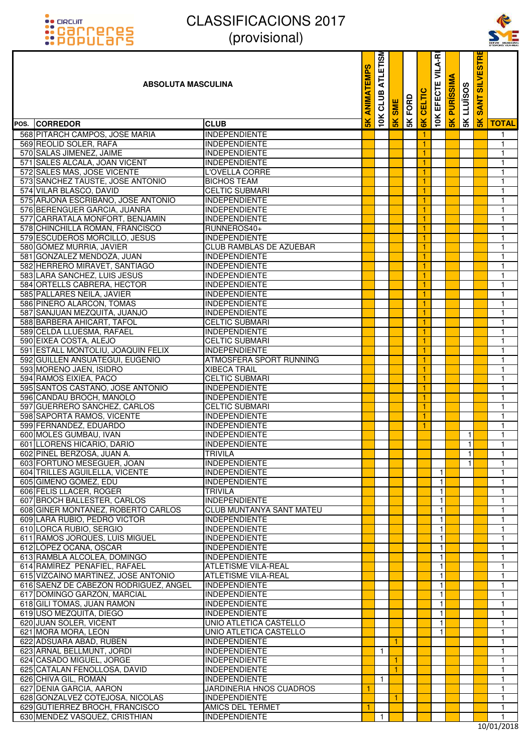# CLASSIFICACIONS 2017
## (provisional)

| POS. | CORREDOR | CLUB | 5K ANIMATEMPS | 10K CLUB ATLETISM | 5K SME | 5K FORD | 6K CELTIC | 10K EFECTE VILA-R | 5K PURÍSSIMA | 5K LLUÏSOS | 5K SANT SILVESTRE | TOTAL |
|---|---|---|---|---|---|---|---|---|---|---|---|---|
| 568 | PITARCH CAMPOS, JOSE MARIA | INDEPENDIENTE | | | | | 1 | | | | | 1 |
| 569 | REOLID SOLER, RAFA | INDEPENDIENTE | | | | | 1 | | | | | 1 |
| 570 | SALAS JIMENEZ, JAIME | INDEPENDIENTE | | | | | 1 | | | | | 1 |
| 571 | SALES ALCALA, JOAN VICENT | INDEPENDIENTE | | | | | 1 | | | | | 1 |
| 572 | SALES MAS, JOSE VICENTE | L'OVELLA CORRE | | | | | 1 | | | | | 1 |
| 573 | SANCHEZ TAUSTE, JOSE ANTONIO | BICHOS TEAM | | | | | 1 | | | | | 1 |
| 574 | VILAR BLASCO, DAVID | CELTIC SUBMARI | | | | | 1 | | | | | 1 |
| 575 | ARJONA ESCRIBANO, JOSE ANTONIO | INDEPENDIENTE | | | | | 1 | | | | | 1 |
| 576 | BERENGUER GARCIA, JUANRA | INDEPENDIENTE | | | | | 1 | | | | | 1 |
| 577 | CARRATALA MONFORT, BENJAMIN | INDEPENDIENTE | | | | | 1 | | | | | 1 |
| 578 | CHINCHILLA ROMAN, FRANCISCO | RUNNEROS40+ | | | | | 1 | | | | | 1 |
| 579 | ESCUDEROS MORCILLO, JESUS | INDEPENDIENTE | | | | | 1 | | | | | 1 |
| 580 | GOMEZ MURRIA, JAVIER | CLUB RAMBLAS DE AZUÉBAR | | | | | 1 | | | | | 1 |
| 581 | GONZALEZ MENDOZA, JUAN | INDEPENDIENTE | | | | | 1 | | | | | 1 |
| 582 | HERRERO MIRAVET, SANTIAGO | INDEPENDIENTE | | | | | 1 | | | | | 1 |
| 583 | LARA SANCHEZ, LUIS JESUS | INDEPENDIENTE | | | | | 1 | | | | | 1 |
| 584 | ORTELLS CABRERA, HECTOR | INDEPENDIENTE | | | | | 1 | | | | | 1 |
| 585 | PALLARES NEILA, JAVIER | INDEPENDIENTE | | | | | 1 | | | | | 1 |
| 586 | PIÑERO ALARCON, TOMAS | INDEPENDIENTE | | | | | 1 | | | | | 1 |
| 587 | SANJUAN MEZQUITA, JUANJO | INDEPENDIENTE | | | | | 1 | | | | | 1 |
| 588 | BARBERA AHICART, TAFOL | CELTIC SUBMARI | | | | | 1 | | | | | 1 |
| 589 | CELDA LLUESMA, RAFAEL | INDEPENDIENTE | | | | | 1 | | | | | 1 |
| 590 | EIXEA COSTA, ALEJO | CELTIC SUBMARI | | | | | 1 | | | | | 1 |
| 591 | ESTALL MONTOLIU, JOAQUIN FELIX | INDEPENDIENTE | | | | | 1 | | | | | 1 |
| 592 | GUILLEN ANSUATEGUI, EUGENIO | ATMOSFERA SPORT RUNNING | | | | | 1 | | | | | 1 |
| 593 | MORENO JAEN, ISIDRO | XIBECA TRAIL | | | | | 1 | | | | | 1 |
| 594 | RAMOS EIXIEA, PACO | CELTIC SUBMARI | | | | | 1 | | | | | 1 |
| 595 | SANTOS CASTAÑO, JOSE ANTONIO | INDEPENDIENTE | | | | | 1 | | | | | 1 |
| 596 | CANDAU BROCH, MANOLO | INDEPENDIENTE | | | | | 1 | | | | | 1 |
| 597 | GUERRERO SANCHEZ, CARLOS | CELTIC SUBMARI | | | | | 1 | | | | | 1 |
| 598 | SAPORTA RAMOS, VICENTE | INDEPENDIENTE | | | | | 1 | | | | | 1 |
| 599 | FERNANDEZ, EDUARDO | INDEPENDIENTE | | | | | 1 | | | | | 1 |
| 600 | MOLES GUMBAU, IVAN | INDEPENDIENTE | | | | | | | | 1 | | 1 |
| 601 | LLORENS HICARIO, DARIO | INDEPENDIENTE | | | | | | | | 1 | | 1 |
| 602 | PINEL BERZOSA, JUAN A. | TRIVILA | | | | | | | | 1 | | 1 |
| 603 | FORTUÑO MESEGUER, JOAN | INDEPENDIENTE | | | | | | | | 1 | | 1 |
| 604 | TRILLES AGUILELLA, VICENTE | INDEPENDIENTE | | | | | | 1 | | | | 1 |
| 605 | GIMENO GOMEZ, EDU | INDEPENDIENTE | | | | | | 1 | | | | 1 |
| 606 | FELIS LLACER, ROGER | TRIVILA | | | | | | 1 | | | | 1 |
| 607 | BROCH BALLESTER, CARLOS | INDEPENDIENTE | | | | | | 1 | | | | 1 |
| 608 | GINER MONTAÑEZ, ROBERTO CARLOS | CLUB MUNTANYA SANT MATEU | | | | | | 1 | | | | 1 |
| 609 | LARA RUBIO, PEDRO VICTOR | INDEPENDIENTE | | | | | | 1 | | | | 1 |
| 610 | LORCA RUBIO, SERGIO | INDEPENDIENTE | | | | | | 1 | | | | 1 |
| 611 | RAMOS JORQUES, LUIS MIGUEL | INDEPENDIENTE | | | | | | 1 | | | | 1 |
| 612 | LÓPEZ OCAÑA, OSCAR | INDEPENDIENTE | | | | | | 1 | | | | 1 |
| 613 | RAMBLA ALCOLEA, DOMINGO | INDEPENDIENTE | | | | | | 1 | | | | 1 |
| 614 | RAMÍREZ PEÑAFIEL, RAFAEL | ATLETISME VILA-REAL | | | | | | 1 | | | | 1 |
| 615 | VIZCAÍNO MARTÍNEZ, JOSE ANTONIO | ATLETISME VILA-REAL | | | | | | 1 | | | | 1 |
| 616 | SAENZ DE CABEZON RODRIGUEZ, ANGEL | INDEPENDIENTE | | | | | | 1 | | | | 1 |
| 617 | DOMINGO GARZÓN, MARCIAL | INDEPENDIENTE | | | | | | 1 | | | | 1 |
| 618 | GILI TOMAS, JUAN RAMON | INDEPENDIENTE | | | | | | 1 | | | | 1 |
| 619 | USO MEZQUITA, DIEGO | INDEPENDIENTE | | | | | | 1 | | | | 1 |
| 620 | JUAN SOLER, VICENT | UNIO ATLETICA CASTELLO | | | | | | 1 | | | | 1 |
| 621 | MORA MORA, LEÓN | UNIO ATLETICA CASTELLO | | | | | | 1 | | | | 1 |
| 622 | ADSUARA ABAD, RUBEN | INDEPENDIENTE | | | 1 | | | | | | | 1 |
| 623 | ARNAL BELLMUNT, JORDI | INDEPENDIENTE | | 1 | | | | | | | | 1 |
| 624 | CASADO MIGUEL, JORGE | INDEPENDIENTE | | | 1 | | | | | | | 1 |
| 625 | CATALAN FENOLLOSA, DAVID | INDEPENDIENTE | | | 1 | | | | | | | 1 |
| 626 | CHIVA GIL, ROMAN | INDEPENDIENTE | | 1 | | | | | | | | 1 |
| 627 | DENIA GARCIA, AARON | JARDINERIA HNOS CUADROS | 1 | | | | | | | | | 1 |
| 628 | GONZALVEZ COTEJOSA, NICOLAS | INDEPENDIENTE | | | 1 | | | | | | | 1 |
| 629 | GUTIERREZ BROCH, FRANCISCO | AMICS DEL TERMET | 1 | | | | | | | | | 1 |
| 630 | MENDEZ VASQUEZ, CRISTHIAN | INDEPENDIENTE | | 1 | | | | | | | | 1 |

10/01/2018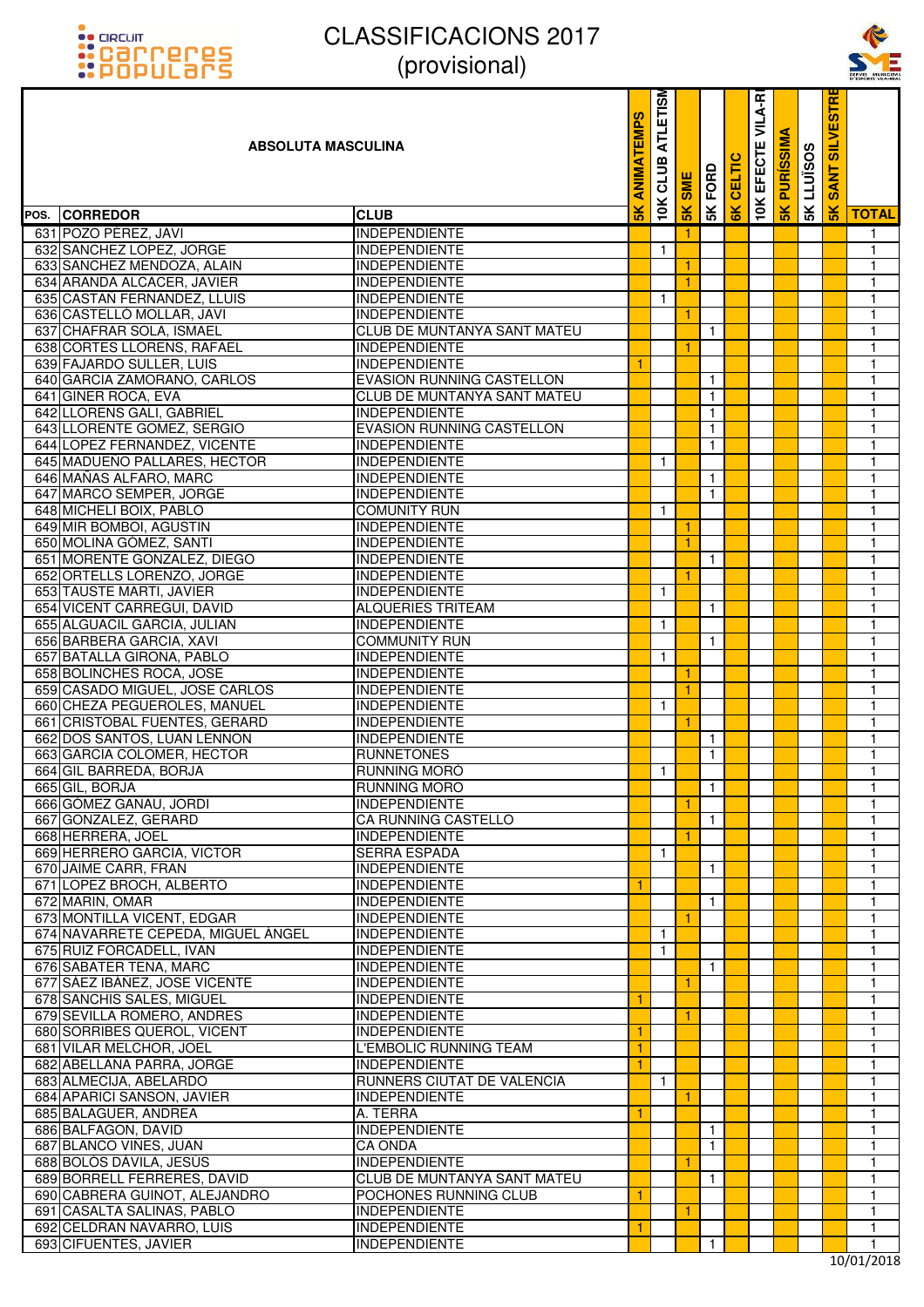# CLASSIFICACIONS 2017
## (provisional)

| POS. | CORREDOR | CLUB | 5K ANIMATEMPS | 10K CLUB ATLETISM | 5K SME | 5K FORD | 6K CELTIC | 10K EFECTE VILA-R | 5K PURÍSSIMA | 5K LLUÏSOS | 5K SANT SILVESTRE | TOTAL |
|---|---|---|---|---|---|---|---|---|---|---|---|---|
| | **ABSOLUTA MASCULINA** | | | | | | | | | | | |
| 631 | POZO PÉREZ, JAVI | INDEPENDIENTE | | | 1 | | | | | | | 1 |
| 632 | SANCHEZ LOPEZ, JORGE | INDEPENDIENTE | | 1 | | | | | | | | 1 |
| 633 | SANCHEZ MENDOZA, ALAIN | INDEPENDIENTE | | | 1 | | | | | | | 1 |
| 634 | ARANDA ALCACER, JAVIER | INDEPENDIENTE | | | 1 | | | | | | | 1 |
| 635 | CASTAN FERNANDEZ, LLUIS | INDEPENDIENTE | | 1 | | | | | | | | 1 |
| 636 | CASTELLÓ MOLLAR, JAVI | INDEPENDIENTE | | | 1 | | | | | | | 1 |
| 637 | CHAFRAR SOLA, ISMAEL | CLUB DE MUNTANYA SANT MATEU | | | | 1 | | | | | | 1 |
| 638 | CORTES LLORENS, RAFAEL | INDEPENDIENTE | | | 1 | | | | | | | 1 |
| 639 | FAJARDO SULLER, LUIS | INDEPENDIENTE | 1 | | | | | | | | | 1 |
| 640 | GARCIA ZAMORANO, CARLOS | EVASION RUNNING CASTELLON | | | | 1 | | | | | | 1 |
| 641 | GINER ROCA, EVA | CLUB DE MUNTANYA SANT MATEU | | | | 1 | | | | | | 1 |
| 642 | LLORENS GALI, GABRIEL | INDEPENDIENTE | | | | 1 | | | | | | 1 |
| 643 | LLORENTE GOMEZ, SERGIO | EVASION RUNNING CASTELLON | | | | 1 | | | | | | 1 |
| 644 | LOPEZ FERNANDEZ, VICENTE | INDEPENDIENTE | | | | 1 | | | | | | 1 |
| 645 | MADUEÑO PALLARES, HECTOR | INDEPENDIENTE | | 1 | | | | | | | | 1 |
| 646 | MAÑAS ALFARO, MARC | INDEPENDIENTE | | | | 1 | | | | | | 1 |
| 647 | MARCO SEMPER, JORGE | INDEPENDIENTE | | | | 1 | | | | | | 1 |
| 648 | MICHELI BOIX, PABLO | COMUNITY RUN | | 1 | | | | | | | | 1 |
| 649 | MIR BOMBOI, AGUSTIN | INDEPENDIENTE | | | 1 | | | | | | | 1 |
| 650 | MOLINA GOMEZ, SANTI | INDEPENDIENTE | | | 1 | | | | | | | 1 |
| 651 | MORENTE GONZALEZ, DIEGO | INDEPENDIENTE | | | | 1 | | | | | | 1 |
| 652 | ORTELLS LORENZO, JORGE | INDEPENDIENTE | | | 1 | | | | | | | 1 |
| 653 | TAUSTE MARTI, JAVIER | INDEPENDIENTE | | 1 | | | | | | | | 1 |
| 654 | VICENT CARREGUI, DAVID | ALQUERIES TRITEAM | | | | 1 | | | | | | 1 |
| 655 | ALGUACIL GARCIA, JULIAN | INDEPENDIENTE | | 1 | | | | | | | | 1 |
| 656 | BARBERA GARCIA, XAVI | COMMUNITY RUN | | | | 1 | | | | | | 1 |
| 657 | BATALLA GIRONA, PABLO | INDEPENDIENTE | | 1 | | | | | | | | 1 |
| 658 | BOLINCHES ROCA, JOSE | INDEPENDIENTE | | | 1 | | | | | | | 1 |
| 659 | CASADO MIGUEL, JOSE CARLOS | INDEPENDIENTE | | | 1 | | | | | | | 1 |
| 660 | CHEZA PEGUEROLES, MANUEL | INDEPENDIENTE | | 1 | | | | | | | | 1 |
| 661 | CRISTOBAL FUENTES, GERARD | INDEPENDIENTE | | | 1 | | | | | | | 1 |
| 662 | DOS SANTOS, LUAN LENNON | INDEPENDIENTE | | | | 1 | | | | | | 1 |
| 663 | GARCIA COLOMER, HECTOR | RUNNETONES | | | | 1 | | | | | | 1 |
| 664 | GIL BARREDA, BORJA | RUNNING MORO | | 1 | | | | | | | | 1 |
| 665 | GIL, BORJA | RUNNING MORO | | | | 1 | | | | | | 1 |
| 666 | GOMEZ GANAU, JORDI | INDEPENDIENTE | | | 1 | | | | | | | 1 |
| 667 | GONZALEZ, GERARD | CA RUNNING CASTELLO | | | | 1 | | | | | | 1 |
| 668 | HERRERA, JOEL | INDEPENDIENTE | | | 1 | | | | | | | 1 |
| 669 | HERRERO GARCIA, VICTOR | SERRA ESPADA | | 1 | | | | | | | | 1 |
| 670 | JAIME CARR, FRAN | INDEPENDIENTE | | | | 1 | | | | | | 1 |
| 671 | LOPEZ BROCH, ALBERTO | INDEPENDIENTE | 1 | | | | | | | | | 1 |
| 672 | MARIN, OMAR | INDEPENDIENTE | | | | 1 | | | | | | 1 |
| 673 | MONTILLA VICENT, EDGAR | INDEPENDIENTE | | | 1 | | | | | | | 1 |
| 674 | NAVARRETE CEPEDA, MIGUEL ÁNGEL | INDEPENDIENTE | | 1 | | | | | | | | 1 |
| 675 | RUIZ FORCADELL, IVAN | INDEPENDIENTE | | 1 | | | | | | | | 1 |
| 676 | SABATER TENA, MARC | INDEPENDIENTE | | | | 1 | | | | | | 1 |
| 677 | SÁEZ IBÁÑEZ, JOSE VICENTE | INDEPENDIENTE | | | 1 | | | | | | | 1 |
| 678 | SANCHIS SALES, MIGUEL | INDEPENDIENTE | 1 | | | | | | | | | 1 |
| 679 | SEVILLA ROMERO, ANDRES | INDEPENDIENTE | | | 1 | | | | | | | 1 |
| 680 | SORRIBES QUEROL, VICENT | INDEPENDIENTE | 1 | | | | | | | | | 1 |
| 681 | VILAR MELCHOR, JOEL | L'EMBOLIC RUNNING TEAM | 1 | | | | | | | | | 1 |
| 682 | ABELLANA PARRA, JORGE | INDEPENDIENTE | 1 | | | | | | | | | 1 |
| 683 | ALMECIJA, ABELARDO | RUNNERS CIUTAT DE VALENCIA | | 1 | | | | | | | | 1 |
| 684 | APARICI SANSON, JAVIER | INDEPENDIENTE | | | 1 | | | | | | | 1 |
| 685 | BALAGUER, ANDREA | A. TERRA | 1 | | | | | | | | | 1 |
| 686 | BALFAGON, DAVID | INDEPENDIENTE | | | | 1 | | | | | | 1 |
| 687 | BLANCO VIÑES, JUAN | CA ONDA | | | | 1 | | | | | | 1 |
| 688 | BOLOS DAVILA, JESUS | INDEPENDIENTE | | | 1 | | | | | | | 1 |
| 689 | BORRELL FERRERES, DAVID | CLUB DE MUNTANYA SANT MATEU | | | | 1 | | | | | | 1 |
| 690 | CABRERA GUINOT, ALEJANDRO | POCHONES RUNNING CLUB | 1 | | | | | | | | | 1 |
| 691 | CASALTA SALINAS, PABLO | INDEPENDIENTE | | | 1 | | | | | | | 1 |
| 692 | CELDRAN NAVARRO, LUIS | INDEPENDIENTE | 1 | | | | | | | | | 1 |
| 693 | CIFUENTES, JAVIER | INDEPENDIENTE | | | | 1 | | | | | | 1 |

10/01/2018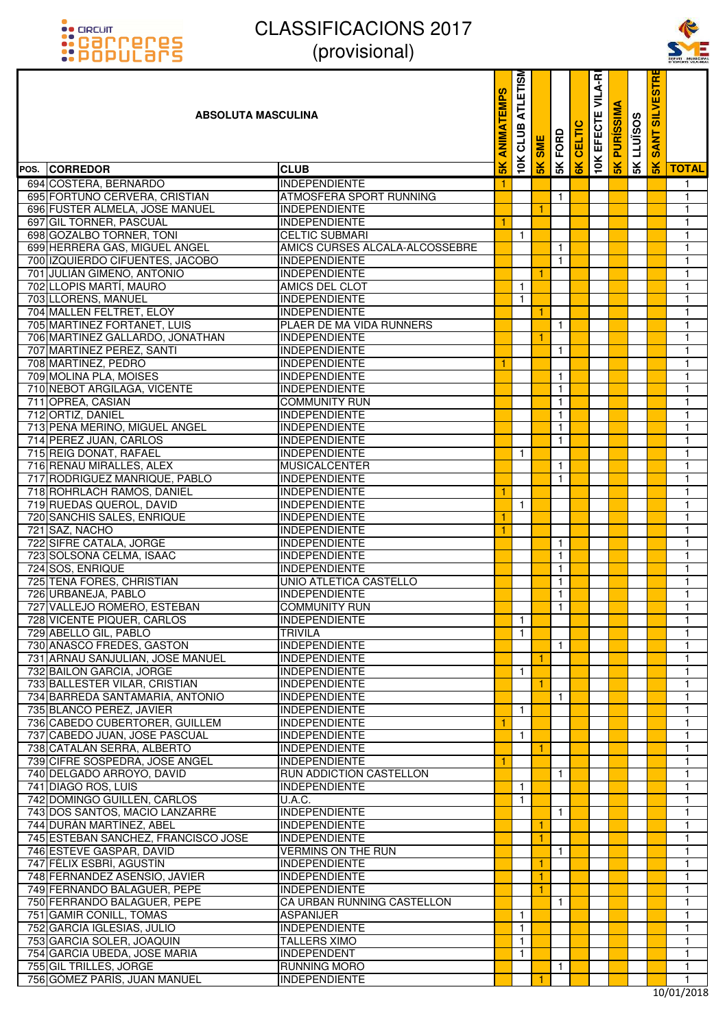# CLASSIFICACIONS 2017
## (provisional)

| POS. | CORREDOR | CLUB | 5K ANIMATEMPS | 10K CLUB ATLETISME | 5K SME | 5K FORD | 6K CELTIC | 10K EFECTE VILA-REAL | 5K PURÍSSIMA | 5K LLUÏSOS | 5K SANT SILVESTRE | TOTAL |
|---|---|---|---|---|---|---|---|---|---|---|---|---|
| 694 | COSTERA, BERNARDO | INDEPENDIENTE | 1 | | | | | | | | | 1 |
| 695 | FORTUNO CERVERA, CRISTIAN | ATMOSFERA SPORT RUNNING | | | | 1 | | | | | | 1 |
| 696 | FUSTER ALMELA, JOSE MANUEL | INDEPENDIENTE | | | 1 | | | | | | | 1 |
| 697 | GIL TORNER, PASCUAL | INDEPENDIENTE | 1 | | | | | | | | | 1 |
| 698 | GOZALBO TORNER, TONI | CELTIC SUBMARI | | 1 | | | | | | | | 1 |
| 699 | HERRERA GAS, MIGUEL ANGEL | AMICS CURSES ALCALA-ALCOSSEBRE | | | | 1 | | | | | | 1 |
| 700 | IZQUIERDO CIFUENTES, JACOBO | INDEPENDIENTE | | | | 1 | | | | | | 1 |
| 701 | JULIAN GIMENO, ANTONIO | INDEPENDIENTE | | | 1 | | | | | | | 1 |
| 702 | LLOPIS MARTÍ, MAURO | AMICS DEL CLOT | | 1 | | | | | | | | 1 |
| 703 | LLORENS, MANUEL | INDEPENDIENTE | | 1 | | | | | | | | 1 |
| 704 | MALLEN FELTRET, ELOY | INDEPENDIENTE | | | 1 | | | | | | | 1 |
| 705 | MARTINEZ FORTANET, LUIS | PLAER DE MA VIDA RUNNERS | | | | 1 | | | | | | 1 |
| 706 | MARTINEZ GALLARDO, JONATHAN | INDEPENDIENTE | | | 1 | | | | | | | 1 |
| 707 | MARTINEZ PEREZ, SANTI | INDEPENDIENTE | | | | 1 | | | | | | 1 |
| 708 | MARTINEZ, PEDRO | INDEPENDIENTE | 1 | | | | | | | | | 1 |
| 709 | MOLINA PLA, MOISES | INDEPENDIENTE | | | | 1 | | | | | | 1 |
| 710 | NEBOT ARGILAGA, VICENTE | INDEPENDIENTE | | | | 1 | | | | | | 1 |
| 711 | OPREA, CASIAN | COMMUNITY RUN | | | | 1 | | | | | | 1 |
| 712 | ORTIZ, DANIEL | INDEPENDIENTE | | | | 1 | | | | | | 1 |
| 713 | PEÑA MERINO, MIGUEL ANGEL | INDEPENDIENTE | | | | 1 | | | | | | 1 |
| 714 | PEREZ JUAN, CARLOS | INDEPENDIENTE | | | | 1 | | | | | | 1 |
| 715 | REIG DONAT, RAFAEL | INDEPENDIENTE | | 1 | | | | | | | | 1 |
| 716 | RENAU MIRALLES, ALEX | MUSICALCENTER | | | | 1 | | | | | | 1 |
| 717 | RODRIGUEZ MANRIQUE, PABLO | INDEPENDIENTE | | | | 1 | | | | | | 1 |
| 718 | ROHRLACH RAMOS, DANIEL | INDEPENDIENTE | 1 | | | | | | | | | 1 |
| 719 | RUEDAS QUEROL, DAVID | INDEPENDIENTE | | 1 | | | | | | | | 1 |
| 720 | SANCHIS SALES, ENRIQUE | INDEPENDIENTE | 1 | | | | | | | | | 1 |
| 721 | SAZ, NACHO | INDEPENDIENTE | 1 | | | | | | | | | 1 |
| 722 | SIFRE CATALA, JORGE | INDEPENDIENTE | | | | 1 | | | | | | 1 |
| 723 | SOLSONA CELMA, ISAAC | INDEPENDIENTE | | | | 1 | | | | | | 1 |
| 724 | SOS, ENRIQUE | INDEPENDIENTE | | | | 1 | | | | | | 1 |
| 725 | TENA FORES, CHRISTIAN | UNIO ATLETICA CASTELLO | | | | 1 | | | | | | 1 |
| 726 | URBANEJA, PABLO | INDEPENDIENTE | | | | 1 | | | | | | 1 |
| 727 | VALLEJO ROMERO, ESTEBAN | COMMUNITY RUN | | | | 1 | | | | | | 1 |
| 728 | VICENTE PIQUER, CARLOS | INDEPENDIENTE | | 1 | | | | | | | | 1 |
| 729 | ABELLO GIL, PABLO | TRIVILA | | 1 | | | | | | | | 1 |
| 730 | AÑASCO FREDES, GASTON | INDEPENDIENTE | | | | 1 | | | | | | 1 |
| 731 | ARNAU SANJULIAN, JOSE MANUEL | INDEPENDIENTE | | | 1 | | | | | | | 1 |
| 732 | BAILON GARCIA, JORGE | INDEPENDIENTE | | 1 | | | | | | | | 1 |
| 733 | BALLESTER VILAR, CRISTIAN | INDEPENDIENTE | | | 1 | | | | | | | 1 |
| 734 | BARREDA SANTAMARIA, ANTONIO | INDEPENDIENTE | | | | 1 | | | | | | 1 |
| 735 | BLANCO PEREZ, JAVIER | INDEPENDIENTE | | 1 | | | | | | | | 1 |
| 736 | CABEDO CUBERTORER, GUILLEM | INDEPENDIENTE | 1 | | | | | | | | | 1 |
| 737 | CABEDO JUAN, JOSE PASCUAL | INDEPENDIENTE | | 1 | | | | | | | | 1 |
| 738 | CATALAN SERRA, ALBERTO | INDEPENDIENTE | | | 1 | | | | | | | 1 |
| 739 | CIFRE SOSPEDRA, JOSE ANGEL | INDEPENDIENTE | 1 | | | | | | | | | 1 |
| 740 | DELGADO ARROYO, DAVID | RUN ADDICTION CASTELLON | | | | 1 | | | | | | 1 |
| 741 | DIAGO ROS, LUIS | INDEPENDIENTE | | 1 | | | | | | | | 1 |
| 742 | DOMINGO GUILLEN, CARLOS | U.A.C. | | 1 | | | | | | | | 1 |
| 743 | DOS SANTOS, MACIO LANZARRE | INDEPENDIENTE | | | | 1 | | | | | | 1 |
| 744 | DURÁN MARTÍNEZ, ABEL | INDEPENDIENTE | | | 1 | | | | | | | 1 |
| 745 | ESTEBAN SANCHEZ, FRANCISCO JOSE | INDEPENDIENTE | | | 1 | | | | | | | 1 |
| 746 | ESTEVE GASPAR, DAVID | VERMINS ON THE RUN | | | | 1 | | | | | | 1 |
| 747 | FÉLIX ESBRÍ, AGUSTIN | INDEPENDIENTE | | | 1 | | | | | | | 1 |
| 748 | FERNANDEZ ASENSIO, JAVIER | INDEPENDIENTE | | | 1 | | | | | | | 1 |
| 749 | FERNANDO BALAGUER, PEPE | INDEPENDIENTE | | | 1 | | | | | | | 1 |
| 750 | FERRANDO BALAGUER, PEPE | CA URBAN RUNNING CASTELLON | | | | 1 | | | | | | 1 |
| 751 | GAMIR CONILL, TOMAS | ASPANIJER | | 1 | | | | | | | | 1 |
| 752 | GARCIA IGLESIAS, JULIO | INDEPENDIENTE | | 1 | | | | | | | | 1 |
| 753 | GARCIA SOLER, JOAQUIN | TALLERS XIMO | | 1 | | | | | | | | 1 |
| 754 | GARCIA UBEDA, JOSE MARIA | INDEPENDENT | | 1 | | | | | | | | 1 |
| 755 | GIL TRILLES, JORGE | RUNNING MORO | | | | 1 | | | | | | 1 |
| 756 | GÓMEZ PARÍS, JUAN MANUEL | INDEPENDIENTE | | | 1 | | | | | | | 1 |

ABSOLUTA MASCULINA

10/01/2018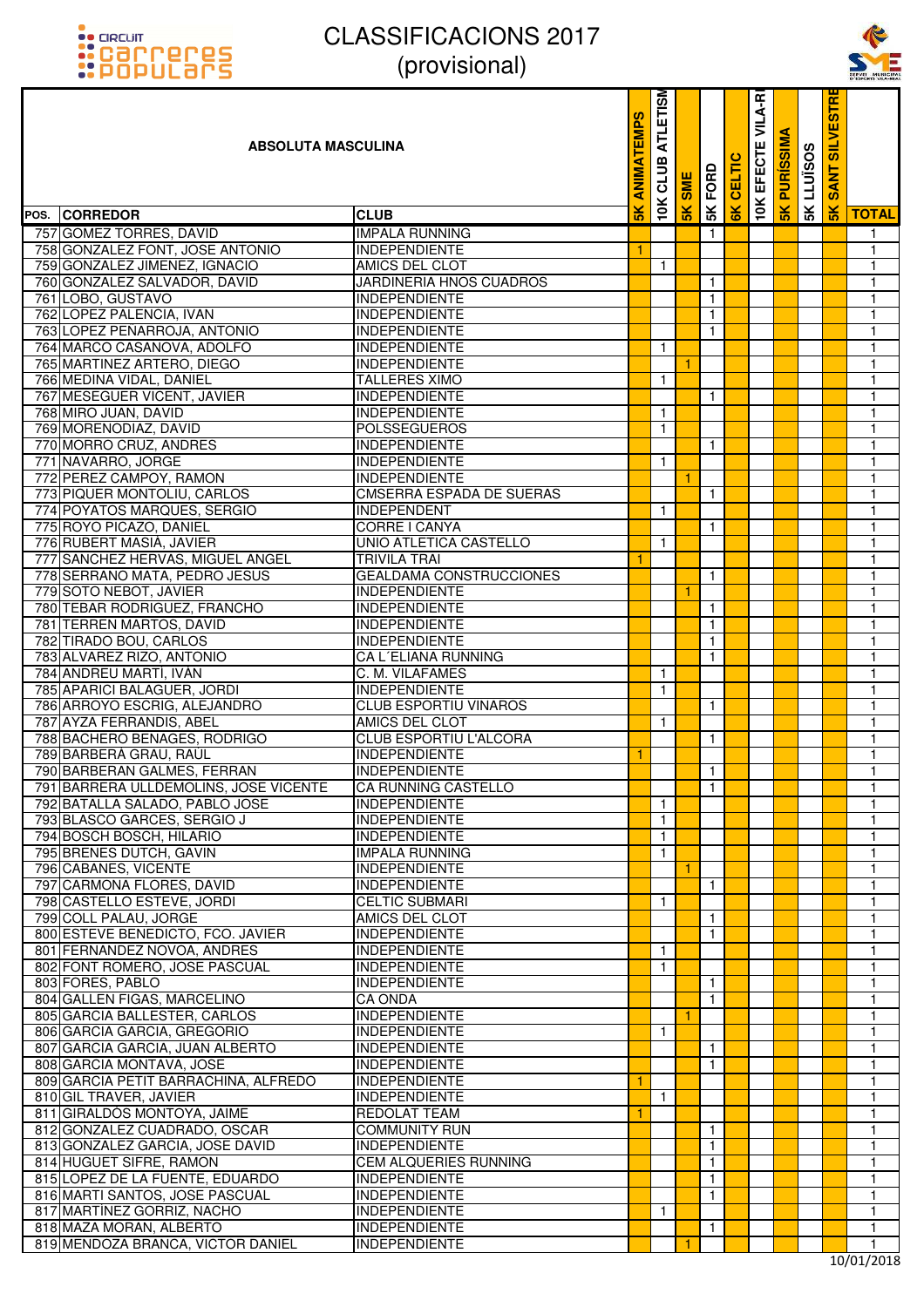# CLASSIFICACIONS 2017
## (provisional)

| POS. | ABSOLUTA MASCULINA CORREDOR | CLUB | 5K ANIMATEMPS | 10K CLUB ATLETISM | 5K SME | 5K FORD | 6K CELTIC | 10K EFECTE VILA-R | 5K PURÍSSIMA | 5K LLUÏSOS | 5K SANT SILVESTRE | TOTAL |
|---|---|---|---|---|---|---|---|---|---|---|---|---|
| 757 | GOMEZ TORRES, DAVID | IMPALA RUNNING | | | | 1 | | | | | | 1 |
| 758 | GONZALEZ FONT, JOSE ANTONIO | INDEPENDIENTE | 1 | | | | | | | | | 1 |
| 759 | GONZALEZ JIMENEZ, IGNACIO | AMICS DEL CLOT | | 1 | | | | | | | | 1 |
| 760 | GONZALEZ SALVADOR, DAVID | JARDINERIA HNOS CUADROS | | | | 1 | | | | | | 1 |
| 761 | LOBO, GUSTAVO | INDEPENDIENTE | | | | 1 | | | | | | 1 |
| 762 | LOPEZ PALENCIA, IVAN | INDEPENDIENTE | | | | 1 | | | | | | 1 |
| 763 | LOPEZ PENARROJA, ANTONIO | INDEPENDIENTE | | | | 1 | | | | | | 1 |
| 764 | MARCO CASANOVA, ADOLFO | INDEPENDIENTE | | 1 | | | | | | | | 1 |
| 765 | MARTINEZ ARTERO, DIEGO | INDEPENDIENTE | | | 1 | | | | | | | 1 |
| 766 | MEDINA VIDAL, DANIEL | TALLERES XIMO | | 1 | | | | | | | | 1 |
| 767 | MESEGUER VICENT, JAVIER | INDEPENDIENTE | | | | 1 | | | | | | 1 |
| 768 | MIRO JUAN, DAVID | INDEPENDIENTE | | 1 | | | | | | | | 1 |
| 769 | MORENODIAZ, DAVID | POLSSEGUEROS | | 1 | | | | | | | | 1 |
| 770 | MORRO CRUZ, ANDRES | INDEPENDIENTE | | | | 1 | | | | | | 1 |
| 771 | NAVARRO, JORGE | INDEPENDIENTE | | 1 | | | | | | | | 1 |
| 772 | PEREZ CAMPOY, RAMON | INDEPENDIENTE | | | 1 | | | | | | | 1 |
| 773 | PIQUER MONTOLIU, CARLOS | CMSERRA ESPADA DE SUERAS | | | | 1 | | | | | | 1 |
| 774 | POYATOS MARQUES, SERGIO | INDEPENDENT | | 1 | | | | | | | | 1 |
| 775 | ROYO PICAZO, DANIEL | CORRE I CANYA | | | | 1 | | | | | | 1 |
| 776 | RUBERT MASIA, JAVIER | UNIO ATLETICA CASTELLO | | 1 | | | | | | | | 1 |
| 777 | SANCHEZ HERVAS, MIGUEL ANGEL | TRIVILA TRAI | 1 | | | | | | | | | 1 |
| 778 | SERRANO MATA, PEDRO JESUS | GEALDAMA CONSTRUCCIONES | | | | 1 | | | | | | 1 |
| 779 | SOTO NEBOT, JAVIER | INDEPENDIENTE | | | 1 | | | | | | | 1 |
| 780 | TEBAR RODRIGUEZ, FRANCHO | INDEPENDIENTE | | | | 1 | | | | | | 1 |
| 781 | TERREN MARTOS, DAVID | INDEPENDIENTE | | | | 1 | | | | | | 1 |
| 782 | TIRADO BOU, CARLOS | INDEPENDIENTE | | | | 1 | | | | | | 1 |
| 783 | ALVAREZ RIZO, ANTONIO | CA L´ELIANA RUNNING | | | | 1 | | | | | | 1 |
| 784 | ANDREU MARTÍ, IVÁN | C. M. VILAFAMES | | 1 | | | | | | | | 1 |
| 785 | APARICI BALAGUER, JORDI | INDEPENDIENTE | | 1 | | | | | | | | 1 |
| 786 | ARROYO ESCRIG, ALEJANDRO | CLUB ESPORTIU VINAROS | | | | 1 | | | | | | 1 |
| 787 | AYZA FERRANDIS, ABEL | AMICS DEL CLOT | | 1 | | | | | | | | 1 |
| 788 | BACHERO BENAGES, RODRIGO | CLUB ESPORTIU L'ALCORA | | | | 1 | | | | | | 1 |
| 789 | BARBERÀ GRAU, RAÜL | INDEPENDIENTE | 1 | | | | | | | | | 1 |
| 790 | BARBERAN GALMES, FERRAN | INDEPENDIENTE | | | | 1 | | | | | | 1 |
| 791 | BARRERA ULLDEMOLINS, JOSE VICENTE | CA RUNNING CASTELLO | | | | 1 | | | | | | 1 |
| 792 | BATALLA SALADO, PABLO JOSE | INDEPENDIENTE | | 1 | | | | | | | | 1 |
| 793 | BLASCO GARCES, SERGIO J | INDEPENDIENTE | | 1 | | | | | | | | 1 |
| 794 | BOSCH BOSCH, HILARIO | INDEPENDIENTE | | 1 | | | | | | | | 1 |
| 795 | BRENES DUTCH, GAVIN | IMPALA RUNNING | | 1 | | | | | | | | 1 |
| 796 | CABANES, VICENTE | INDEPENDIENTE | | | 1 | | | | | | | 1 |
| 797 | CARMONA FLORES, DAVID | INDEPENDIENTE | | | | 1 | | | | | | 1 |
| 798 | CASTELLO ESTEVE, JORDI | CELTIC SUBMARI | | 1 | | | | | | | | 1 |
| 799 | COLL PALAU, JORGE | AMICS DEL CLOT | | | | 1 | | | | | | 1 |
| 800 | ESTEVE BENEDICTO, FCO. JAVIER | INDEPENDIENTE | | | | 1 | | | | | | 1 |
| 801 | FERNANDEZ NOVOA, ANDRES | INDEPENDIENTE | | 1 | | | | | | | | 1 |
| 802 | FONT ROMERO, JOSE PASCUAL | INDEPENDIENTE | | 1 | | | | | | | | 1 |
| 803 | FORES, PABLO | INDEPENDIENTE | | | | 1 | | | | | | 1 |
| 804 | GALLEN FIGAS, MARCELINO | CA ONDA | | | | 1 | | | | | | 1 |
| 805 | GARCIA BALLESTER, CARLOS | INDEPENDIENTE | | | 1 | | | | | | | 1 |
| 806 | GARCIA GARCIA, GREGORIO | INDEPENDIENTE | | 1 | | | | | | | | 1 |
| 807 | GARCIA GARCIA, JUAN ALBERTO | INDEPENDIENTE | | | | 1 | | | | | | 1 |
| 808 | GARCIA MONTAVA, JOSE | INDEPENDIENTE | | | | 1 | | | | | | 1 |
| 809 | GARCIA PETIT BARRACHINA, ALFREDO | INDEPENDIENTE | 1 | | | | | | | | | 1 |
| 810 | GIL TRAVER, JAVIER | INDEPENDIENTE | | 1 | | | | | | | | 1 |
| 811 | GIRALDOS MONTOYA, JAIME | REDOLAT TEAM | 1 | | | | | | | | | 1 |
| 812 | GONZALEZ CUADRADO, OSCAR | COMMUNITY RUN | | | | 1 | | | | | | 1 |
| 813 | GONZALEZ GARCIA, JOSE DAVID | INDEPENDIENTE | | | | 1 | | | | | | 1 |
| 814 | HUGUET SIFRE, RAMON | CEM ALQUERIES RUNNING | | | | 1 | | | | | | 1 |
| 815 | LOPEZ DE LA FUENTE, EDUARDO | INDEPENDIENTE | | | | 1 | | | | | | 1 |
| 816 | MARTI SANTOS, JOSE PASCUAL | INDEPENDIENTE | | | | 1 | | | | | | 1 |
| 817 | MARTINEZ GORRIZ, NACHO | INDEPENDIENTE | | 1 | | | | | | | | 1 |
| 818 | MAZA MORAN, ALBERTO | INDEPENDIENTE | | | | 1 | | | | | | 1 |
| 819 | MENDOZA BRANCA, VICTOR DANIEL | INDEPENDIENTE | | | 1 | | | | | | | 1 |

10/01/2018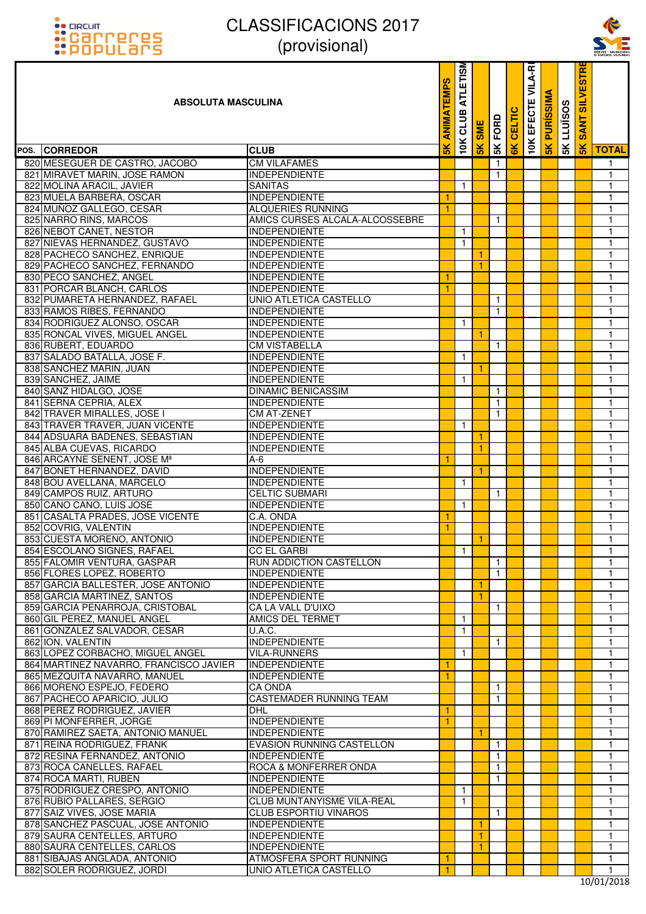# CLASSIFICACIONS 2017

(provisional)

| POS. | CORREDOR | CLUB | 5K ANIMATEMPS | 10K CLUB ATLETISME | 5K SME | 5K FORD | 6K CELTIC | 10K EFECTE VILA-REAL | 5K PURÍSSIMA | 5K LLUÏSOS | 5K SANT SILVESTRE | TOTAL |
|---|---|---|---|---|---|---|---|---|---|---|---|---|
| 820 | MESEGUER DE CASTRO, JACOBO | CM VILAFAMES | | | | 1 | | | | | | 1 |
| 821 | MIRAVET MARIN, JOSE RAMON | INDEPENDIENTE | | | | 1 | | | | | | 1 |
| 822 | MOLINA ARACIL, JAVIER | SANITAS | | 1 | | | | | | | | 1 |
| 823 | MUELA BARBERÁ, OSCAR | INDEPENDIENTE | 1 | | | | | | | | | 1 |
| 824 | MUÑOZ GALLEGO, CESAR | ALQUERIES RUNNING | 1 | | | | | | | | | 1 |
| 825 | NARRO RINS, MARCOS | AMICS CURSES ALCALA-ALCOSSEBRE | | | | 1 | | | | | | 1 |
| 826 | NEBOT CANET, NESTOR | INDEPENDIENTE | | 1 | | | | | | | | 1 |
| 827 | NIEVAS HERNANDEZ, GUSTAVO | INDEPENDIENTE | | 1 | | | | | | | | 1 |
| 828 | PACHECO SANCHEZ, ENRIQUE | INDEPENDIENTE | | | 1 | | | | | | | 1 |
| 829 | PACHECO SANCHEZ, FERNANDO | INDEPENDIENTE | | | 1 | | | | | | | 1 |
| 830 | PECO SANCHEZ, ANGEL | INDEPENDIENTE | 1 | | | | | | | | | 1 |
| 831 | PORCAR BLANCH, CARLOS | INDEPENDIENTE | 1 | | | | | | | | | 1 |
| 832 | PUMARETA HERNANDEZ, RAFAEL | UNIO ATLETICA CASTELLO | | | | 1 | | | | | | 1 |
| 833 | RAMOS RIBES, FERNANDO | INDEPENDIENTE | | | | 1 | | | | | | 1 |
| 834 | RODRIGUEZ ALONSO, OSCAR | INDEPENDIENTE | | 1 | | | | | | | | 1 |
| 835 | RONCAL VIVES, MIGUEL ANGEL | INDEPENDIENTE | | | 1 | | | | | | | 1 |
| 836 | RUBERT, EDUARDO | CM VISTABELLA | | | | 1 | | | | | | 1 |
| 837 | SALADO BATALLA, JOSE F. | INDEPENDIENTE | | 1 | | | | | | | | 1 |
| 838 | SANCHEZ MARIN, JUAN | INDEPENDIENTE | | | 1 | | | | | | | 1 |
| 839 | SANCHEZ, JAIME | INDEPENDIENTE | | 1 | | | | | | | | 1 |
| 840 | SANZ HIDALGO, JOSE | DINAMIC BENICASSIM | | | | 1 | | | | | | 1 |
| 841 | SERNA CEPRIA, ALEX | INDEPENDIENTE | | | | 1 | | | | | | 1 |
| 842 | TRAVER MIRALLES, JOSE I | CM AT-ZENET | | | | 1 | | | | | | 1 |
| 843 | TRAVER TRAVER, JUAN VICENTE | INDEPENDIENTE | | 1 | | | | | | | | 1 |
| 844 | ADSUARA BADENES, SEBASTIAN | INDEPENDIENTE | | | 1 | | | | | | | 1 |
| 845 | ALBA CUEVAS, RICARDO | INDEPENDIENTE | | | 1 | | | | | | | 1 |
| 846 | ARCAYNE SENENT, JOSE Mª | A-6 | 1 | | | | | | | | | 1 |
| 847 | BONET HERNANDEZ, DAVID | INDEPENDIENTE | | | 1 | | | | | | | 1 |
| 848 | BOU AVELLANA, MARCELO | INDEPENDIENTE | | 1 | | | | | | | | 1 |
| 849 | CAMPOS RUIZ, ARTURO | CELTIC SUBMARI | | | | 1 | | | | | | 1 |
| 850 | CANO CANO, LUIS JOSÉ | INDEPENDIENTE | | 1 | | | | | | | | 1 |
| 851 | CASALTA PRADES, JOSE VICENTE | C.A. ONDA | 1 | | | | | | | | | 1 |
| 852 | COVRIG, VALENTIN | INDEPENDIENTE | 1 | | | | | | | | | 1 |
| 853 | CUESTA MORENO, ANTONIO | INDEPENDIENTE | | | 1 | | | | | | | 1 |
| 854 | ESCOLANO SIGNES, RAFAEL | CC EL GARBI | | 1 | | | | | | | | 1 |
| 855 | FALOMIR VENTURA, GASPAR | RUN ADDICTION CASTELLON | | | | 1 | | | | | | 1 |
| 856 | FLORES LOPEZ, ROBERTO | INDEPENDIENTE | | | | 1 | | | | | | 1 |
| 857 | GARCIA BALLESTER, JOSE ANTONIO | INDEPENDIENTE | | | 1 | | | | | | | 1 |
| 858 | GARCIA MARTINEZ, SANTOS | INDEPENDIENTE | | | 1 | | | | | | | 1 |
| 859 | GARCIA PEÑARROJA, CRISTOBAL | CA LA VALL D'UIXO | | | | 1 | | | | | | 1 |
| 860 | GIL PEREZ, MANUEL ANGEL | AMICS DEL TERMET | | 1 | | | | | | | | 1 |
| 861 | GONZALEZ SALVADOR, CESAR | U.A.C. | | 1 | | | | | | | | 1 |
| 862 | ION, VALENTIN | INDEPENDIENTE | | | | 1 | | | | | | 1 |
| 863 | LOPEZ CORBACHO, MIGUEL ANGEL | VILA-RUNNERS | | 1 | | | | | | | | 1 |
| 864 | MARTINEZ NAVARRO, FRANCISCO JAVIER | INDEPENDIENTE | 1 | | | | | | | | | 1 |
| 865 | MEZQUITA NAVARRO, MANUEL | INDEPENDIENTE | 1 | | | | | | | | | 1 |
| 866 | MORENO ESPEJO, FEDERO | CA ONDA | | | | 1 | | | | | | 1 |
| 867 | PACHECO APARICIO, JULIO | CASTEMADER RUNNING TEAM | | | | 1 | | | | | | 1 |
| 868 | PEREZ RODRIGUEZ, JAVIER | DHL | 1 | | | | | | | | | 1 |
| 869 | PI MONFERRER, JORGE | INDEPENDIENTE | 1 | | | | | | | | | 1 |
| 870 | RAMIREZ SAETA, ANTONIO MANUEL | INDEPENDIENTE | | | 1 | | | | | | | 1 |
| 871 | REINA RODRIGUEZ, FRANK | EVASION RUNNING CASTELLON | | | | 1 | | | | | | 1 |
| 872 | RESINA FERNANDEZ, ANTONIO | INDEPENDIENTE | | | | 1 | | | | | | 1 |
| 873 | ROCA CANELLES, RAFAEL | ROCA & MONFERRER ONDA | | | | 1 | | | | | | 1 |
| 874 | ROCA MARTI, RUBEN | INDEPENDIENTE | | | | 1 | | | | | | 1 |
| 875 | RODRIGUEZ CRESPO, ANTONIO | INDEPENDIENTE | | 1 | | | | | | | | 1 |
| 876 | RUBIO PALLARES, SERGIO | CLUB MUNTANYISME VILA-REAL | | 1 | | | | | | | | 1 |
| 877 | SAIZ VIVES, JOSE MARIA | CLUB ESPORTIU VINAROS | | | | 1 | | | | | | 1 |
| 878 | SANCHEZ PASCUAL, JOSE ANTONIO | INDEPENDIENTE | | | 1 | | | | | | | 1 |
| 879 | SAURA CENTELLES, ARTURO | INDEPENDIENTE | | | 1 | | | | | | | 1 |
| 880 | SAURA CENTELLES, CARLOS | INDEPENDIENTE | | | 1 | | | | | | | 1 |
| 881 | SIBAJAS ANGLADA, ANTONIO | ATMÓSFERA SPORT RUNNING | 1 | | | | | | | | | 1 |
| 882 | SOLER RODRIGUEZ, JORDI | UNIO ATLETICA CASTELLO | 1 | | | | | | | | | 1 |

10/01/2018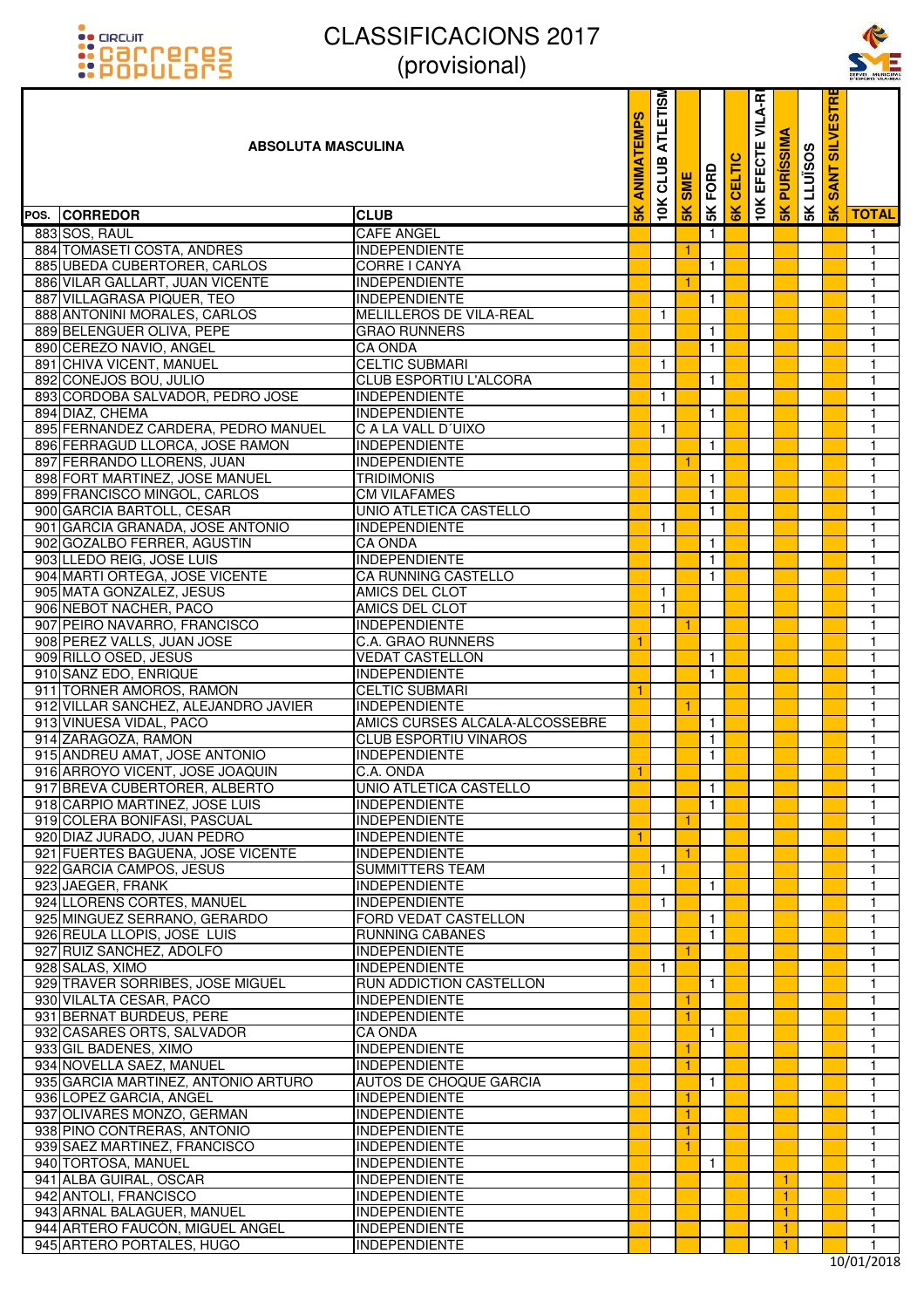# CLASSIFICACIONS 2017
## (provisional)

| POS. | CORREDOR | CLUB | 5K ANIMATEMPS | 10K CLUB ATLETISME | 5K SME | 5K FORD | 6K CELTIC | 10K EFECTE VILA-REAL | 5K PURÍSSIMA | 5K LLUÏSOS | 5K SANT SILVESTRE | TOTAL |
|---|---|---|---|---|---|---|---|---|---|---|---|---|
| 883 | SOS, RAUL | CAFE ANGEL | | | | 1 | | | | | | 1 |
| 884 | TOMASETI COSTA, ANDRES | INDEPENDIENTE | | | 1 | | | | | | | 1 |
| 885 | UBEDA CUBERTORER, CARLOS | CORRE I CANYA | | | | 1 | | | | | | 1 |
| 886 | VILAR GALLART, JUAN VICENTE | INDEPENDIENTE | | | 1 | | | | | | | 1 |
| 887 | VILLAGRASA PIQUER, TEO | INDEPENDIENTE | | | | 1 | | | | | | 1 |
| 888 | ANTONINI MORALES, CARLOS | MELILLEROS DE VILA-REAL | | 1 | | | | | | | | 1 |
| 889 | BELENGUER OLIVA, PEPE | GRAO RUNNERS | | | | 1 | | | | | | 1 |
| 890 | CEREZO NAVIO, ANGEL | CA ONDA | | | | 1 | | | | | | 1 |
| 891 | CHIVA VICENT, MANUEL | CELTIC SUBMARI | | 1 | | | | | | | | 1 |
| 892 | CONEJOS BOU, JULIO | CLUB ESPORTIU L'ALCORA | | | | 1 | | | | | | 1 |
| 893 | CORDOBA SALVADOR, PEDRO JOSE | INDEPENDIENTE | | 1 | | | | | | | | 1 |
| 894 | DIAZ, CHEMA | INDEPENDIENTE | | | | 1 | | | | | | 1 |
| 895 | FERNANDEZ CARDERA, PEDRO MANUEL | C A LA VALL D´UIXO | | 1 | | | | | | | | 1 |
| 896 | FERRAGUD LLORCA, JOSE RAMON | INDEPENDIENTE | | | | 1 | | | | | | 1 |
| 897 | FERRANDO LLORENS, JUAN | INDEPENDIENTE | | | 1 | | | | | | | 1 |
| 898 | FORT MARTINEZ, JOSE MANUEL | TRIDIMONIS | | | | 1 | | | | | | 1 |
| 899 | FRANCISCO MINGOL, CARLOS | CM VILAFAMES | | | | 1 | | | | | | 1 |
| 900 | GARCIA BARTOLL, CESAR | UNIO ATLETICA CASTELLO | | | | 1 | | | | | | 1 |
| 901 | GARCIA GRANADA, JOSE ANTONIO | INDEPENDIENTE | | 1 | | | | | | | | 1 |
| 902 | GOZALBO FERRER, AGUSTIN | CA ONDA | | | | 1 | | | | | | 1 |
| 903 | LLEDO REIG, JOSE LUIS | INDEPENDIENTE | | | | 1 | | | | | | 1 |
| 904 | MARTI ORTEGA, JOSE VICENTE | CA RUNNING CASTELLO | | | | 1 | | | | | | 1 |
| 905 | MATA GONZALEZ, JESUS | AMICS DEL CLOT | | 1 | | | | | | | | 1 |
| 906 | NEBOT NACHER, PACO | AMICS DEL CLOT | | 1 | | | | | | | | 1 |
| 907 | PEIRO NAVARRO, FRANCISCO | INDEPENDIENTE | | | 1 | | | | | | | 1 |
| 908 | PEREZ VALLS, JUAN JOSE | C.A. GRAO RUNNERS | 1 | | | | | | | | | 1 |
| 909 | RILLO OSED, JESUS | VEDAT CASTELLON | | | | 1 | | | | | | 1 |
| 910 | SANZ EDO, ENRIQUE | INDEPENDIENTE | | | | 1 | | | | | | 1 |
| 911 | TORNER AMOROS, RAMON | CELTIC SUBMARI | 1 | | | | | | | | | 1 |
| 912 | VILLAR SANCHEZ, ALEJANDRO JAVIER | INDEPENDIENTE | | | 1 | | | | | | | 1 |
| 913 | VINUESA VIDAL, PACO | AMICS CURSES ALCALA-ALCOSSEBRE | | | | 1 | | | | | | 1 |
| 914 | ZARAGOZA, RAMON | CLUB ESPORTIU VINAROS | | | | 1 | | | | | | 1 |
| 915 | ANDREU AMAT, JOSE ANTONIO | INDEPENDIENTE | | | | 1 | | | | | | 1 |
| 916 | ARROYO VICENT, JOSE JOAQUIN | C.A. ONDA | 1 | | | | | | | | | 1 |
| 917 | BREVA CUBERTORER, ALBERTO | UNIO ATLETICA CASTELLO | | | | 1 | | | | | | 1 |
| 918 | CARPIO MARTINEZ, JOSE LUIS | INDEPENDIENTE | | | | 1 | | | | | | 1 |
| 919 | COLERA BONIFASI, PASCUAL | INDEPENDIENTE | | | 1 | | | | | | | 1 |
| 920 | DIAZ JURADO, JUAN PEDRO | INDEPENDIENTE | 1 | | | | | | | | | 1 |
| 921 | FUERTES BAGUENA, JOSE VICENTE | INDEPENDIENTE | | | 1 | | | | | | | 1 |
| 922 | GARCIA CAMPOS, JESUS | SUMMITTERS TEAM | | 1 | | | | | | | | 1 |
| 923 | JAEGER, FRANK | INDEPENDIENTE | | | | 1 | | | | | | 1 |
| 924 | LLORENS CORTES, MANUEL | INDEPENDIENTE | | 1 | | | | | | | | 1 |
| 925 | MINGUEZ SERRANO, GERARDO | FORD VEDAT CASTELLON | | | | 1 | | | | | | 1 |
| 926 | REULA LLOPIS, JOSE LUIS | RUNNING CABANES | | | | 1 | | | | | | 1 |
| 927 | RUIZ SANCHEZ, ADOLFO | INDEPENDIENTE | | | 1 | | | | | | | 1 |
| 928 | SALAS, XIMO | INDEPENDIENTE | | 1 | | | | | | | | 1 |
| 929 | TRAVER SORRIBES, JOSE MIGUEL | RUN ADDICTION CASTELLON | | | | 1 | | | | | | 1 |
| 930 | VILALTA CESAR, PACO | INDEPENDIENTE | | | 1 | | | | | | | 1 |
| 931 | BERNAT BURDEUS, PERE | INDEPENDIENTE | | | 1 | | | | | | | 1 |
| 932 | CASARES ORTS, SALVADOR | CA ONDA | | | | 1 | | | | | | 1 |
| 933 | GIL BADENES, XIMO | INDEPENDIENTE | | | 1 | | | | | | | 1 |
| 934 | NOVELLA SAEZ, MANUEL | INDEPENDIENTE | | | 1 | | | | | | | 1 |
| 935 | GARCIA MARTINEZ, ANTONIO ARTURO | AUTOS DE CHOQUE GARCIA | | | | 1 | | | | | | 1 |
| 936 | LOPEZ GARCIA, ANGEL | INDEPENDIENTE | | | 1 | | | | | | | 1 |
| 937 | OLIVARES MONZO, GERMAN | INDEPENDIENTE | | | 1 | | | | | | | 1 |
| 938 | PINO CONTRERAS, ANTONIO | INDEPENDIENTE | | | 1 | | | | | | | 1 |
| 939 | SAEZ MARTINEZ, FRANCISCO | INDEPENDIENTE | | | 1 | | | | | | | 1 |
| 940 | TORTOSA, MANUEL | INDEPENDIENTE | | | | 1 | | | | | | 1 |
| 941 | ALBA GUIRAL, OSCAR | INDEPENDIENTE | | | | | | | 1 | | | 1 |
| 942 | ANTOLI, FRANCISCO | INDEPENDIENTE | | | | | | | 1 | | | 1 |
| 943 | ARNAL BALAGUER, MANUEL | INDEPENDIENTE | | | | | | | 1 | | | 1 |
| 944 | ARTERO FAUCÓN, MIGUEL ANGEL | INDEPENDIENTE | | | | | | | 1 | | | 1 |
| 945 | ARTERO PORTALES, HUGO | INDEPENDIENTE | | | | | | | 1 | | | 1 |

10/01/2018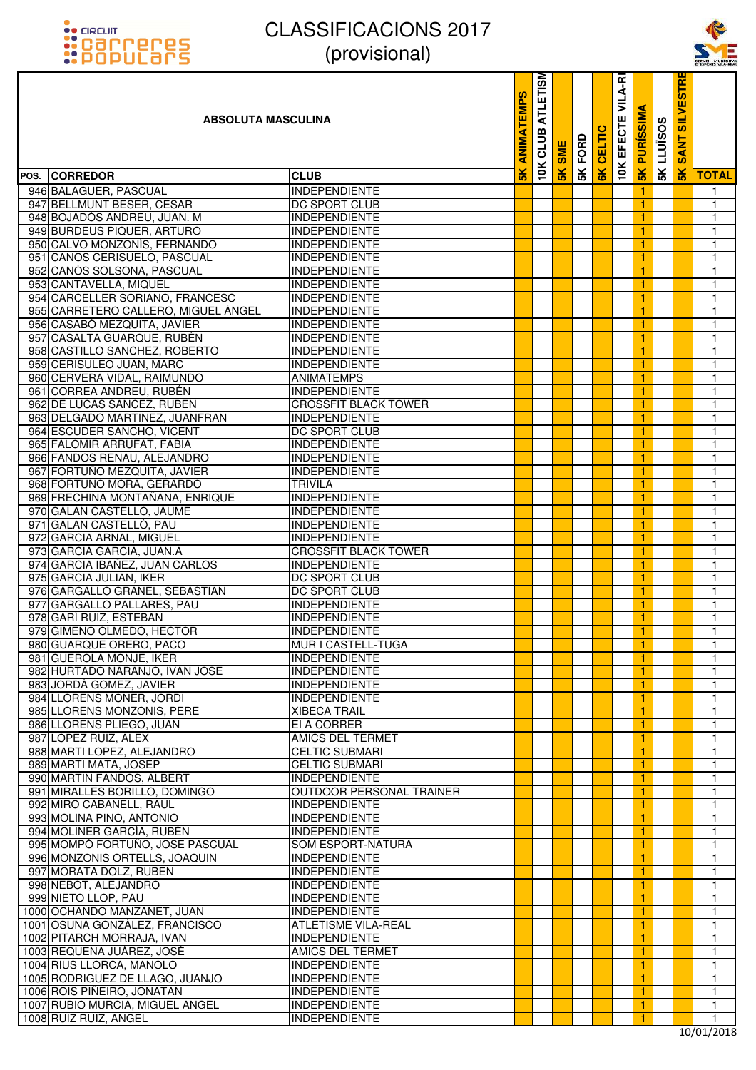# CLASSIFICACIONS 2017 (provisional)

| POS. | CORREDOR | CLUB | 5K ANIMATEMPS | 10K CLUB ATLETISM | 5K SME | 5K FORD | 6K CELTIC | 10K EFECTE VILA-R | 5K PURÍSSIMA | 5K LLUÏSOS | 5K SANT SILVESTRE | TOTAL |
|---|---|---|---|---|---|---|---|---|---|---|---|---|
| **ABSOLUTA MASCULINA** | | | | | | | | | | | | |
| 946 | BALAGUER, PASCUAL | INDEPENDIENTE | | | | | | | 1 | | | 1 |
| 947 | BELLMUNT BESER, CESAR | DC SPORT CLUB | | | | | | | 1 | | | 1 |
| 948 | BOJADOS ANDREU, JUAN. M | INDEPENDIENTE | | | | | | | 1 | | | 1 |
| 949 | BURDEUS PIQUER, ARTURO | INDEPENDIENTE | | | | | | | 1 | | | 1 |
| 950 | CALVO MONZONIS, FERNANDO | INDEPENDIENTE | | | | | | | 1 | | | 1 |
| 951 | CANOS CERISUELO, PASCUAL | INDEPENDIENTE | | | | | | | 1 | | | 1 |
| 952 | CANÓS SOLSONA, PASCUAL | INDEPENDIENTE | | | | | | | 1 | | | 1 |
| 953 | CANTAVELLA, MIQUEL | INDEPENDIENTE | | | | | | | 1 | | | 1 |
| 954 | CARCELLER SORIANO, FRANCESC | INDEPENDIENTE | | | | | | | 1 | | | 1 |
| 955 | CARRETERO CALLERO, MIGUEL ÁNGEL | INDEPENDIENTE | | | | | | | 1 | | | 1 |
| 956 | CASABÓ MEZQUITA, JAVIER | INDEPENDIENTE | | | | | | | 1 | | | 1 |
| 957 | CASALTA GUARQUE, RUBÉN | INDEPENDIENTE | | | | | | | 1 | | | 1 |
| 958 | CASTILLO SANCHEZ, ROBERTO | INDEPENDIENTE | | | | | | | 1 | | | 1 |
| 959 | CERISULEO JUAN, MARC | INDEPENDIENTE | | | | | | | 1 | | | 1 |
| 960 | CERVERA VIDAL, RAIMUNDO | ANIMATEMPS | | | | | | | 1 | | | 1 |
| 961 | CORREA ANDREU, RUBÉN | INDEPENDIENTE | | | | | | | 1 | | | 1 |
| 962 | DE LUCAS SÁNCEZ, RUBÉN | CROSSFIT BLACK TOWER | | | | | | | 1 | | | 1 |
| 963 | DELGADO MARTINEZ, JUANFRAN | INDEPENDIENTE | | | | | | | 1 | | | 1 |
| 964 | ESCUDER SANCHO, VICENT | DC SPORT CLUB | | | | | | | 1 | | | 1 |
| 965 | FALOMIR ARRUFAT, FABIÀ | INDEPENDIENTE | | | | | | | 1 | | | 1 |
| 966 | FANDOS RENAU, ALEJANDRO | INDEPENDIENTE | | | | | | | 1 | | | 1 |
| 967 | FORTUÑO MEZQUITA, JAVIER | INDEPENDIENTE | | | | | | | 1 | | | 1 |
| 968 | FORTUÑO MORA, GERARDO | TRIVILA | | | | | | | 1 | | | 1 |
| 969 | FRECHINA MONTAÑANA, ENRIQUE | INDEPENDIENTE | | | | | | | 1 | | | 1 |
| 970 | GALAN CASTELLO, JAUME | INDEPENDIENTE | | | | | | | 1 | | | 1 |
| 971 | GALAN CASTELLÓ, PAU | INDEPENDIENTE | | | | | | | 1 | | | 1 |
| 972 | GARCIA ARNAL, MIGUEL | INDEPENDIENTE | | | | | | | 1 | | | 1 |
| 973 | GARCIA GARCIA, JUAN.A | CROSSFIT BLACK TOWER | | | | | | | 1 | | | 1 |
| 974 | GARCIA IBAÑEZ, JUAN CARLOS | INDEPENDIENTE | | | | | | | 1 | | | 1 |
| 975 | GARCIA JULIAN, IKER | DC SPORT CLUB | | | | | | | 1 | | | 1 |
| 976 | GARGALLO GRANEL, SEBASTIAN | DC SPORT CLUB | | | | | | | 1 | | | 1 |
| 977 | GARGALLO PALLARES, PAU | INDEPENDIENTE | | | | | | | 1 | | | 1 |
| 978 | GARÍ RUIZ, ESTEBAN | INDEPENDIENTE | | | | | | | 1 | | | 1 |
| 979 | GIMENO OLMEDO, HECTOR | INDEPENDIENTE | | | | | | | 1 | | | 1 |
| 980 | GUARQUE ORERO, PACO | MUR I CASTELL-TUGA | | | | | | | 1 | | | 1 |
| 981 | GUEROLA MONJE, IKER | INDEPENDIENTE | | | | | | | 1 | | | 1 |
| 982 | HURTADO NARANJO, IVÁN JOSÉ | INDEPENDIENTE | | | | | | | 1 | | | 1 |
| 983 | JORDÀ GOMEZ, JAVIER | INDEPENDIENTE | | | | | | | 1 | | | 1 |
| 984 | LLORENS MONER, JORDI | INDEPENDIENTE | | | | | | | 1 | | | 1 |
| 985 | LLORENS MONZONIS, PERE | XIBECA TRAIL | | | | | | | 1 | | | 1 |
| 986 | LLORENS PLIEGO, JUAN | EI A CORRER | | | | | | | 1 | | | 1 |
| 987 | LOPEZ RUIZ, ALEX | AMICS DEL TERMET | | | | | | | 1 | | | 1 |
| 988 | MARTI LOPEZ, ALEJANDRO | CELTIC SUBMARI | | | | | | | 1 | | | 1 |
| 989 | MARTI MATA, JOSEP | CELTIC SUBMARI | | | | | | | 1 | | | 1 |
| 990 | MARTIN FANDOS, ALBERT | INDEPENDIENTE | | | | | | | 1 | | | 1 |
| 991 | MIRALLES BORILLO, DOMINGO | OUTDOOR PERSONAL TRAINER | | | | | | | 1 | | | 1 |
| 992 | MIRO CABANELL, RAUL | INDEPENDIENTE | | | | | | | 1 | | | 1 |
| 993 | MOLINA PINO, ANTONIO | INDEPENDIENTE | | | | | | | 1 | | | 1 |
| 994 | MOLINER GARCÍA, RUBÉN | INDEPENDIENTE | | | | | | | 1 | | | 1 |
| 995 | MOMPÓ FORTUÑO, JOSE PASCUAL | SOM ESPORT-NATURA | | | | | | | 1 | | | 1 |
| 996 | MONZONIS ORTELLS, JOAQUIN | INDEPENDIENTE | | | | | | | 1 | | | 1 |
| 997 | MORATA DOLZ, RUBEN | INDEPENDIENTE | | | | | | | 1 | | | 1 |
| 998 | NEBOT, ALEJANDRO | INDEPENDIENTE | | | | | | | 1 | | | 1 |
| 999 | NIETO LLOP, PAU | INDEPENDIENTE | | | | | | | 1 | | | 1 |
| 1000 | OCHANDO MANZANET, JUAN | INDEPENDIENTE | | | | | | | 1 | | | 1 |
| 1001 | OSUNA GONZÁLEZ, FRANCISCO | ATLETISME VILA-REAL | | | | | | | 1 | | | 1 |
| 1002 | PITARCH MORRAJA, IVAN | INDEPENDIENTE | | | | | | | 1 | | | 1 |
| 1003 | REQUENA JUÁREZ, JOSÉ | AMICS DEL TERMET | | | | | | | 1 | | | 1 |
| 1004 | RIUS LLORCA, MANOLO | INDEPENDIENTE | | | | | | | 1 | | | 1 |
| 1005 | RODRIGUEZ DE LLAGO, JUANJO | INDEPENDIENTE | | | | | | | 1 | | | 1 |
| 1006 | ROIS PIÑEIRO, JONATAN | INDEPENDIENTE | | | | | | | 1 | | | 1 |
| 1007 | RUBIO MURCIA, MIGUEL ANGEL | INDEPENDIENTE | | | | | | | 1 | | | 1 |
| 1008 | RUIZ RUIZ, ANGEL | INDEPENDIENTE | | | | | | | 1 | | | 1 |

10/01/2018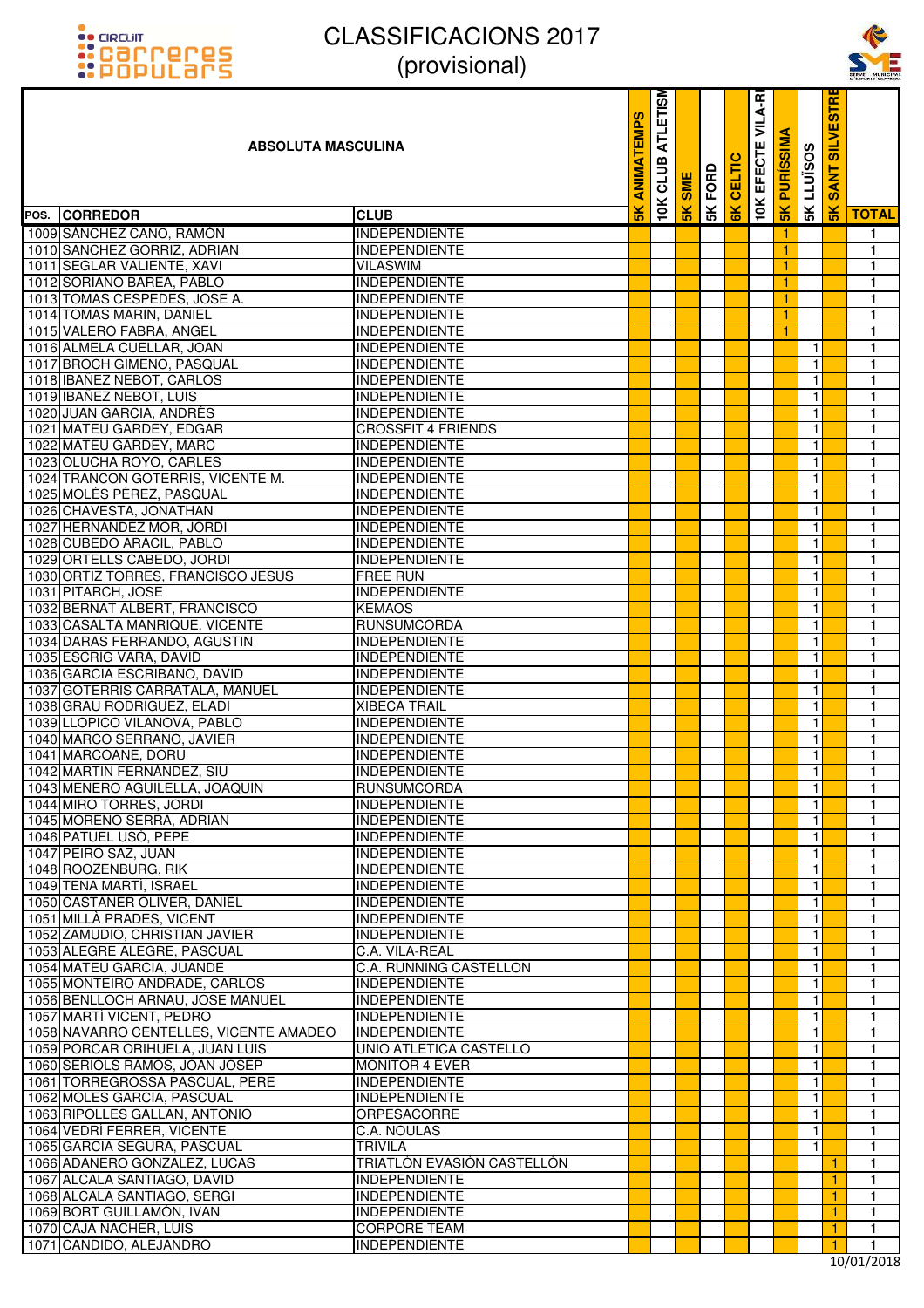# CLASSIFICACIONS 2017
## (provisional)

| POS. | CORREDOR | CLUB | 5K ANIMATEMPS | 10K CLUB ATLETISME | 5K SME | 5K FORD | 6K CELTIC | 10K EFECTE VILA-REAL | 5K PURÍSSIMA | 5K LLUÏSOS | 5K SANT SILVESTRE | TOTAL |
|---|---|---|---|---|---|---|---|---|---|---|---|---|
| 1009 | SÁNCHEZ CANO, RAMÓN | INDEPENDIENTE | | | | | | | 1 | | | 1 |
| 1010 | SANCHEZ GORRIZ, ADRIAN | INDEPENDIENTE | | | | | | | 1 | | | 1 |
| 1011 | SEGLAR VALIENTE, XAVI | VILASWIM | | | | | | | 1 | | | 1 |
| 1012 | SORIANO BAREA, PABLO | INDEPENDIENTE | | | | | | | 1 | | | 1 |
| 1013 | TOMAS CESPEDES, JOSE A. | INDEPENDIENTE | | | | | | | 1 | | | 1 |
| 1014 | TOMAS MARIN, DANIEL | INDEPENDIENTE | | | | | | | 1 | | | 1 |
| 1015 | VALERO FABRA, ANGEL | INDEPENDIENTE | | | | | | | 1 | | | 1 |
| 1016 | ALMELA CUELLAR, JOAN | INDEPENDIENTE | | | | | | | | 1 | | 1 |
| 1017 | BROCH GIMENO, PASQUAL | INDEPENDIENTE | | | | | | | | 1 | | 1 |
| 1018 | IBAÑEZ NEBOT, CARLOS | INDEPENDIENTE | | | | | | | | 1 | | 1 |
| 1019 | IBAÑEZ NEBOT, LUIS | INDEPENDIENTE | | | | | | | | 1 | | 1 |
| 1020 | JUAN GARCIA, ANDRÉS | INDEPENDIENTE | | | | | | | | 1 | | 1 |
| 1021 | MATEU GARDEY, EDGAR | CROSSFIT 4 FRIENDS | | | | | | | | 1 | | 1 |
| 1022 | MATEU GARDEY, MARC | INDEPENDIENTE | | | | | | | | 1 | | 1 |
| 1023 | OLUCHA ROYO, CARLES | INDEPENDIENTE | | | | | | | | 1 | | 1 |
| 1024 | TRANCON GOTERRIS, VICENTE M. | INDEPENDIENTE | | | | | | | | 1 | | 1 |
| 1025 | MOLÉS PÉREZ, PASQUAL | INDEPENDIENTE | | | | | | | | 1 | | 1 |
| 1026 | CHAVESTA, JONATHAN | INDEPENDIENTE | | | | | | | | 1 | | 1 |
| 1027 | HERNANDEZ MOR, JORDI | INDEPENDIENTE | | | | | | | | 1 | | 1 |
| 1028 | CUBEDO ARACIL, PABLO | INDEPENDIENTE | | | | | | | | 1 | | 1 |
| 1029 | ORTELLS CABEDO, JORDI | INDEPENDIENTE | | | | | | | | 1 | | 1 |
| 1030 | ORTIZ TORRES, FRANCISCO JESUS | FREE RUN | | | | | | | | 1 | | 1 |
| 1031 | PITARCH, JOSE | INDEPENDIENTE | | | | | | | | 1 | | 1 |
| 1032 | BERNAT ALBERT, FRANCISCO | KEMAOS | | | | | | | | 1 | | 1 |
| 1033 | CASALTA MANRIQUE, VICENTE | RUNSUMCORDA | | | | | | | | 1 | | 1 |
| 1034 | DARAS FERRANDO, AGUSTIN | INDEPENDIENTE | | | | | | | | 1 | | 1 |
| 1035 | ESCRIG VARA, DAVID | INDEPENDIENTE | | | | | | | | 1 | | 1 |
| 1036 | GARCIA ESCRIBANO, DAVID | INDEPENDIENTE | | | | | | | | 1 | | 1 |
| 1037 | GOTERRIS CARRATALA, MANUEL | INDEPENDIENTE | | | | | | | | 1 | | 1 |
| 1038 | GRAU RODRIGUEZ, ELADI | XIBECA TRAIL | | | | | | | | 1 | | 1 |
| 1039 | LLOPICO VILANOVA, PABLO | INDEPENDIENTE | | | | | | | | 1 | | 1 |
| 1040 | MARCO SERRANO, JAVIER | INDEPENDIENTE | | | | | | | | 1 | | 1 |
| 1041 | MARCOANE, DORU | INDEPENDIENTE | | | | | | | | 1 | | 1 |
| 1042 | MARTIN FERNANDEZ, SIU | INDEPENDIENTE | | | | | | | | 1 | | 1 |
| 1043 | MENERO AGUILELLA, JOAQUIN | RUNSUMCORDA | | | | | | | | 1 | | 1 |
| 1044 | MIRO TORRES, JORDI | INDEPENDIENTE | | | | | | | | 1 | | 1 |
| 1045 | MORENO SERRA, ADRIAN | INDEPENDIENTE | | | | | | | | 1 | | 1 |
| 1046 | PATUEL USÓ, PEPE | INDEPENDIENTE | | | | | | | | 1 | | 1 |
| 1047 | PEIRO SAZ, JUAN | INDEPENDIENTE | | | | | | | | 1 | | 1 |
| 1048 | ROOZENBURG, RIK | INDEPENDIENTE | | | | | | | | 1 | | 1 |
| 1049 | TENA MARTÍ, ISRAEL | INDEPENDIENTE | | | | | | | | 1 | | 1 |
| 1050 | CASTAÑER OLIVER, DANIEL | INDEPENDIENTE | | | | | | | | 1 | | 1 |
| 1051 | MILLÀ PRADES, VICENT | INDEPENDIENTE | | | | | | | | 1 | | 1 |
| 1052 | ZAMUDIO, CHRISTIAN JAVIER | INDEPENDIENTE | | | | | | | | 1 | | 1 |
| 1053 | ALEGRE ALEGRE, PASCUAL | C.A. VILA-REAL | | | | | | | | 1 | | 1 |
| 1054 | MATEU GARCIA, JUANDE | C.A. RUNNING CASTELLON | | | | | | | | 1 | | 1 |
| 1055 | MONTEIRO ANDRADE, CARLOS | INDEPENDIENTE | | | | | | | | 1 | | 1 |
| 1056 | BENLLOCH ARNAU, JOSE MANUEL | INDEPENDIENTE | | | | | | | | 1 | | 1 |
| 1057 | MARTÍ VICENT, PEDRO | INDEPENDIENTE | | | | | | | | 1 | | 1 |
| 1058 | NAVARRO CENTELLES, VICENTE AMADEO | INDEPENDIENTE | | | | | | | | 1 | | 1 |
| 1059 | PORCAR ORIHUELA, JUAN LUIS | UNIO ATLETICA CASTELLO | | | | | | | | 1 | | 1 |
| 1060 | SERIOLS RAMOS, JOAN JOSEP | MONITOR 4 EVER | | | | | | | | 1 | | 1 |
| 1061 | TORREGROSSA PASCUAL, PERE | INDEPENDIENTE | | | | | | | | 1 | | 1 |
| 1062 | MOLES GARCIA, PASCUAL | INDEPENDIENTE | | | | | | | | 1 | | 1 |
| 1063 | RIPOLLES GALLAN, ANTONIO | ORPESACORRE | | | | | | | | 1 | | 1 |
| 1064 | VEDRÍ FERRER, VICENTE | C.A. NOULAS | | | | | | | | 1 | | 1 |
| 1065 | GARCIA SEGURA, PASCUAL | TRIVILA | | | | | | | | 1 | | 1 |
| 1066 | ADANERO GONZALEZ, LUCAS | TRIATLÓN EVASIÓN CASTELLÓN | | | | | | | | | 1 | 1 |
| 1067 | ALCALA SANTIAGO, DAVID | INDEPENDIENTE | | | | | | | | | 1 | 1 |
| 1068 | ALCALA SANTIAGO, SERGI | INDEPENDIENTE | | | | | | | | | 1 | 1 |
| 1069 | BORT GUILLAMÓN, IVAN | INDEPENDIENTE | | | | | | | | | 1 | 1 |
| 1070 | CAJA NACHER, LUIS | CORPORE TEAM | | | | | | | | | 1 | 1 |
| 1071 | CANDIDO, ALEJANDRO | INDEPENDIENTE | | | | | | | | | 1 | 1 |

10/01/2018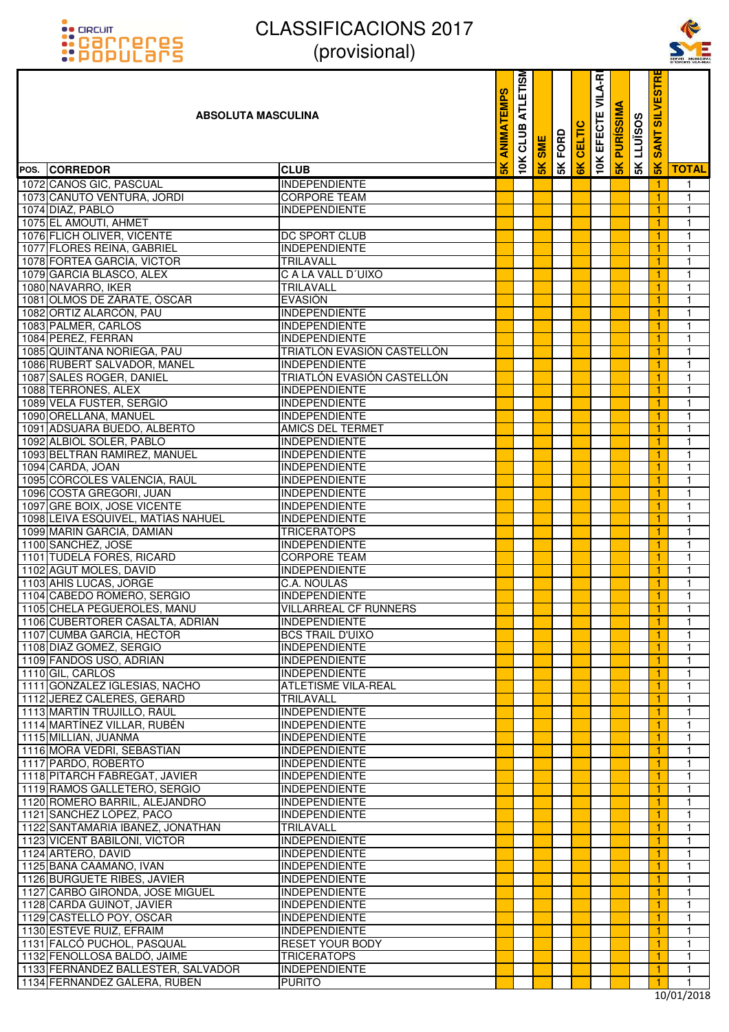# CLASSIFICACIONS 2017
(provisional)

| POS. | CORREDOR | CLUB | 5K ANIMATEMPS | 10K CLUB ATLETISME | 5K SME | 5K FORD | 6K CELTIC | 10K EFECTE VILA-REAL | 5K PURÍSSIMA | 5K LLUÏSOS | 5K SANT SILVESTRE | TOTAL |
|---|---|---|---|---|---|---|---|---|---|---|---|---|
| 1072 | CANOS GIC, PASCUAL | INDEPENDIENTE | | | | | | | | | 1 | 1 |
| 1073 | CANUTO VENTURA, JORDI | CORPORE TEAM | | | | | | | | | 1 | 1 |
| 1074 | DIAZ, PABLO | INDEPENDIENTE | | | | | | | | | 1 | 1 |
| 1075 | EL AMOUTI, AHMET | | | | | | | | | | 1 | 1 |
| 1076 | FLICH OLIVER, VICENTE | DC SPORT CLUB | | | | | | | | | 1 | 1 |
| 1077 | FLORES REINA, GABRIEL | INDEPENDIENTE | | | | | | | | | 1 | 1 |
| 1078 | FORTEA GARCÍA, VÍCTOR | TRILAVALL | | | | | | | | | 1 | 1 |
| 1079 | GARCIA BLASCO, ALEX | C A LA VALL D´UIXO | | | | | | | | | 1 | 1 |
| 1080 | NAVARRO, IKER | TRILAVALL | | | | | | | | | 1 | 1 |
| 1081 | OLMOS DE ZÁRATE, ÓSCAR | EVASIÓN | | | | | | | | | 1 | 1 |
| 1082 | ORTIZ ALARCÓN, PAU | INDEPENDIENTE | | | | | | | | | 1 | 1 |
| 1083 | PALMER, CARLOS | INDEPENDIENTE | | | | | | | | | 1 | 1 |
| 1084 | PEREZ, FERRAN | INDEPENDIENTE | | | | | | | | | 1 | 1 |
| 1085 | QUINTANA NORIEGA, PAU | TRIATLÓN EVASIÓN CASTELLÓN | | | | | | | | | 1 | 1 |
| 1086 | RUBERT SALVADOR, MANEL | INDEPENDIENTE | | | | | | | | | 1 | 1 |
| 1087 | SALES ROGER, DANIEL | TRIATLÓN EVASIÓN CASTELLÓN | | | | | | | | | 1 | 1 |
| 1088 | TERRONES, ALEX | INDEPENDIENTE | | | | | | | | | 1 | 1 |
| 1089 | VELA FUSTER, SERGIO | INDEPENDIENTE | | | | | | | | | 1 | 1 |
| 1090 | ORELLANA, MANUEL | INDEPENDIENTE | | | | | | | | | 1 | 1 |
| 1091 | ADSUARA BUEDO, ALBERTO | AMICS DEL TERMET | | | | | | | | | 1 | 1 |
| 1092 | ALBIOL SOLER, PABLO | INDEPENDIENTE | | | | | | | | | 1 | 1 |
| 1093 | BELTRAN RAMIREZ, MANUEL | INDEPENDIENTE | | | | | | | | | 1 | 1 |
| 1094 | CARDA, JOAN | INDEPENDIENTE | | | | | | | | | 1 | 1 |
| 1095 | CÓRCOLES VALENCIA, RAÚL | INDEPENDIENTE | | | | | | | | | 1 | 1 |
| 1096 | COSTA GREGORI, JUAN | INDEPENDIENTE | | | | | | | | | 1 | 1 |
| 1097 | GRE BOIX, JOSE VICENTE | INDEPENDIENTE | | | | | | | | | 1 | 1 |
| 1098 | LEIVA ESQUIVEL, MATIAS NAHUEL | INDEPENDIENTE | | | | | | | | | 1 | 1 |
| 1099 | MARIN GARCIA, DAMIAN | TRICERATOPS | | | | | | | | | 1 | 1 |
| 1100 | SANCHEZ, JOSE | INDEPENDIENTE | | | | | | | | | 1 | 1 |
| 1101 | TUDELA FORÉS, RICARD | CORPORE TEAM | | | | | | | | | 1 | 1 |
| 1102 | AGUT MOLES, DAVID | INDEPENDIENTE | | | | | | | | | 1 | 1 |
| 1103 | AHIS LUCAS, JORGE | C.A. NOULAS | | | | | | | | | 1 | 1 |
| 1104 | CABEDO ROMERO, SERGIO | INDEPENDIENTE | | | | | | | | | 1 | 1 |
| 1105 | CHELA PEGUEROLES, MANU | VILLARREAL CF RUNNERS | | | | | | | | | 1 | 1 |
| 1106 | CUBERTORER CASALTA, ADRIAN | INDEPENDIENTE | | | | | | | | | 1 | 1 |
| 1107 | CUMBA GARCIA, HÉCTOR | BCS TRAIL D'UIXO | | | | | | | | | 1 | 1 |
| 1108 | DIAZ GOMEZ, SERGIO | INDEPENDIENTE | | | | | | | | | 1 | 1 |
| 1109 | FANDOS USO, ADRIAN | INDEPENDIENTE | | | | | | | | | 1 | 1 |
| 1110 | GIL, CARLOS | INDEPENDIENTE | | | | | | | | | 1 | 1 |
| 1111 | GONZALEZ IGLESIAS, NACHO | ATLETISME VILA-REAL | | | | | | | | | 1 | 1 |
| 1112 | JEREZ CALERES, GERARD | TRILAVALL | | | | | | | | | 1 | 1 |
| 1113 | MARTIN TRUJILLO, RAÚL | INDEPENDIENTE | | | | | | | | | 1 | 1 |
| 1114 | MARTÍNEZ VILLAR, RUBÉN | INDEPENDIENTE | | | | | | | | | 1 | 1 |
| 1115 | MILLIAN, JUANMA | INDEPENDIENTE | | | | | | | | | 1 | 1 |
| 1116 | MORA VEDRI, SEBASTIAN | INDEPENDIENTE | | | | | | | | | 1 | 1 |
| 1117 | PARDO, ROBERTO | INDEPENDIENTE | | | | | | | | | 1 | 1 |
| 1118 | PITARCH FABREGAT, JAVIER | INDEPENDIENTE | | | | | | | | | 1 | 1 |
| 1119 | RAMOS GALLETERO, SERGIO | INDEPENDIENTE | | | | | | | | | 1 | 1 |
| 1120 | ROMERO BARRIL, ALEJANDRO | INDEPENDIENTE | | | | | | | | | 1 | 1 |
| 1121 | SANCHEZ LÓPEZ, PACO | INDEPENDIENTE | | | | | | | | | 1 | 1 |
| 1122 | SANTAMARIA IBAÑEZ, JONATHAN | TRILAVALL | | | | | | | | | 1 | 1 |
| 1123 | VICENT BABILONI, VICTOR | INDEPENDIENTE | | | | | | | | | 1 | 1 |
| 1124 | ARTERO, DAVID | INDEPENDIENTE | | | | | | | | | 1 | 1 |
| 1125 | BANA CAAMAÑO, IVAN | INDEPENDIENTE | | | | | | | | | 1 | 1 |
| 1126 | BURGUETE RIBES, JAVIER | INDEPENDIENTE | | | | | | | | | 1 | 1 |
| 1127 | CARBÓ GIRONDA, JOSE MIGUEL | INDEPENDIENTE | | | | | | | | | 1 | 1 |
| 1128 | CARDA GUINOT, JAVIER | INDEPENDIENTE | | | | | | | | | 1 | 1 |
| 1129 | CASTELLÓ POY, OSCAR | INDEPENDIENTE | | | | | | | | | 1 | 1 |
| 1130 | ESTEVE RUIZ, EFRAIM | INDEPENDIENTE | | | | | | | | | 1 | 1 |
| 1131 | FALCÓ PUCHOL, PASQUAL | RESET YOUR BODY | | | | | | | | | 1 | 1 |
| 1132 | FENOLLOSA BALDO, JAIME | TRICERATOPS | | | | | | | | | 1 | 1 |
| 1133 | FERNÁNDEZ BALLESTER, SALVADOR | INDEPENDIENTE | | | | | | | | | 1 | 1 |
| 1134 | FERNANDEZ GALERA, RUBEN | PURITO | | | | | | | | | 1 | 1 |

10/01/2018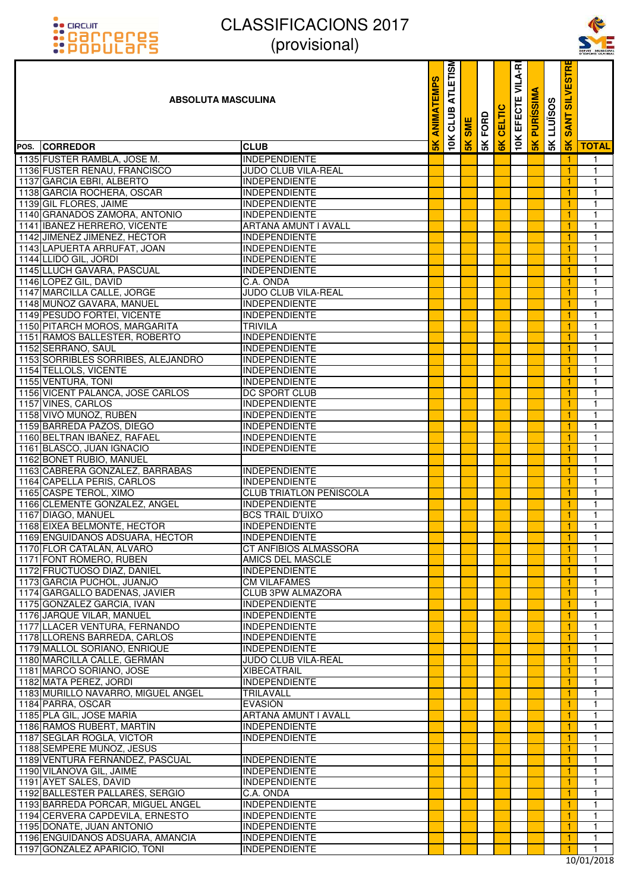# CLASSIFICACIONS 2017
## (provisional)

| POS. | CORREDOR | CLUB | 5K ANIMATEMPS | 10K CLUB ATLETISM | 5K SME | 5K FORD | 6K CELTIC | 10K EFECTE VILA-R | 5K PURÍSSIMA | 5K LLUÏSOS | 5K SANT SILVESTRE | TOTAL |
|---|---|---|---|---|---|---|---|---|---|---|---|---|
| **ABSOLUTA MASCULINA** | | | | | | | | | | | | |
| 1135 | FUSTER RAMBLA, JOSE M. | INDEPENDIENTE | | | | | | | | | 1 | 1 |
| 1136 | FUSTER RENAU, FRANCISCO | JUDO CLUB VILA-REAL | | | | | | | | | 1 | 1 |
| 1137 | GARCIA EBRI, ALBERTO | INDEPENDIENTE | | | | | | | | | 1 | 1 |
| 1138 | GARCÍA ROCHERA, OSCAR | INDEPENDIENTE | | | | | | | | | 1 | 1 |
| 1139 | GIL FLORES, JAIME | INDEPENDIENTE | | | | | | | | | 1 | 1 |
| 1140 | GRANADOS ZAMORA, ANTONIO | INDEPENDIENTE | | | | | | | | | 1 | 1 |
| 1141 | IBAÑEZ HERRERO, VICENTE | ARTANA AMUNT I AVALL | | | | | | | | | 1 | 1 |
| 1142 | JIMENEZ JIMENEZ, HÉCTOR | INDEPENDIENTE | | | | | | | | | 1 | 1 |
| 1143 | LAPUERTA ARRUFAT, JOAN | INDEPENDIENTE | | | | | | | | | 1 | 1 |
| 1144 | LLIDÓ GIL, JORDI | INDEPENDIENTE | | | | | | | | | 1 | 1 |
| 1145 | LLUCH GAVARA, PASCUAL | INDEPENDIENTE | | | | | | | | | 1 | 1 |
| 1146 | LOPEZ GIL, DAVID | C.A. ONDA | | | | | | | | | 1 | 1 |
| 1147 | MARCILLA CALLE, JORGE | JUDO CLUB VILA-REAL | | | | | | | | | 1 | 1 |
| 1148 | MUÑOZ GAVARA, MANUEL | INDEPENDIENTE | | | | | | | | | 1 | 1 |
| 1149 | PESUDO FORTEI, VICENTE | INDEPENDIENTE | | | | | | | | | 1 | 1 |
| 1150 | PITARCH MOROS, MARGARITA | TRIVILA | | | | | | | | | 1 | 1 |
| 1151 | RAMOS BALLESTER, ROBERTO | INDEPENDIENTE | | | | | | | | | 1 | 1 |
| 1152 | SERRANO, SAUL | INDEPENDIENTE | | | | | | | | | 1 | 1 |
| 1153 | SORRIBLES SORRIBES, ALEJANDRO | INDEPENDIENTE | | | | | | | | | 1 | 1 |
| 1154 | TELLOLS, VICENTE | INDEPENDIENTE | | | | | | | | | 1 | 1 |
| 1155 | VENTURA, TONI | INDEPENDIENTE | | | | | | | | | 1 | 1 |
| 1156 | VICENT PALANCA, JOSE CARLOS | DC SPORT CLUB | | | | | | | | | 1 | 1 |
| 1157 | VIÑES, CARLOS | INDEPENDIENTE | | | | | | | | | 1 | 1 |
| 1158 | VIVÓ MUÑOZ, RUBÉN | INDEPENDIENTE | | | | | | | | | 1 | 1 |
| 1159 | BARREDA PAZOS, DIEGO | INDEPENDIENTE | | | | | | | | | 1 | 1 |
| 1160 | BELTRAN IBAÑEZ, RAFAEL | INDEPENDIENTE | | | | | | | | | 1 | 1 |
| 1161 | BLASCO, JUAN IGNACIO | INDEPENDIENTE | | | | | | | | | 1 | 1 |
| 1162 | BONET RUBIO, MANUEL | | | | | | | | | | 1 | 1 |
| 1163 | CABRERA GONZALEZ, BARRABAS | INDEPENDIENTE | | | | | | | | | 1 | 1 |
| 1164 | CAPELLA PERIS, CARLOS | INDEPENDIENTE | | | | | | | | | 1 | 1 |
| 1165 | CASPE TEROL, XIMO | CLUB TRIATLON PEÑISCOLA | | | | | | | | | 1 | 1 |
| 1166 | CLEMENTE GONZÁLEZ, ANGEL | INDEPENDIENTE | | | | | | | | | 1 | 1 |
| 1167 | DIAGO, MANUEL | BCS TRAIL D'UIXO | | | | | | | | | 1 | 1 |
| 1168 | EIXEA BELMONTE, HECTOR | INDEPENDIENTE | | | | | | | | | 1 | 1 |
| 1169 | ENGUIDANOS ADSUARA, HÉCTOR | INDEPENDIENTE | | | | | | | | | 1 | 1 |
| 1170 | FLOR CATALÁN, ALVARO | CT ANFIBIOS ALMASSORA | | | | | | | | | 1 | 1 |
| 1171 | FONT ROMERO, RUBEN | AMICS DEL MASCLE | | | | | | | | | 1 | 1 |
| 1172 | FRUCTUOSO DIAZ, DANIEL | INDEPENDIENTE | | | | | | | | | 1 | 1 |
| 1173 | GARCIA PUCHOL, JUANJO | CM VILAFAMES | | | | | | | | | 1 | 1 |
| 1174 | GARGALLO BADENAS, JAVIER | CLUB 3PW ALMAZORA | | | | | | | | | 1 | 1 |
| 1175 | GONZALEZ GARCIA, IVAN | INDEPENDIENTE | | | | | | | | | 1 | 1 |
| 1176 | JARQUE VILAR, MANUEL | INDEPENDIENTE | | | | | | | | | 1 | 1 |
| 1177 | LLACER VENTURA, FERNANDO | INDEPENDIENTE | | | | | | | | | 1 | 1 |
| 1178 | LLORENS BARREDA, CARLOS | INDEPENDIENTE | | | | | | | | | 1 | 1 |
| 1179 | MALLOL SORIANO, ENRIQUE | INDEPENDIENTE | | | | | | | | | 1 | 1 |
| 1180 | MARCILLA CALLE, GERMÁN | JUDO CLUB VILA-REAL | | | | | | | | | 1 | 1 |
| 1181 | MARCO SORIANO, JOSE | XIBECATRAIL | | | | | | | | | 1 | 1 |
| 1182 | MATA PEREZ, JORDI | INDEPENDIENTE | | | | | | | | | 1 | 1 |
| 1183 | MURILLO NAVARRO, MIGUEL ANGEL | TRILAVALL | | | | | | | | | 1 | 1 |
| 1184 | PARRA, OSCAR | EVASIÓN | | | | | | | | | 1 | 1 |
| 1185 | PLA GIL, JOSE MARÍA | ARTANA AMUNT I AVALL | | | | | | | | | 1 | 1 |
| 1186 | RAMOS RUBERT, MARTÍN | INDEPENDIENTE | | | | | | | | | 1 | 1 |
| 1187 | SEGLAR ROGLA, VÍCTOR | INDEPENDIENTE | | | | | | | | | 1 | 1 |
| 1188 | SEMPERE MUÑOZ, JESUS | | | | | | | | | | 1 | 1 |
| 1189 | VENTURA FERNÁNDEZ, PASCUAL | INDEPENDIENTE | | | | | | | | | 1 | 1 |
| 1190 | VILANOVA GIL, JAIME | INDEPENDIENTE | | | | | | | | | 1 | 1 |
| 1191 | AYET SALES, DAVID | INDEPENDIENTE | | | | | | | | | 1 | 1 |
| 1192 | BALLESTER PALLARÉS, SERGIO | C.A. ONDA | | | | | | | | | 1 | 1 |
| 1193 | BARREDA PORCAR, MIGUEL ÁNGEL | INDEPENDIENTE | | | | | | | | | 1 | 1 |
| 1194 | CERVERA CAPDEVILA, ERNESTO | INDEPENDIENTE | | | | | | | | | 1 | 1 |
| 1195 | DOÑATE, JUAN ANTONIO | INDEPENDIENTE | | | | | | | | | 1 | 1 |
| 1196 | ENGUIDANOS ADSUARA, AMANCIA | INDEPENDIENTE | | | | | | | | | 1 | 1 |
| 1197 | GONZALEZ APARICIO, TONI | INDEPENDIENTE | | | | | | | | | 1 | 1 |

10/01/2018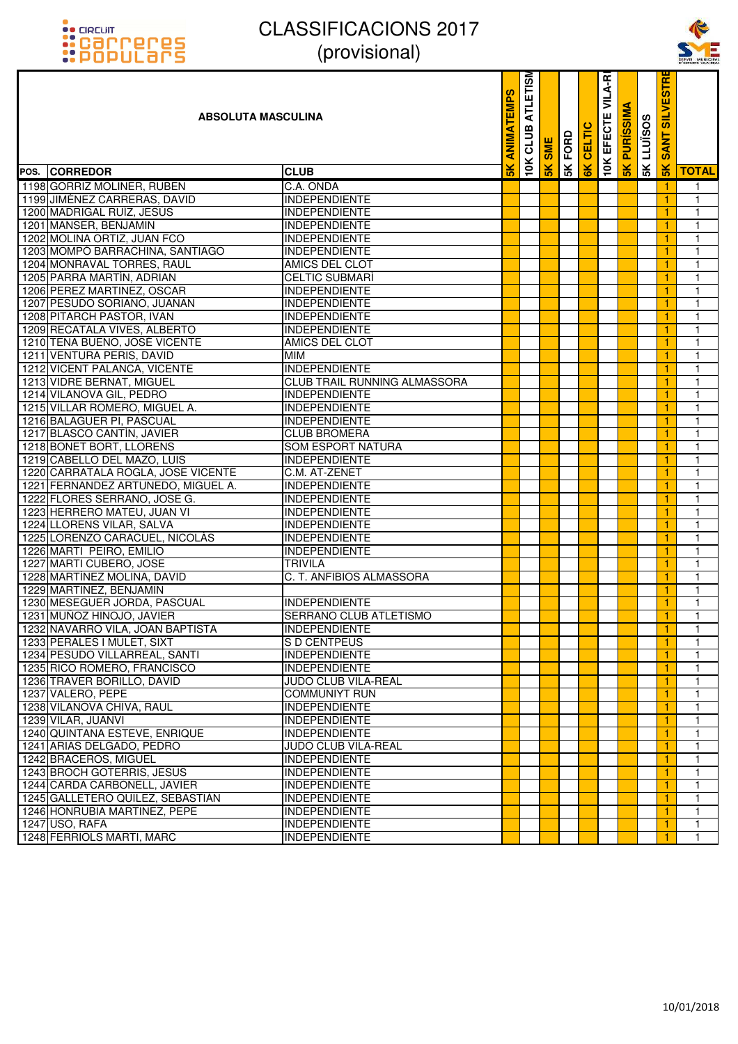# CLASSIFICACIONS 2017 (provisional)

| POS. | CORREDOR | CLUB | 5K ANIMATEMPS | 10K CLUB ATLETISM | 5K SME | 5K FORD | 6K CELTIC | 10K EFECTE VILA-R | 5K PURÍSSIMA | 5K LLUÏSOS | 5K SANT SILVESTRE | TOTAL |
|---|---|---|---|---|---|---|---|---|---|---|---|---|
| **ABSOLUTA MASCULINA** | | | | | | | | | | | | |
| 1198 | GORRIZ MOLINER, RUBEN | C.A. ONDA | | | | | | | | | 1 | 1 |
| 1199 | JIMÉNEZ CARRERAS, DAVID | INDEPENDIENTE | | | | | | | | | 1 | 1 |
| 1200 | MADRIGAL RUÍZ, JESÚS | INDEPENDIENTE | | | | | | | | | 1 | 1 |
| 1201 | MANSER, BENJAMIN | INDEPENDIENTE | | | | | | | | | 1 | 1 |
| 1202 | MOLINA ORTIZ, JUAN FCO | INDEPENDIENTE | | | | | | | | | 1 | 1 |
| 1203 | MOMPÓ BARRACHINA, SANTIAGO | INDEPENDIENTE | | | | | | | | | 1 | 1 |
| 1204 | MONRAVAL TORRES, RAUL | AMICS DEL CLOT | | | | | | | | | 1 | 1 |
| 1205 | PARRA MARTÍN, ADRIAN | CELTIC SUBMARÍ | | | | | | | | | 1 | 1 |
| 1206 | PEREZ MARTINEZ, OSCAR | INDEPENDIENTE | | | | | | | | | 1 | 1 |
| 1207 | PESUDO SORIANO, JUANAN | INDEPENDIENTE | | | | | | | | | 1 | 1 |
| 1208 | PITARCH PASTOR, IVAN | INDEPENDIENTE | | | | | | | | | 1 | 1 |
| 1209 | RECATALA VIVES, ALBERTO | INDEPENDIENTE | | | | | | | | | 1 | 1 |
| 1210 | TENA BUENO, JOSÉ VICENTE | AMICS DEL CLOT | | | | | | | | | 1 | 1 |
| 1211 | VENTURA PERIS, DAVID | MIM | | | | | | | | | 1 | 1 |
| 1212 | VICENT PALANCA, VICENTE | INDEPENDIENTE | | | | | | | | | 1 | 1 |
| 1213 | VIDRE BERNAT, MIGUEL | CLUB TRAIL RUNNING ALMASSORA | | | | | | | | | 1 | 1 |
| 1214 | VILANOVA GIL, PEDRO | INDEPENDIENTE | | | | | | | | | 1 | 1 |
| 1215 | VILLAR ROMERO, MIGUEL A. | INDEPENDIENTE | | | | | | | | | 1 | 1 |
| 1216 | BALAGUER PI, PASCUAL | INDEPENDIENTE | | | | | | | | | 1 | 1 |
| 1217 | BLASCO CANTÍN, JAVIER | CLUB BROMERA | | | | | | | | | 1 | 1 |
| 1218 | BONET BORT, LLORENS | SOM ESPORT NATURA | | | | | | | | | 1 | 1 |
| 1219 | CABELLO DEL MAZO, LUIS | INDEPENDIENTE | | | | | | | | | 1 | 1 |
| 1220 | CARRATALA ROGLA, JOSE VICENTE | C.M. AT-ZENET | | | | | | | | | 1 | 1 |
| 1221 | FERNANDEZ ARTUNEDO, MIGUEL A. | INDEPENDIENTE | | | | | | | | | 1 | 1 |
| 1222 | FLORES SERRANO, JOSE G. | INDEPENDIENTE | | | | | | | | | 1 | 1 |
| 1223 | HERRERO MATEU, JUAN VI | INDEPENDIENTE | | | | | | | | | 1 | 1 |
| 1224 | LLORENS VILAR, SALVA | INDEPENDIENTE | | | | | | | | | 1 | 1 |
| 1225 | LORENZO CARACUEL, NICOLÁS | INDEPENDIENTE | | | | | | | | | 1 | 1 |
| 1226 | MARTI PEIRO, EMILIO | INDEPENDIENTE | | | | | | | | | 1 | 1 |
| 1227 | MARTI CUBERO, JOSE | TRIVILA | | | | | | | | | 1 | 1 |
| 1228 | MARTÍNEZ MOLINA, DAVID | C. T. ANFIBIOS ALMASSORA | | | | | | | | | 1 | 1 |
| 1229 | MARTINEZ, BENJAMIN | | | | | | | | | | 1 | 1 |
| 1230 | MESEGUER JORDA, PASCUAL | INDEPENDIENTE | | | | | | | | | 1 | 1 |
| 1231 | MUÑOZ HINOJO, JAVIER | SERRANO CLUB ATLETISMO | | | | | | | | | 1 | 1 |
| 1232 | NAVARRO VILA, JOAN BAPTISTA | INDEPENDIENTE | | | | | | | | | 1 | 1 |
| 1233 | PERALES I MULET, SIXT | S D CENTPEUS | | | | | | | | | 1 | 1 |
| 1234 | PESUDO VILLARREAL, SANTI | INDEPENDIENTE | | | | | | | | | 1 | 1 |
| 1235 | RICO ROMERO, FRANCISCO | INDEPENDIENTE | | | | | | | | | 1 | 1 |
| 1236 | TRAVER BORILLO, DAVID | JUDO CLUB VILA-REAL | | | | | | | | | 1 | 1 |
| 1237 | VALERO, PEPE | COMMUNIYT RUN | | | | | | | | | 1 | 1 |
| 1238 | VILANOVA CHIVA, RAUL | INDEPENDIENTE | | | | | | | | | 1 | 1 |
| 1239 | VILAR, JUANVI | INDEPENDIENTE | | | | | | | | | 1 | 1 |
| 1240 | QUINTANA ESTEVE, ENRIQUE | INDEPENDIENTE | | | | | | | | | 1 | 1 |
| 1241 | ARIAS DELGADO, PEDRO | JUDO CLUB VILA-REAL | | | | | | | | | 1 | 1 |
| 1242 | BRACEROS, MIGUEL | INDEPENDIENTE | | | | | | | | | 1 | 1 |
| 1243 | BROCH GOTERRIS, JESUS | INDEPENDIENTE | | | | | | | | | 1 | 1 |
| 1244 | CARDA CARBONELL, JAVIER | INDEPENDIENTE | | | | | | | | | 1 | 1 |
| 1245 | GALLETERO QUILEZ, SEBASTIÁN | INDEPENDIENTE | | | | | | | | | 1 | 1 |
| 1246 | HONRUBIA MARTINEZ, PEPE | INDEPENDIENTE | | | | | | | | | 1 | 1 |
| 1247 | USO, RAFA | INDEPENDIENTE | | | | | | | | | 1 | 1 |
| 1248 | FERRIOLS MARTI, MARC | INDEPENDIENTE | | | | | | | | | 1 | 1 |

10/01/2018